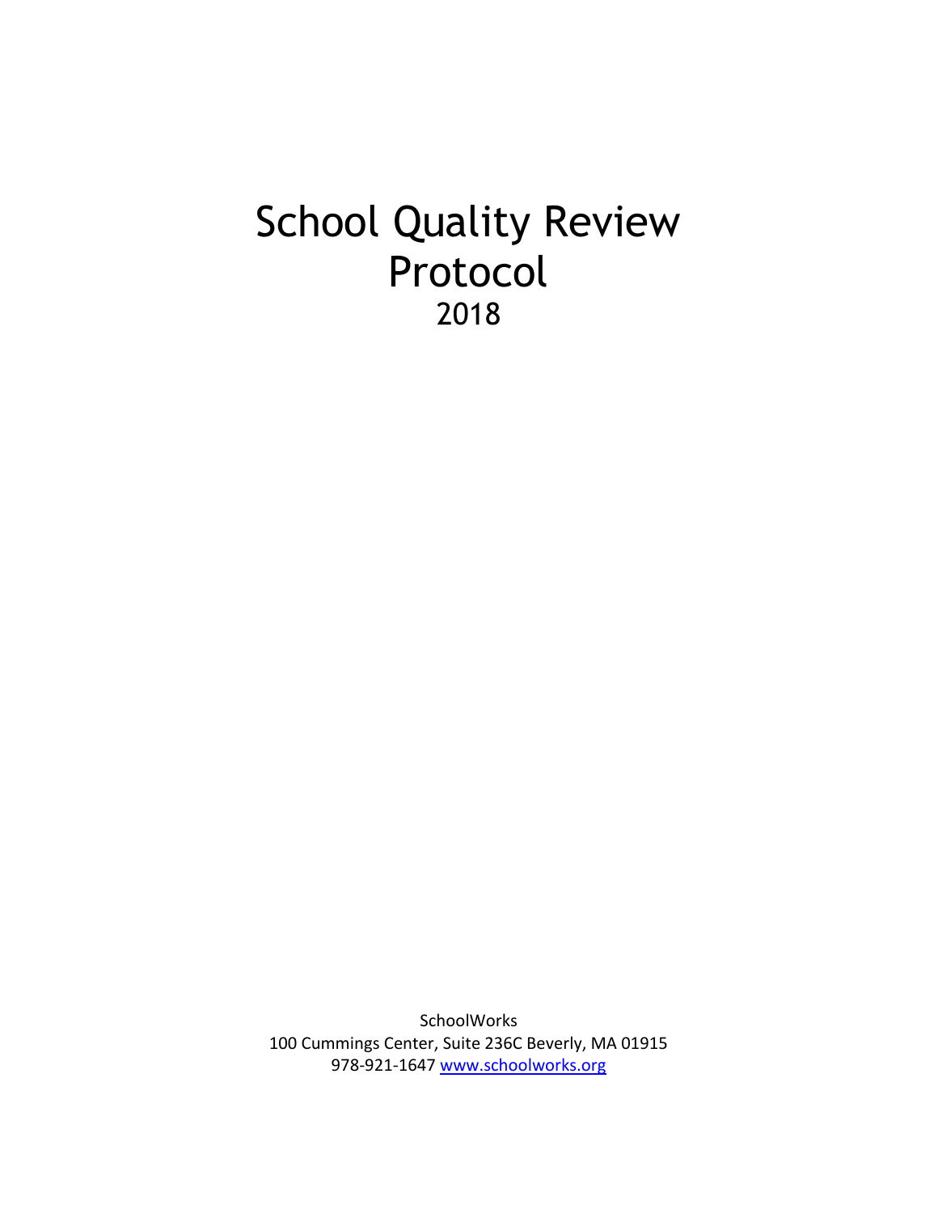# School Quality Review Protocol

2018

SchoolWorks

100 Cummings Center, Suite 236C Beverly, MA 01915

978-921-1647 www.schoolworks.org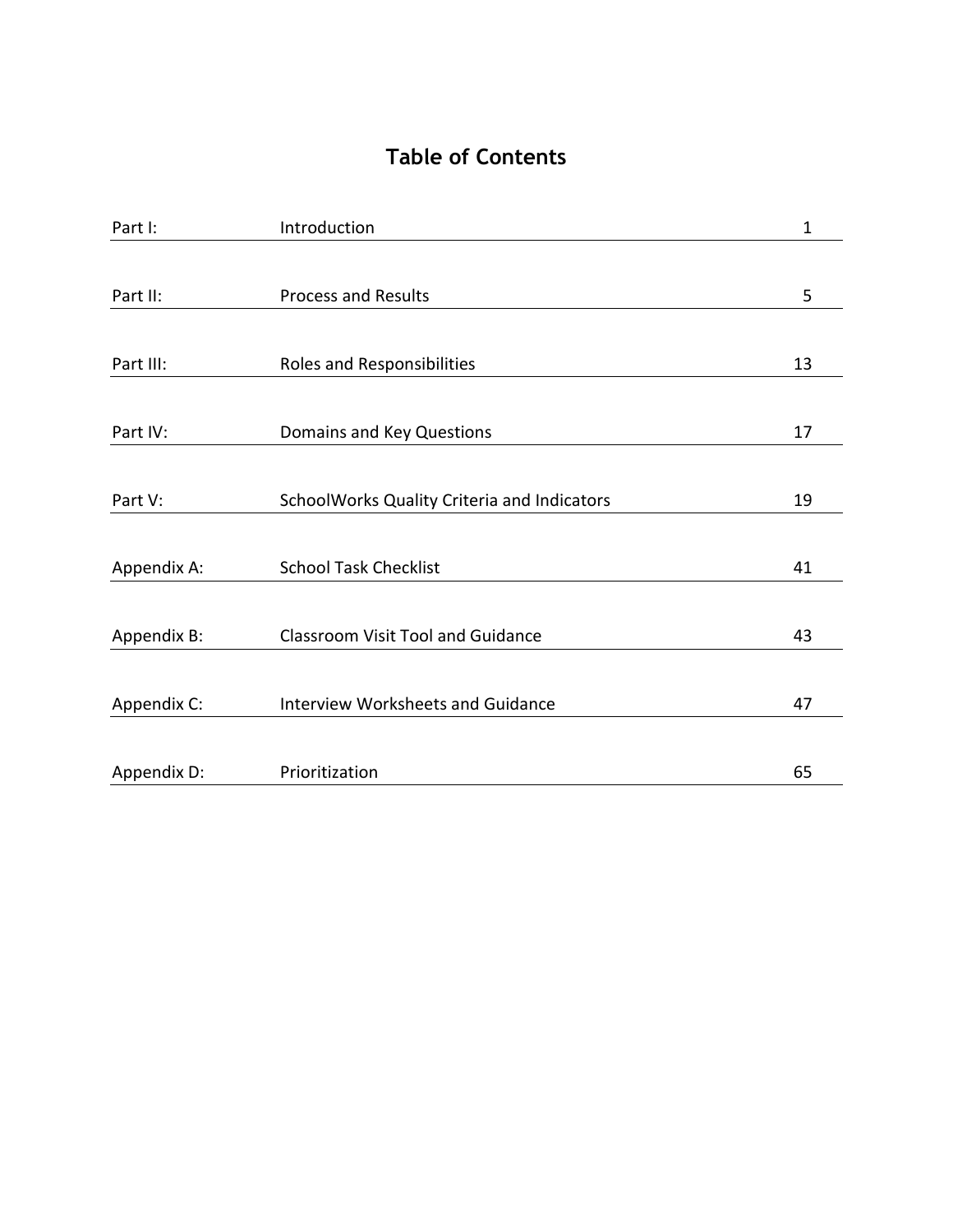# Table of Contents

| | | |
|---|---|---|
| Part I: | Introduction | 1 |
| Part II: | Process and Results | 5 |
| Part III: | Roles and Responsibilities | 13 |
| Part IV: | Domains and Key Questions | 17 |
| Part V: | SchoolWorks Quality Criteria and Indicators | 19 |
| Appendix A: | School Task Checklist | 41 |
| Appendix B: | Classroom Visit Tool and Guidance | 43 |
| Appendix C: | Interview Worksheets and Guidance | 47 |
| Appendix D: | Prioritization | 65 |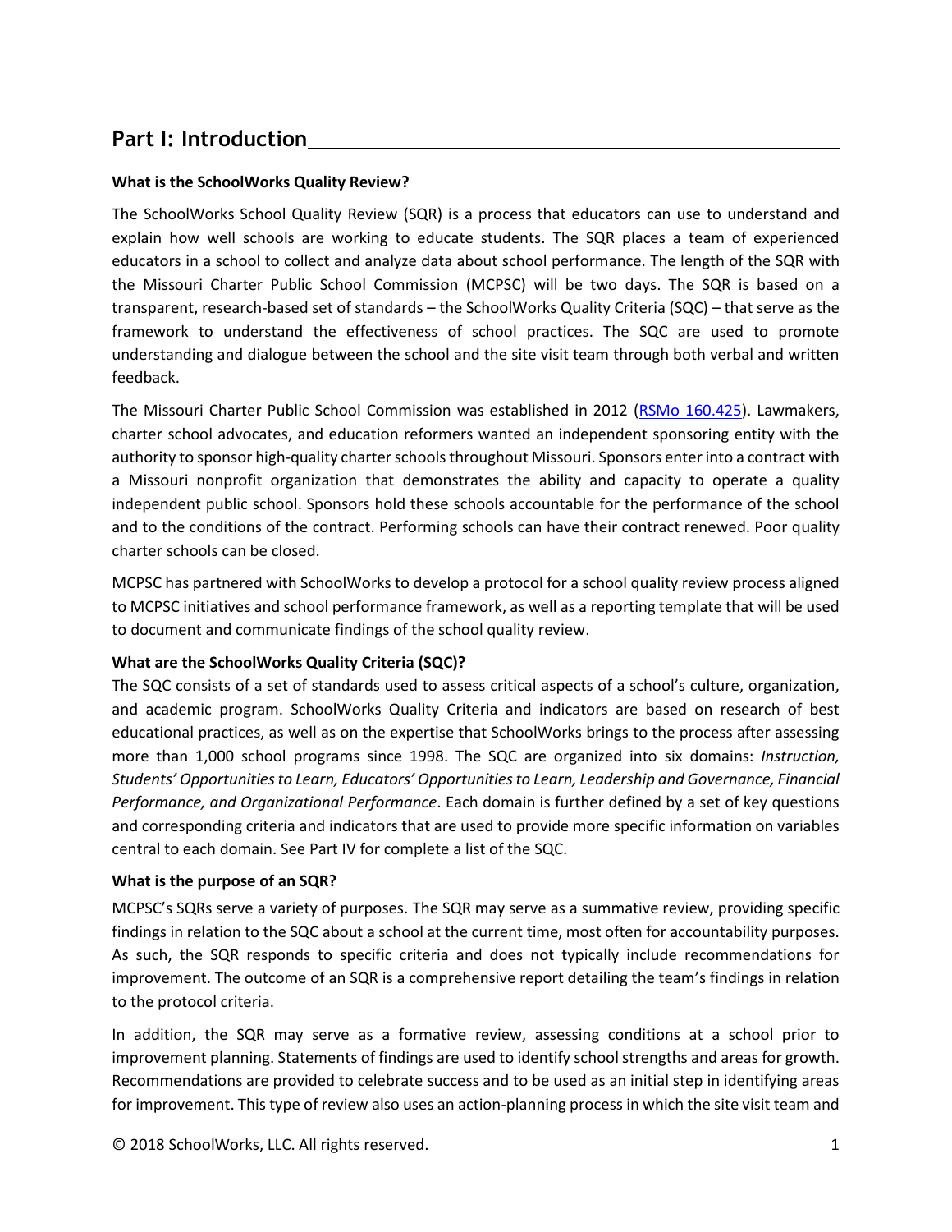## Part I: Introduction

**What is the SchoolWorks Quality Review?**

The SchoolWorks School Quality Review (SQR) is a process that educators can use to understand and explain how well schools are working to educate students. The SQR places a team of experienced educators in a school to collect and analyze data about school performance. The length of the SQR with the Missouri Charter Public School Commission (MCPSC) will be two days. The SQR is based on a transparent, research-based set of standards – the SchoolWorks Quality Criteria (SQC) – that serve as the framework to understand the effectiveness of school practices. The SQC are used to promote understanding and dialogue between the school and the site visit team through both verbal and written feedback.

The Missouri Charter Public School Commission was established in 2012 (RSMo 160.425). Lawmakers, charter school advocates, and education reformers wanted an independent sponsoring entity with the authority to sponsor high-quality charter schools throughout Missouri. Sponsors enter into a contract with a Missouri nonprofit organization that demonstrates the ability and capacity to operate a quality independent public school. Sponsors hold these schools accountable for the performance of the school and to the conditions of the contract. Performing schools can have their contract renewed. Poor quality charter schools can be closed.

MCPSC has partnered with SchoolWorks to develop a protocol for a school quality review process aligned to MCPSC initiatives and school performance framework, as well as a reporting template that will be used to document and communicate findings of the school quality review.

**What are the SchoolWorks Quality Criteria (SQC)?**

The SQC consists of a set of standards used to assess critical aspects of a school's culture, organization, and academic program. SchoolWorks Quality Criteria and indicators are based on research of best educational practices, as well as on the expertise that SchoolWorks brings to the process after assessing more than 1,000 school programs since 1998. The SQC are organized into six domains: *Instruction, Students' Opportunities to Learn, Educators' Opportunities to Learn, Leadership and Governance, Financial Performance, and Organizational Performance*. Each domain is further defined by a set of key questions and corresponding criteria and indicators that are used to provide more specific information on variables central to each domain. See Part IV for complete a list of the SQC.

**What is the purpose of an SQR?**

MCPSC's SQRs serve a variety of purposes. The SQR may serve as a summative review, providing specific findings in relation to the SQC about a school at the current time, most often for accountability purposes. As such, the SQR responds to specific criteria and does not typically include recommendations for improvement. The outcome of an SQR is a comprehensive report detailing the team's findings in relation to the protocol criteria.

In addition, the SQR may serve as a formative review, assessing conditions at a school prior to improvement planning. Statements of findings are used to identify school strengths and areas for growth. Recommendations are provided to celebrate success and to be used as an initial step in identifying areas for improvement. This type of review also uses an action-planning process in which the site visit team and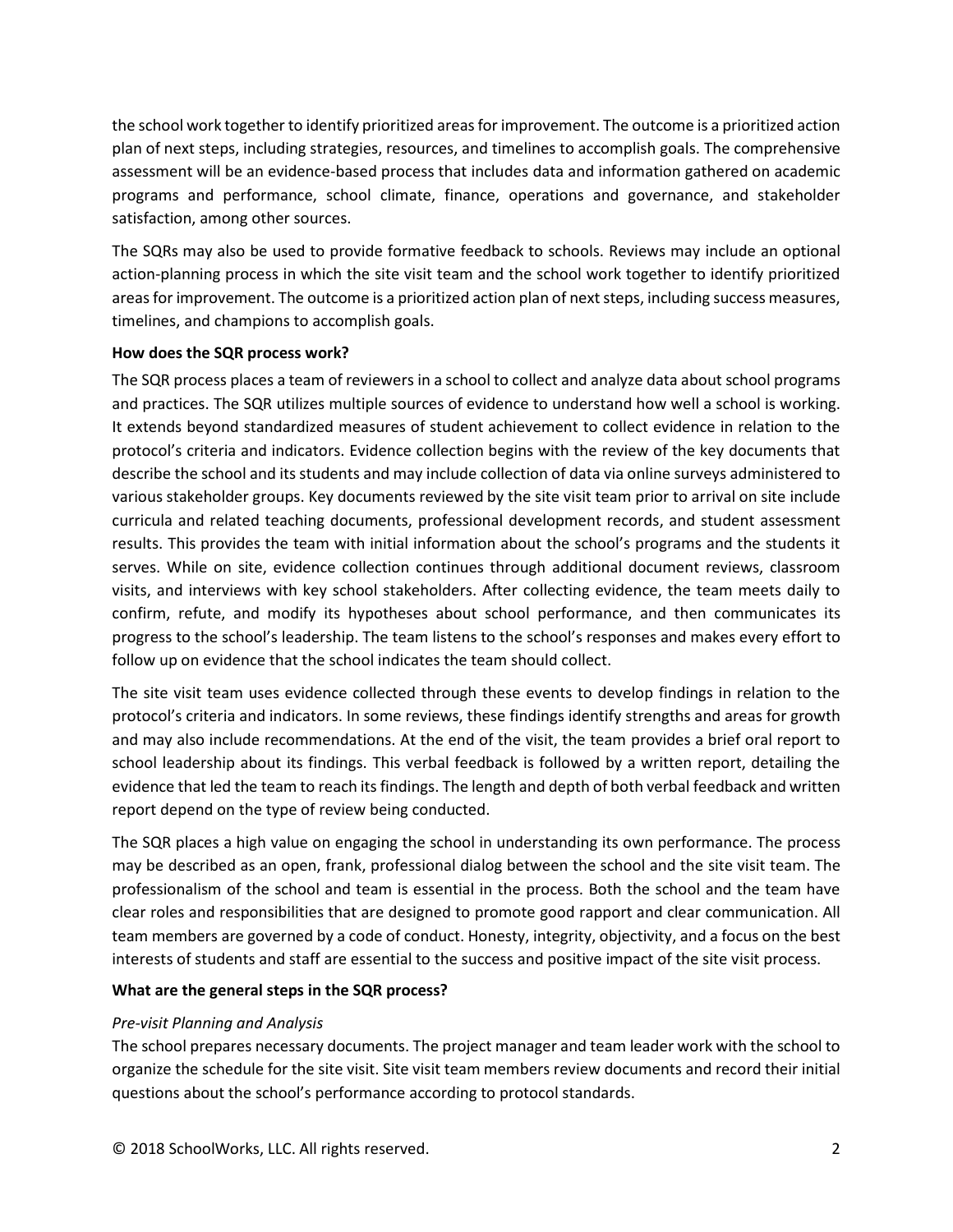the school work together to identify prioritized areas for improvement. The outcome is a prioritized action plan of next steps, including strategies, resources, and timelines to accomplish goals. The comprehensive assessment will be an evidence-based process that includes data and information gathered on academic programs and performance, school climate, finance, operations and governance, and stakeholder satisfaction, among other sources.

The SQRs may also be used to provide formative feedback to schools. Reviews may include an optional action-planning process in which the site visit team and the school work together to identify prioritized areas for improvement. The outcome is a prioritized action plan of next steps, including success measures, timelines, and champions to accomplish goals.

**How does the SQR process work?**

The SQR process places a team of reviewers in a school to collect and analyze data about school programs and practices. The SQR utilizes multiple sources of evidence to understand how well a school is working. It extends beyond standardized measures of student achievement to collect evidence in relation to the protocol's criteria and indicators. Evidence collection begins with the review of the key documents that describe the school and its students and may include collection of data via online surveys administered to various stakeholder groups. Key documents reviewed by the site visit team prior to arrival on site include curricula and related teaching documents, professional development records, and student assessment results. This provides the team with initial information about the school's programs and the students it serves. While on site, evidence collection continues through additional document reviews, classroom visits, and interviews with key school stakeholders. After collecting evidence, the team meets daily to confirm, refute, and modify its hypotheses about school performance, and then communicates its progress to the school's leadership. The team listens to the school's responses and makes every effort to follow up on evidence that the school indicates the team should collect.

The site visit team uses evidence collected through these events to develop findings in relation to the protocol's criteria and indicators. In some reviews, these findings identify strengths and areas for growth and may also include recommendations. At the end of the visit, the team provides a brief oral report to school leadership about its findings. This verbal feedback is followed by a written report, detailing the evidence that led the team to reach its findings. The length and depth of both verbal feedback and written report depend on the type of review being conducted.

The SQR places a high value on engaging the school in understanding its own performance. The process may be described as an open, frank, professional dialog between the school and the site visit team. The professionalism of the school and team is essential in the process. Both the school and the team have clear roles and responsibilities that are designed to promote good rapport and clear communication. All team members are governed by a code of conduct. Honesty, integrity, objectivity, and a focus on the best interests of students and staff are essential to the success and positive impact of the site visit process.

**What are the general steps in the SQR process?**

*Pre-visit Planning and Analysis*

The school prepares necessary documents. The project manager and team leader work with the school to organize the schedule for the site visit. Site visit team members review documents and record their initial questions about the school's performance according to protocol standards.

© 2018 SchoolWorks, LLC. All rights reserved.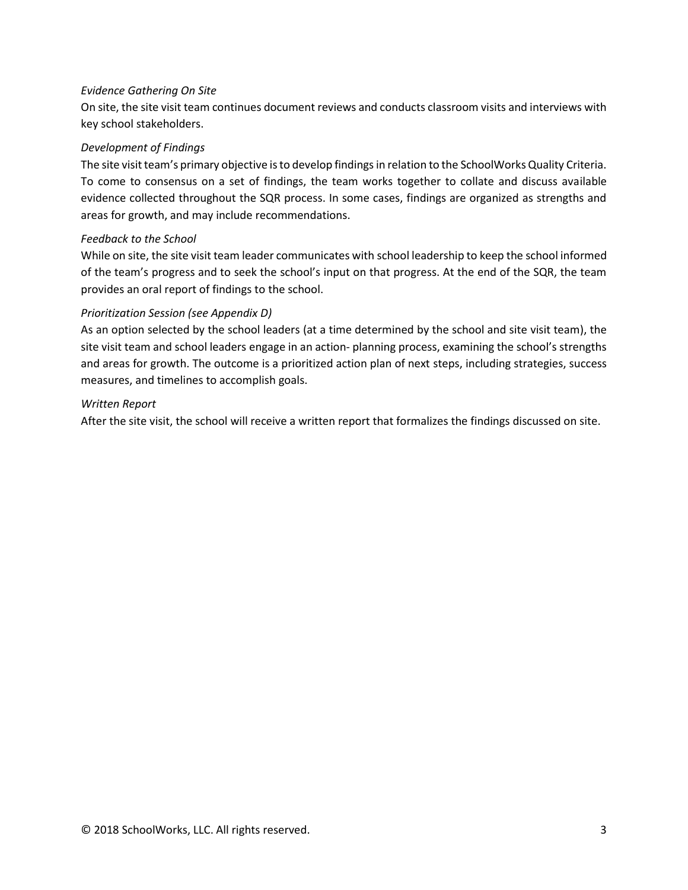*Evidence Gathering On Site*

On site, the site visit team continues document reviews and conducts classroom visits and interviews with key school stakeholders.

*Development of Findings*

The site visit team's primary objective is to develop findings in relation to the SchoolWorks Quality Criteria. To come to consensus on a set of findings, the team works together to collate and discuss available evidence collected throughout the SQR process. In some cases, findings are organized as strengths and areas for growth, and may include recommendations.

*Feedback to the School*

While on site, the site visit team leader communicates with school leadership to keep the school informed of the team's progress and to seek the school's input on that progress. At the end of the SQR, the team provides an oral report of findings to the school.

*Prioritization Session (see Appendix D)*

As an option selected by the school leaders (at a time determined by the school and site visit team), the site visit team and school leaders engage in an action- planning process, examining the school's strengths and areas for growth. The outcome is a prioritized action plan of next steps, including strategies, success measures, and timelines to accomplish goals.

*Written Report*

After the site visit, the school will receive a written report that formalizes the findings discussed on site.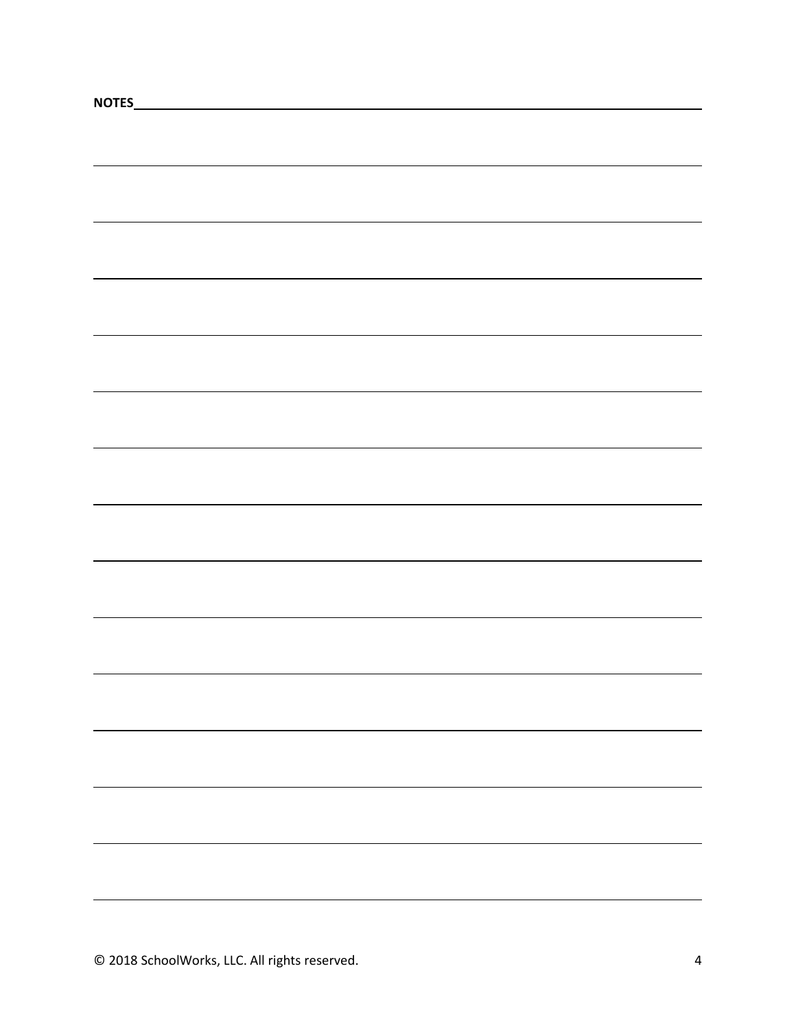**NOTES**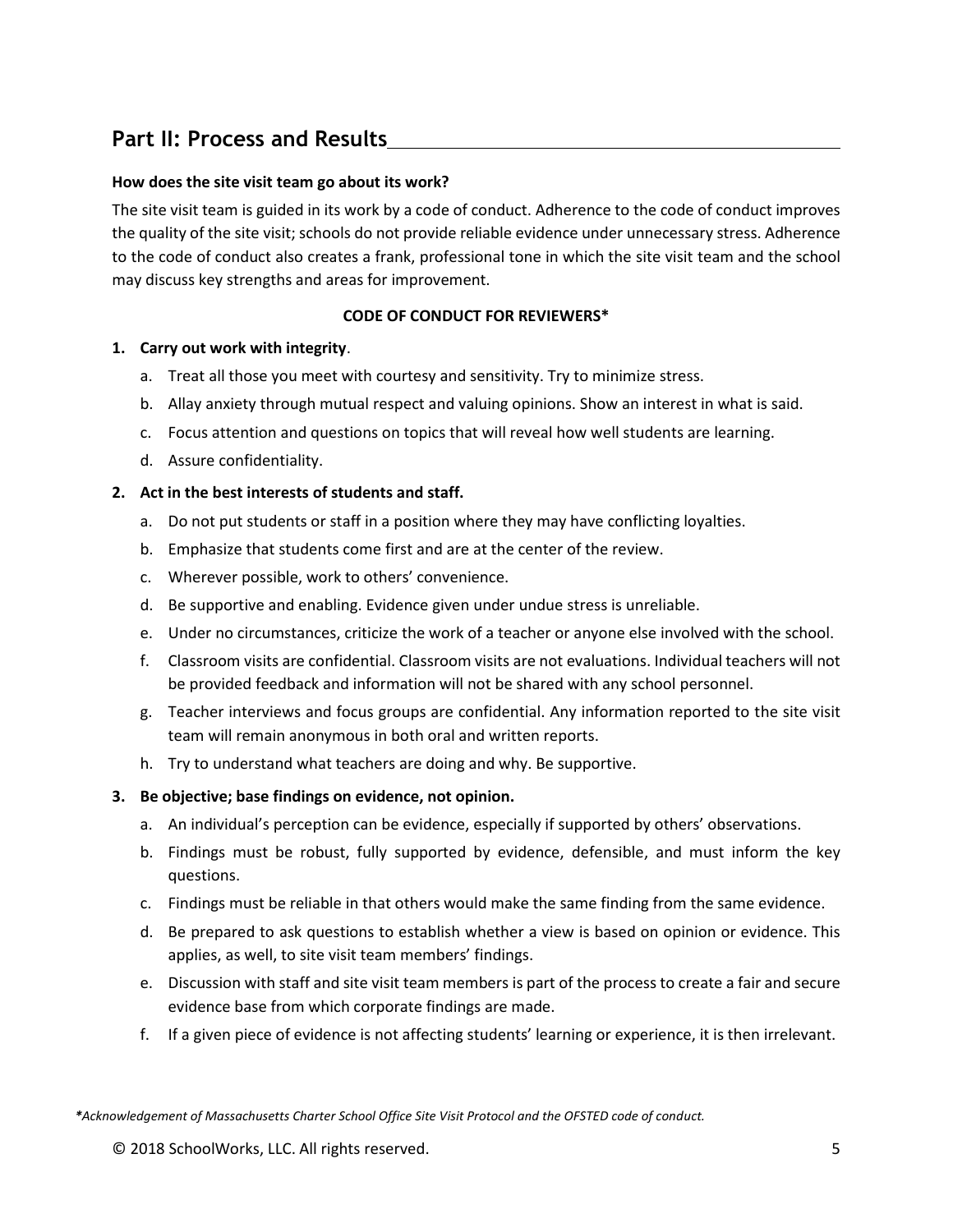## Part II: Process and Results

**How does the site visit team go about its work?**

The site visit team is guided in its work by a code of conduct. Adherence to the code of conduct improves the quality of the site visit; schools do not provide reliable evidence under unnecessary stress. Adherence to the code of conduct also creates a frank, professional tone in which the site visit team and the school may discuss key strengths and areas for improvement.

**CODE OF CONDUCT FOR REVIEWERS***

1. **Carry out work with integrity**.
   a. Treat all those you meet with courtesy and sensitivity. Try to minimize stress.
   b. Allay anxiety through mutual respect and valuing opinions. Show an interest in what is said.
   c. Focus attention and questions on topics that will reveal how well students are learning.
   d. Assure confidentiality.
2. **Act in the best interests of students and staff.**
   a. Do not put students or staff in a position where they may have conflicting loyalties.
   b. Emphasize that students come first and are at the center of the review.
   c. Wherever possible, work to others' convenience.
   d. Be supportive and enabling. Evidence given under undue stress is unreliable.
   e. Under no circumstances, criticize the work of a teacher or anyone else involved with the school.
   f. Classroom visits are confidential. Classroom visits are not evaluations. Individual teachers will not be provided feedback and information will not be shared with any school personnel.
   g. Teacher interviews and focus groups are confidential. Any information reported to the site visit team will remain anonymous in both oral and written reports.
   h. Try to understand what teachers are doing and why. Be supportive.
3. **Be objective; base findings on evidence, not opinion.**
   a. An individual's perception can be evidence, especially if supported by others' observations.
   b. Findings must be robust, fully supported by evidence, defensible, and must inform the key questions.
   c. Findings must be reliable in that others would make the same finding from the same evidence.
   d. Be prepared to ask questions to establish whether a view is based on opinion or evidence. This applies, as well, to site visit team members' findings.
   e. Discussion with staff and site visit team members is part of the process to create a fair and secure evidence base from which corporate findings are made.
   f. If a given piece of evidence is not affecting students' learning or experience, it is then irrelevant.

****Acknowledgement of Massachusetts Charter School Office Site Visit Protocol and the OFSTED code of conduct.***

© 2018 SchoolWorks, LLC. All rights reserved.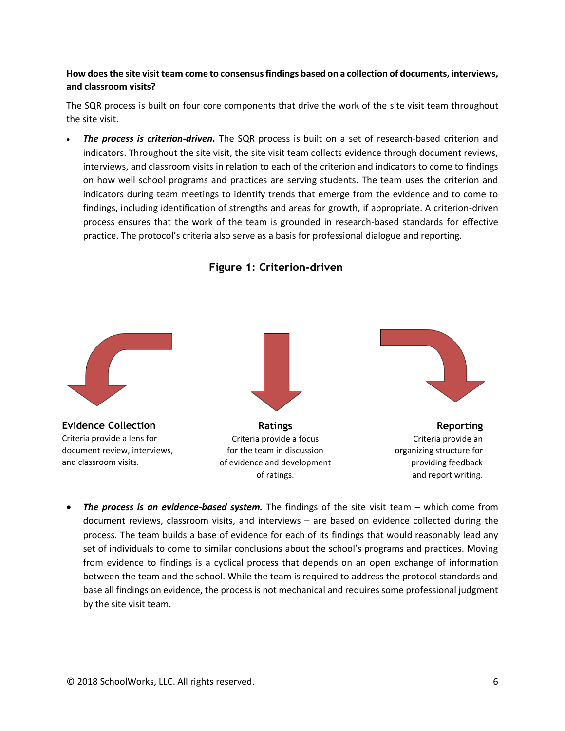**How does the site visit team come to consensus findings based on a collection of documents, interviews, and classroom visits?**

The SQR process is built on four core components that drive the work of the site visit team throughout the site visit.

- ***The process is criterion-driven.*** The SQR process is built on a set of research-based criterion and indicators. Throughout the site visit, the site visit team collects evidence through document reviews, interviews, and classroom visits in relation to each of the criterion and indicators to come to findings on how well school programs and practices are serving students. The team uses the criterion and indicators during team meetings to identify trends that emerge from the evidence and to come to findings, including identification of strengths and areas for growth, if appropriate. A criterion-driven process ensures that the work of the team is grounded in research-based standards for effective practice. The protocol's criteria also serve as a basis for professional dialogue and reporting.

**Figure 1: Criterion-driven**

**Evidence Collection**
Criteria provide a lens for document review, interviews, and classroom visits.

**Ratings**
Criteria provide a focus for the team in discussion of evidence and development of ratings.

**Reporting**
Criteria provide an organizing structure for providing feedback and report writing.

- ***The process is an evidence-based system.*** The findings of the site visit team – which come from document reviews, classroom visits, and interviews – are based on evidence collected during the process. The team builds a base of evidence for each of its findings that would reasonably lead any set of individuals to come to similar conclusions about the school's programs and practices. Moving from evidence to findings is a cyclical process that depends on an open exchange of information between the team and the school. While the team is required to address the protocol standards and base all findings on evidence, the process is not mechanical and requires some professional judgment by the site visit team.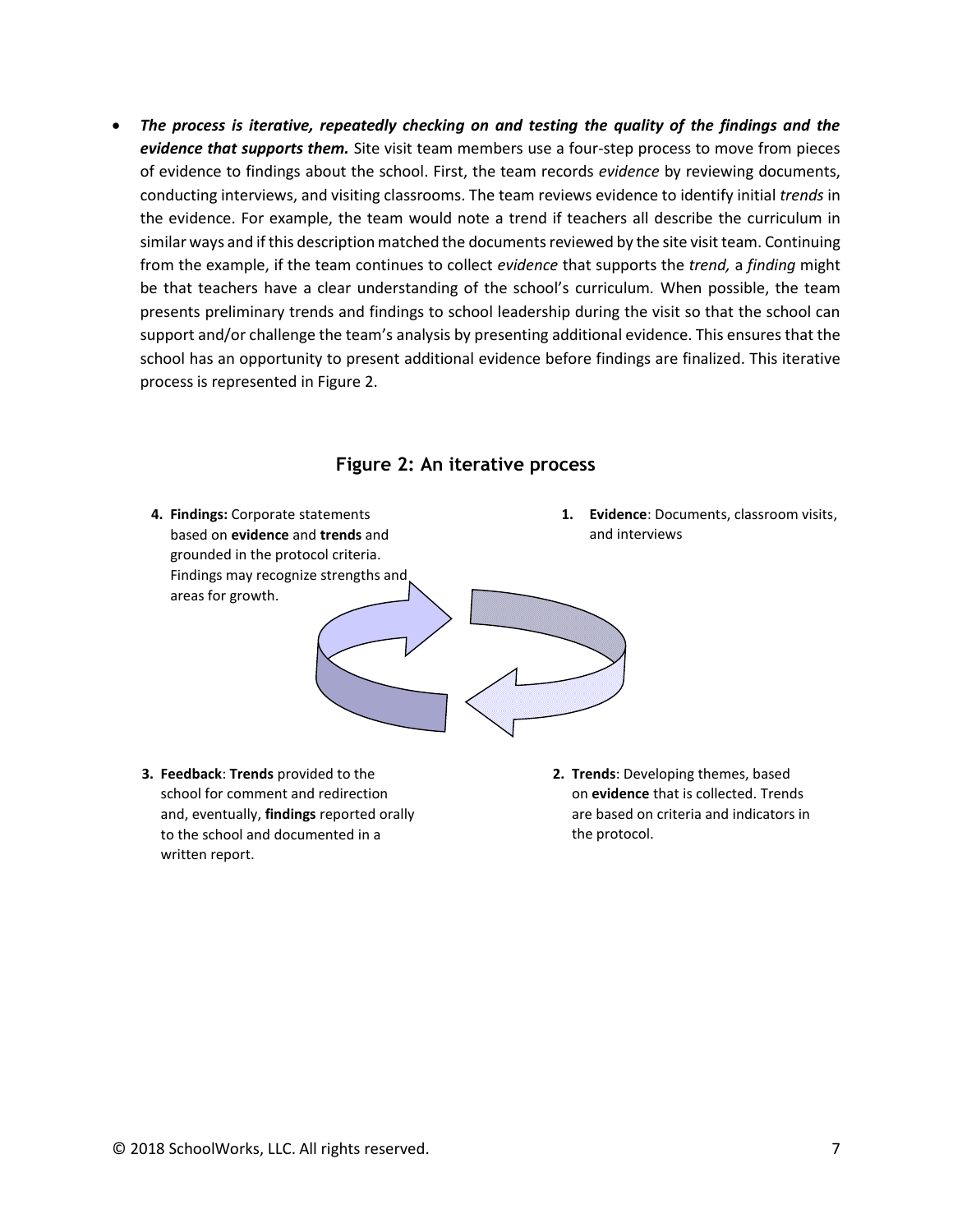- ***The process is iterative, repeatedly checking on and testing the quality of the findings and the evidence that supports them.*** Site visit team members use a four-step process to move from pieces of evidence to findings about the school. First, the team records *evidence* by reviewing documents, conducting interviews, and visiting classrooms. The team reviews evidence to identify initial *trends* in the evidence. For example, the team would note a trend if teachers all describe the curriculum in similar ways and if this description matched the documents reviewed by the site visit team. Continuing from the example, if the team continues to collect *evidence* that supports the *trend,* a *finding* might be that teachers have a clear understanding of the school's curriculum. When possible, the team presents preliminary trends and findings to school leadership during the visit so that the school can support and/or challenge the team's analysis by presenting additional evidence. This ensures that the school has an opportunity to present additional evidence before findings are finalized. This iterative process is represented in Figure 2.

### Figure 2: An iterative process

1. **Evidence**: Documents, classroom visits, and interviews
2. **Trends**: Developing themes, based on **evidence** that is collected. Trends are based on criteria and indicators in the protocol.
3. **Feedback**: **Trends** provided to the school for comment and redirection and, eventually, **findings** reported orally to the school and documented in a written report.
4. **Findings:** Corporate statements based on **evidence** and **trends** and grounded in the protocol criteria. Findings may recognize strengths and areas for growth.

© 2018 SchoolWorks, LLC. All rights reserved.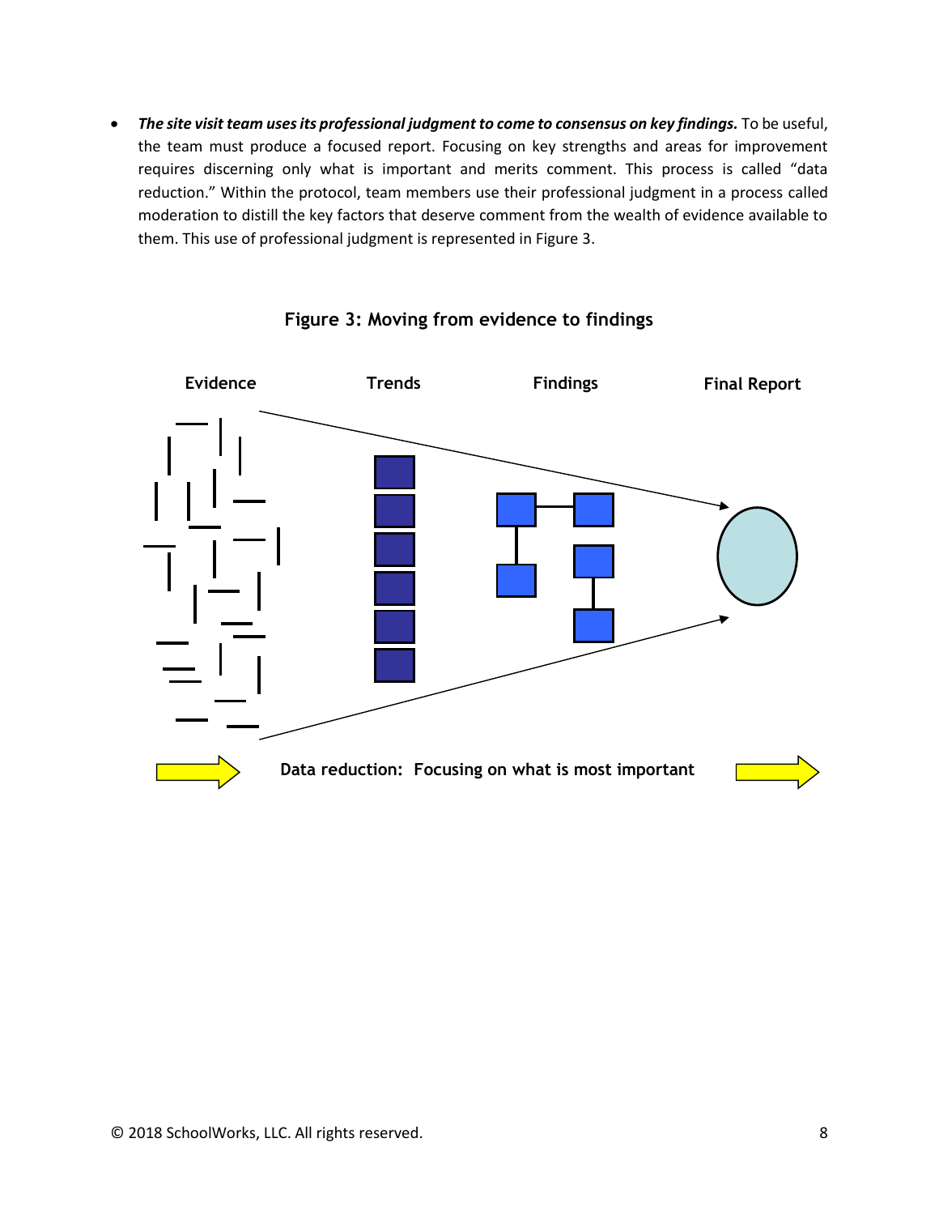- ***The site visit team uses its professional judgment to come to consensus on key findings.*** To be useful, the team must produce a focused report. Focusing on key strengths and areas for improvement requires discerning only what is important and merits comment. This process is called "data reduction." Within the protocol, team members use their professional judgment in a process called moderation to distill the key factors that deserve comment from the wealth of evidence available to them. This use of professional judgment is represented in Figure 3.

**Figure 3: Moving from evidence to findings**

Evidence Trends Findings Final Report

Data reduction: Focusing on what is most important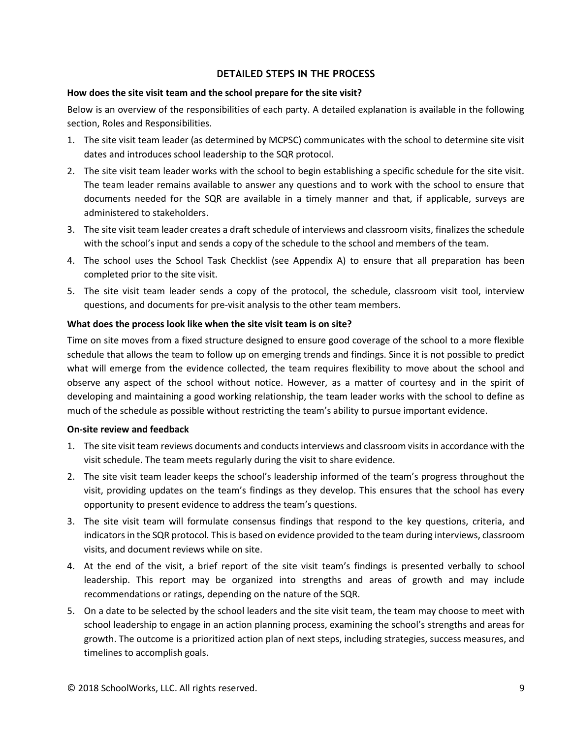## DETAILED STEPS IN THE PROCESS

**How does the site visit team and the school prepare for the site visit?**

Below is an overview of the responsibilities of each party. A detailed explanation is available in the following section, Roles and Responsibilities.

1. The site visit team leader (as determined by MCPSC) communicates with the school to determine site visit dates and introduces school leadership to the SQR protocol.
2. The site visit team leader works with the school to begin establishing a specific schedule for the site visit. The team leader remains available to answer any questions and to work with the school to ensure that documents needed for the SQR are available in a timely manner and that, if applicable, surveys are administered to stakeholders.
3. The site visit team leader creates a draft schedule of interviews and classroom visits, finalizes the schedule with the school's input and sends a copy of the schedule to the school and members of the team.
4. The school uses the School Task Checklist (see Appendix A) to ensure that all preparation has been completed prior to the site visit.
5. The site visit team leader sends a copy of the protocol, the schedule, classroom visit tool, interview questions, and documents for pre-visit analysis to the other team members.

**What does the process look like when the site visit team is on site?**

Time on site moves from a fixed structure designed to ensure good coverage of the school to a more flexible schedule that allows the team to follow up on emerging trends and findings. Since it is not possible to predict what will emerge from the evidence collected, the team requires flexibility to move about the school and observe any aspect of the school without notice. However, as a matter of courtesy and in the spirit of developing and maintaining a good working relationship, the team leader works with the school to define as much of the schedule as possible without restricting the team's ability to pursue important evidence.

**On-site review and feedback**

1. The site visit team reviews documents and conducts interviews and classroom visits in accordance with the visit schedule. The team meets regularly during the visit to share evidence.
2. The site visit team leader keeps the school's leadership informed of the team's progress throughout the visit, providing updates on the team's findings as they develop. This ensures that the school has every opportunity to present evidence to address the team's questions.
3. The site visit team will formulate consensus findings that respond to the key questions, criteria, and indicators in the SQR protocol. This is based on evidence provided to the team during interviews, classroom visits, and document reviews while on site.
4. At the end of the visit, a brief report of the site visit team's findings is presented verbally to school leadership. This report may be organized into strengths and areas of growth and may include recommendations or ratings, depending on the nature of the SQR.
5. On a date to be selected by the school leaders and the site visit team, the team may choose to meet with school leadership to engage in an action planning process, examining the school's strengths and areas for growth. The outcome is a prioritized action plan of next steps, including strategies, success measures, and timelines to accomplish goals.

© 2018 SchoolWorks, LLC. All rights reserved.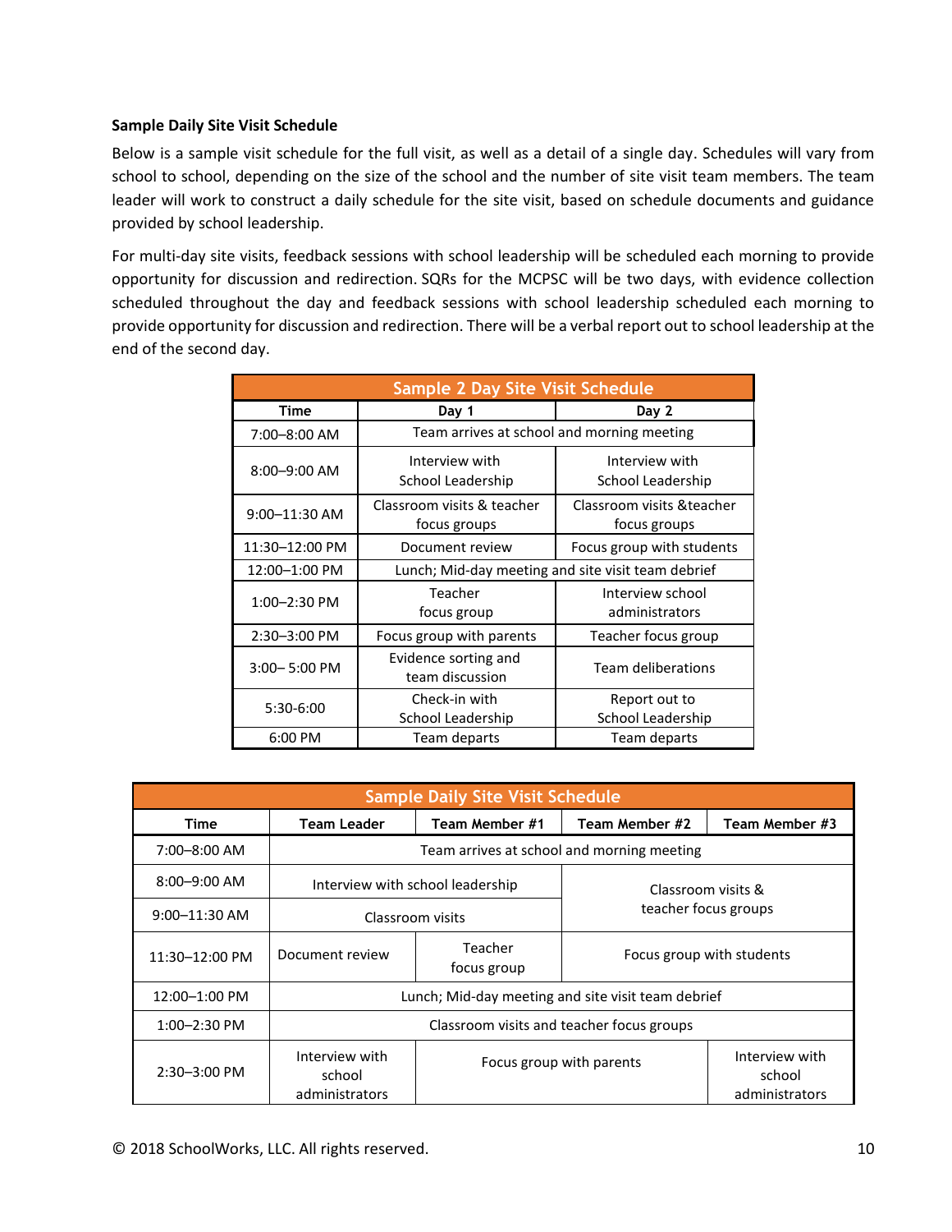**Sample Daily Site Visit Schedule**

Below is a sample visit schedule for the full visit, as well as a detail of a single day. Schedules will vary from school to school, depending on the size of the school and the number of site visit team members. The team leader will work to construct a daily schedule for the site visit, based on schedule documents and guidance provided by school leadership.

For multi-day site visits, feedback sessions with school leadership will be scheduled each morning to provide opportunity for discussion and redirection. SQRs for the MCPSC will be two days, with evidence collection scheduled throughout the day and feedback sessions with school leadership scheduled each morning to provide opportunity for discussion and redirection. There will be a verbal report out to school leadership at the end of the second day.

| Sample 2 Day Site Visit Schedule | | |
|---|---|---|
| **Time** | **Day 1** | **Day 2** |
| 7:00–8:00 AM | Team arrives at school and morning meeting | |
| 8:00–9:00 AM | Interview with School Leadership | Interview with School Leadership |
| 9:00–11:30 AM | Classroom visits & teacher focus groups | Classroom visits &teacher focus groups |
| 11:30–12:00 PM | Document review | Focus group with students |
| 12:00–1:00 PM | Lunch; Mid-day meeting and site visit team debrief | |
| 1:00–2:30 PM | Teacher focus group | Interview school administrators |
| 2:30–3:00 PM | Focus group with parents | Teacher focus group |
| 3:00– 5:00 PM | Evidence sorting and team discussion | Team deliberations |
| 5:30-6:00 | Check-in with School Leadership | Report out to School Leadership |
| 6:00 PM | Team departs | Team departs |

| Sample Daily Site Visit Schedule | | | | |
|---|---|---|---|---|
| **Time** | **Team Leader** | **Team Member #1** | **Team Member #2** | **Team Member #3** |
| 7:00–8:00 AM | Team arrives at school and morning meeting | | | |
| 8:00–9:00 AM | Interview with school leadership | | Classroom visits & teacher focus groups | |
| 9:00–11:30 AM | Classroom visits | | | |
| 11:30–12:00 PM | Document review | Teacher focus group | Focus group with students | |
| 12:00–1:00 PM | Lunch; Mid-day meeting and site visit team debrief | | | |
| 1:00–2:30 PM | Classroom visits and teacher focus groups | | | |
| 2:30–3:00 PM | Interview with school administrators | Focus group with parents | | Interview with school administrators |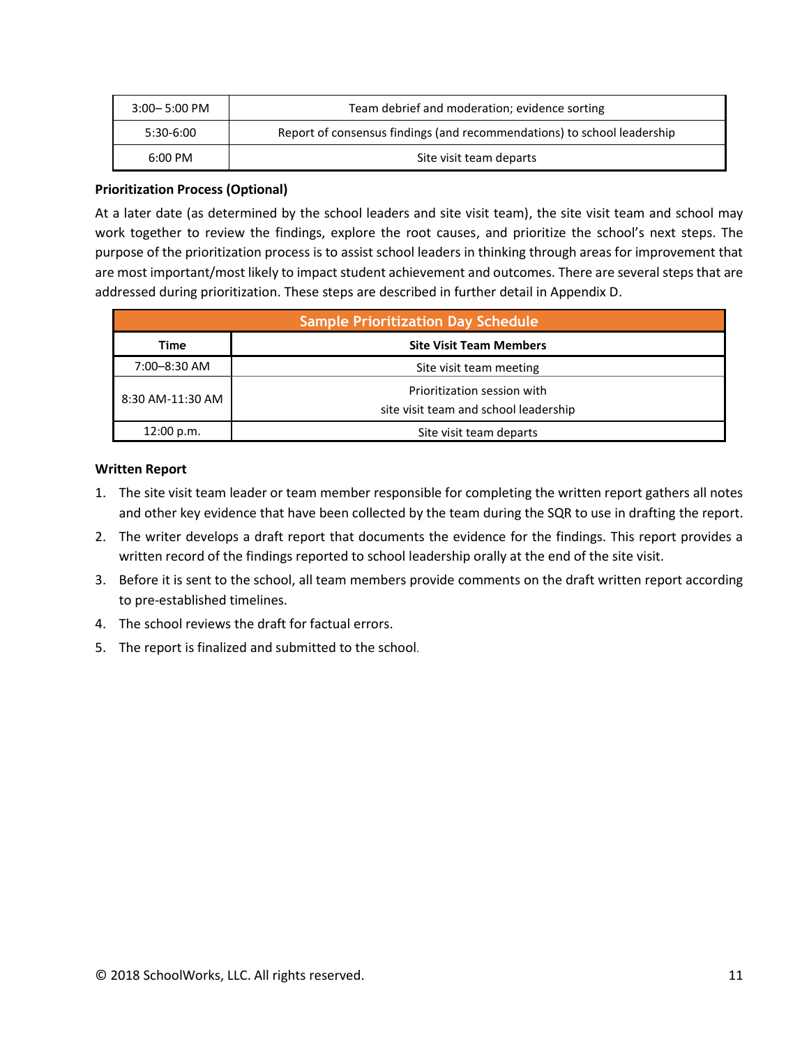| | |
|---|---|
| 3:00– 5:00 PM | Team debrief and moderation; evidence sorting |
| 5:30-6:00 | Report of consensus findings (and recommendations) to school leadership |
| 6:00 PM | Site visit team departs |

**Prioritization Process (Optional)**

At a later date (as determined by the school leaders and site visit team), the site visit team and school may work together to review the findings, explore the root causes, and prioritize the school's next steps. The purpose of the prioritization process is to assist school leaders in thinking through areas for improvement that are most important/most likely to impact student achievement and outcomes. There are several steps that are addressed during prioritization. These steps are described in further detail in Appendix D.

| Sample Prioritization Day Schedule | |
|---|---|
| **Time** | **Site Visit Team Members** |
| 7:00–8:30 AM | Site visit team meeting |
| 8:30 AM-11:30 AM | Prioritization session with site visit team and school leadership |
| 12:00 p.m. | Site visit team departs |

**Written Report**

1. The site visit team leader or team member responsible for completing the written report gathers all notes and other key evidence that have been collected by the team during the SQR to use in drafting the report.
2. The writer develops a draft report that documents the evidence for the findings. This report provides a written record of the findings reported to school leadership orally at the end of the site visit.
3. Before it is sent to the school, all team members provide comments on the draft written report according to pre-established timelines.
4. The school reviews the draft for factual errors.
5. The report is finalized and submitted to the school.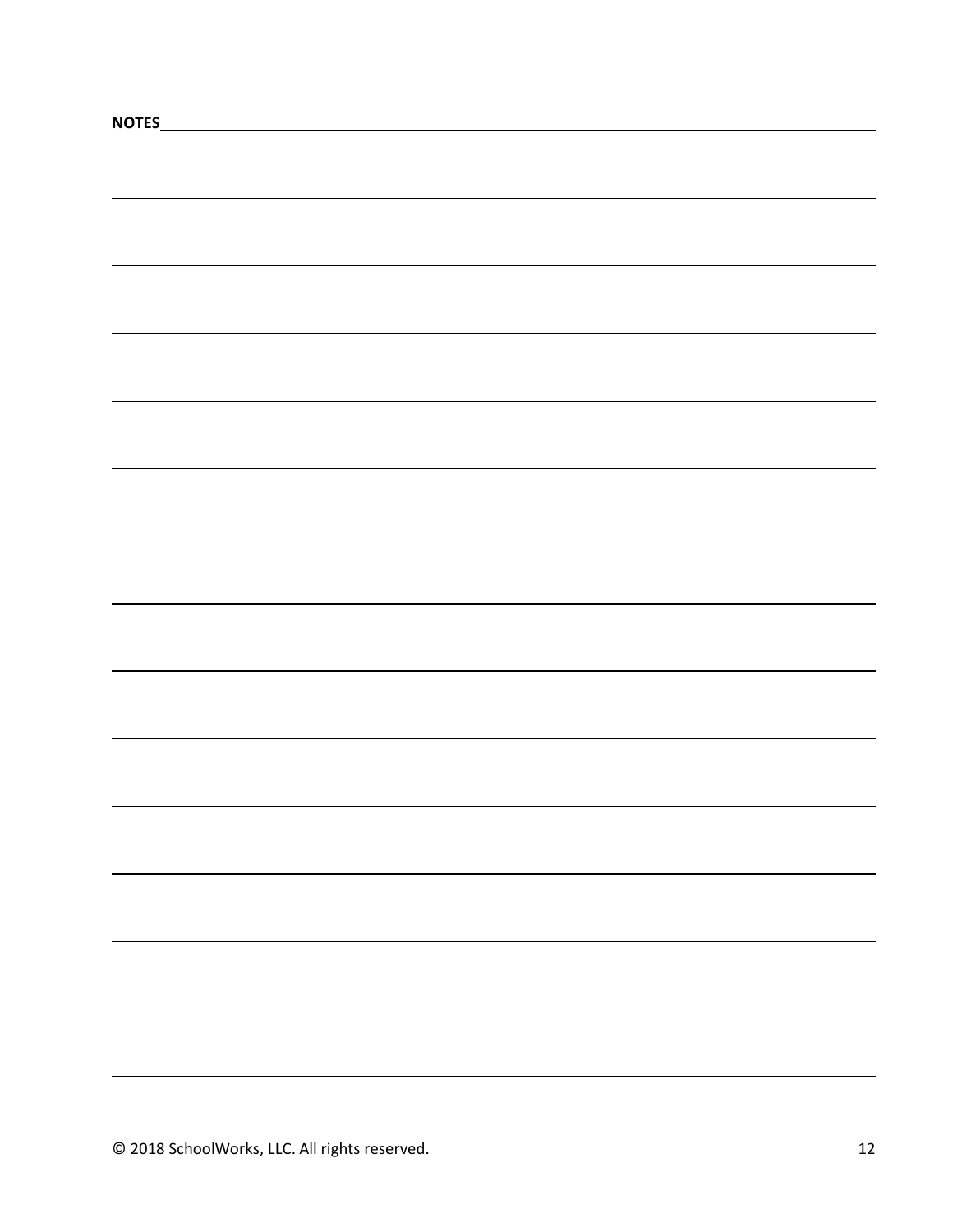**NOTES**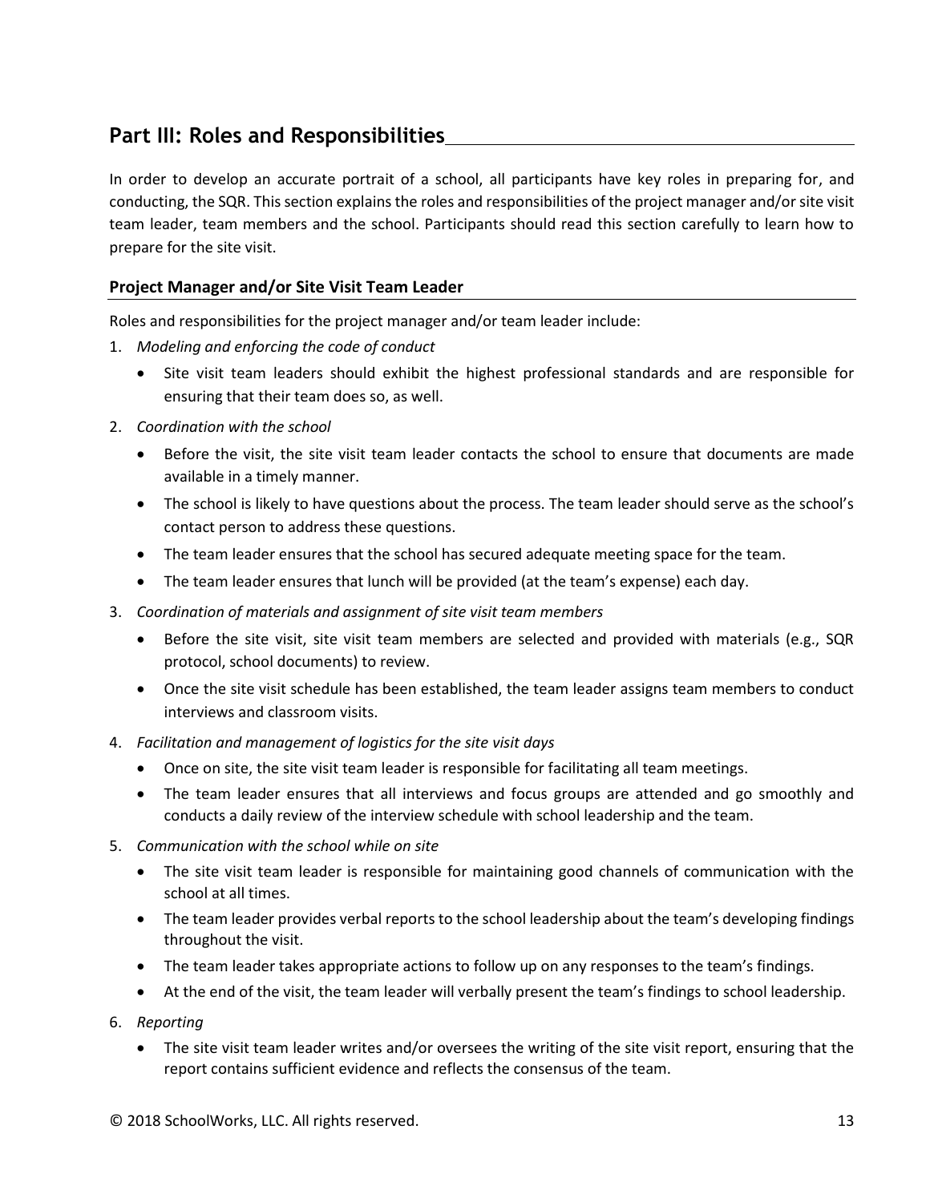## Part III: Roles and Responsibilities

In order to develop an accurate portrait of a school, all participants have key roles in preparing for, and conducting, the SQR. This section explains the roles and responsibilities of the project manager and/or site visit team leader, team members and the school. Participants should read this section carefully to learn how to prepare for the site visit.

### Project Manager and/or Site Visit Team Leader

Roles and responsibilities for the project manager and/or team leader include:

1. *Modeling and enforcing the code of conduct*
   - Site visit team leaders should exhibit the highest professional standards and are responsible for ensuring that their team does so, as well.
2. *Coordination with the school*
   - Before the visit, the site visit team leader contacts the school to ensure that documents are made available in a timely manner.
   - The school is likely to have questions about the process. The team leader should serve as the school's contact person to address these questions.
   - The team leader ensures that the school has secured adequate meeting space for the team.
   - The team leader ensures that lunch will be provided (at the team's expense) each day.
3. *Coordination of materials and assignment of site visit team members*
   - Before the site visit, site visit team members are selected and provided with materials (e.g., SQR protocol, school documents) to review.
   - Once the site visit schedule has been established, the team leader assigns team members to conduct interviews and classroom visits.
4. *Facilitation and management of logistics for the site visit days*
   - Once on site, the site visit team leader is responsible for facilitating all team meetings.
   - The team leader ensures that all interviews and focus groups are attended and go smoothly and conducts a daily review of the interview schedule with school leadership and the team.
5. *Communication with the school while on site*
   - The site visit team leader is responsible for maintaining good channels of communication with the school at all times.
   - The team leader provides verbal reports to the school leadership about the team's developing findings throughout the visit.
   - The team leader takes appropriate actions to follow up on any responses to the team's findings.
   - At the end of the visit, the team leader will verbally present the team's findings to school leadership.
6. *Reporting*
   - The site visit team leader writes and/or oversees the writing of the site visit report, ensuring that the report contains sufficient evidence and reflects the consensus of the team.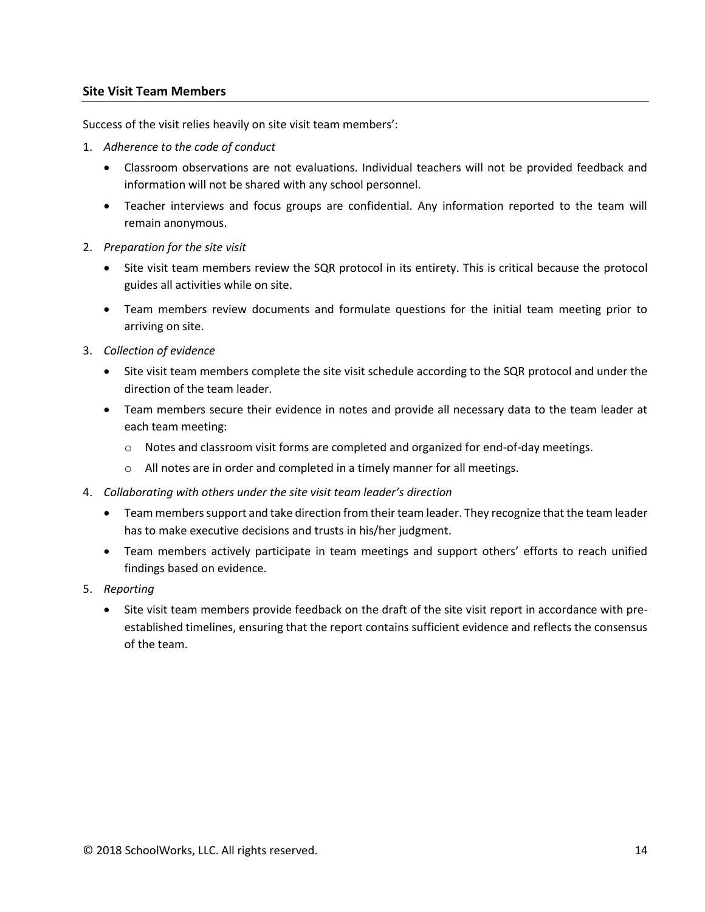### Site Visit Team Members

Success of the visit relies heavily on site visit team members':

1. *Adherence to the code of conduct*
   - Classroom observations are not evaluations. Individual teachers will not be provided feedback and information will not be shared with any school personnel.
   - Teacher interviews and focus groups are confidential. Any information reported to the team will remain anonymous.
2. *Preparation for the site visit*
   - Site visit team members review the SQR protocol in its entirety. This is critical because the protocol guides all activities while on site.
   - Team members review documents and formulate questions for the initial team meeting prior to arriving on site.
3. *Collection of evidence*
   - Site visit team members complete the site visit schedule according to the SQR protocol and under the direction of the team leader.
   - Team members secure their evidence in notes and provide all necessary data to the team leader at each team meeting:
     - Notes and classroom visit forms are completed and organized for end-of-day meetings.
     - All notes are in order and completed in a timely manner for all meetings.
4. *Collaborating with others under the site visit team leader's direction*
   - Team members support and take direction from their team leader. They recognize that the team leader has to make executive decisions and trusts in his/her judgment.
   - Team members actively participate in team meetings and support others' efforts to reach unified findings based on evidence.
5. *Reporting*
   - Site visit team members provide feedback on the draft of the site visit report in accordance with pre-established timelines, ensuring that the report contains sufficient evidence and reflects the consensus of the team.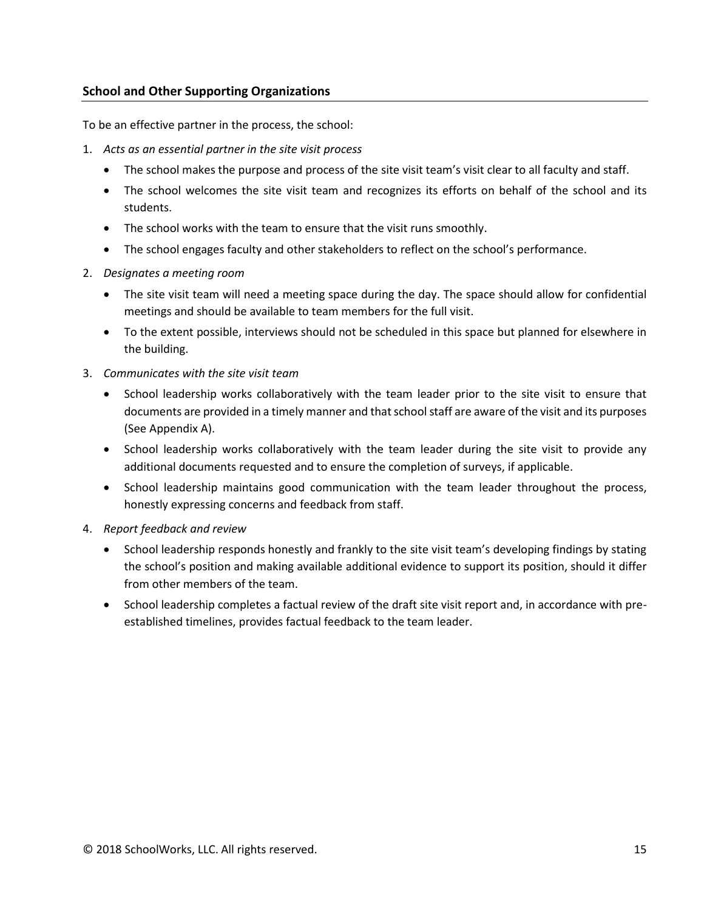### School and Other Supporting Organizations

To be an effective partner in the process, the school:

1. *Acts as an essential partner in the site visit process*
   - The school makes the purpose and process of the site visit team's visit clear to all faculty and staff.
   - The school welcomes the site visit team and recognizes its efforts on behalf of the school and its students.
   - The school works with the team to ensure that the visit runs smoothly.
   - The school engages faculty and other stakeholders to reflect on the school's performance.
2. *Designates a meeting room*
   - The site visit team will need a meeting space during the day. The space should allow for confidential meetings and should be available to team members for the full visit.
   - To the extent possible, interviews should not be scheduled in this space but planned for elsewhere in the building.
3. *Communicates with the site visit team*
   - School leadership works collaboratively with the team leader prior to the site visit to ensure that documents are provided in a timely manner and that school staff are aware of the visit and its purposes (See Appendix A).
   - School leadership works collaboratively with the team leader during the site visit to provide any additional documents requested and to ensure the completion of surveys, if applicable.
   - School leadership maintains good communication with the team leader throughout the process, honestly expressing concerns and feedback from staff.
4. *Report feedback and review*
   - School leadership responds honestly and frankly to the site visit team's developing findings by stating the school's position and making available additional evidence to support its position, should it differ from other members of the team.
   - School leadership completes a factual review of the draft site visit report and, in accordance with pre-established timelines, provides factual feedback to the team leader.

© 2018 SchoolWorks, LLC. All rights reserved.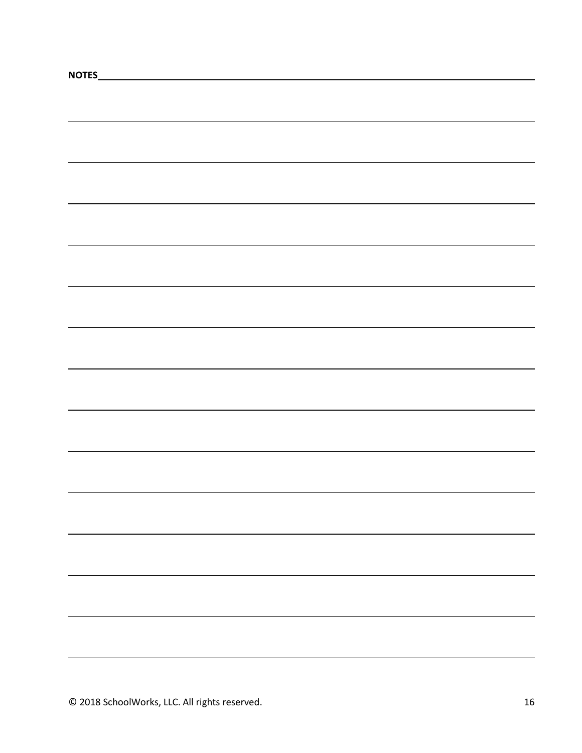**NOTES**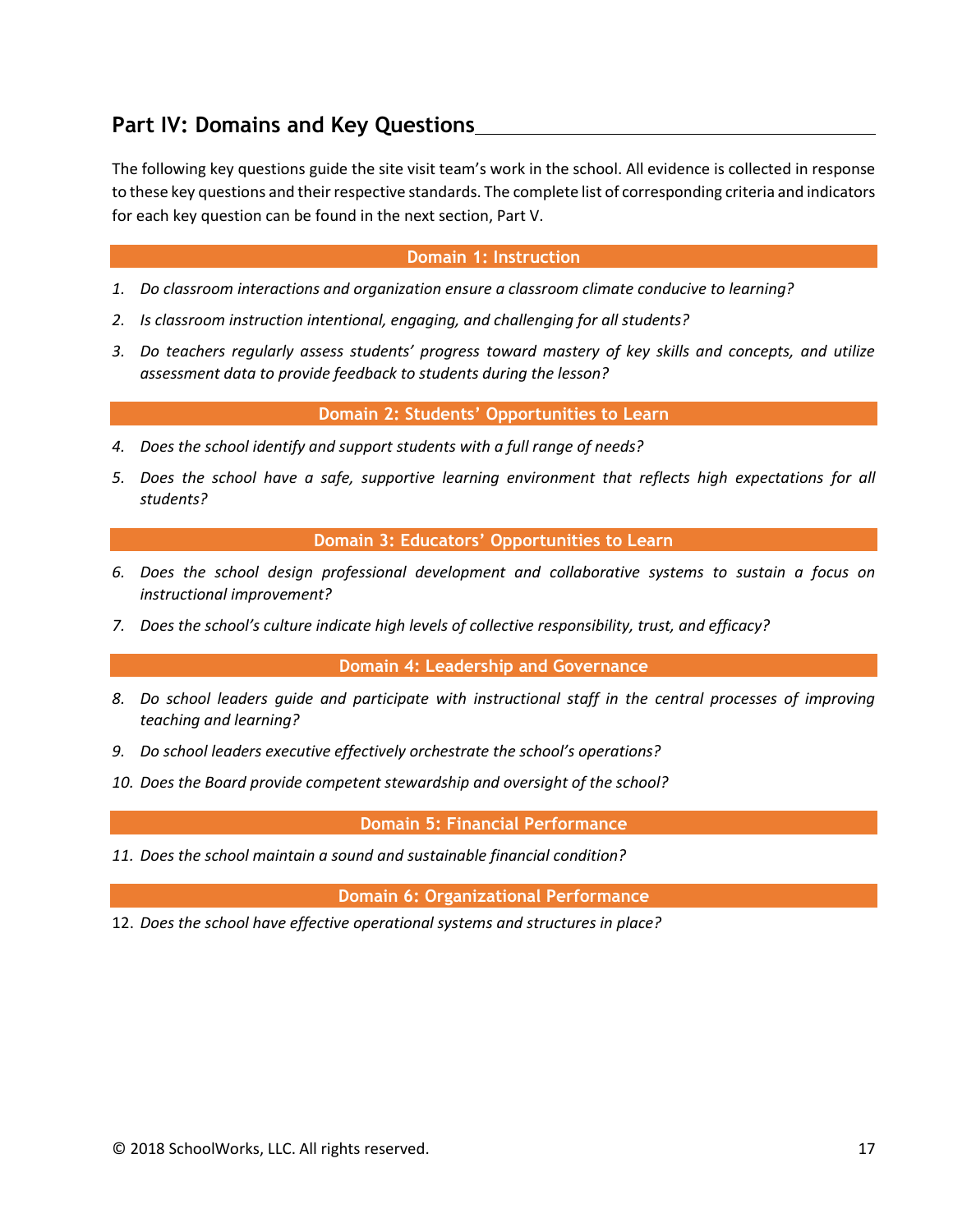## Part IV: Domains and Key Questions

The following key questions guide the site visit team's work in the school. All evidence is collected in response to these key questions and their respective standards. The complete list of corresponding criteria and indicators for each key question can be found in the next section, Part V.

### Domain 1: Instruction

1. *Do classroom interactions and organization ensure a classroom climate conducive to learning?*
2. *Is classroom instruction intentional, engaging, and challenging for all students?*
3. *Do teachers regularly assess students' progress toward mastery of key skills and concepts, and utilize assessment data to provide feedback to students during the lesson?*

### Domain 2: Students' Opportunities to Learn

4. *Does the school identify and support students with a full range of needs?*
5. *Does the school have a safe, supportive learning environment that reflects high expectations for all students?*

### Domain 3: Educators' Opportunities to Learn

6. *Does the school design professional development and collaborative systems to sustain a focus on instructional improvement?*
7. *Does the school's culture indicate high levels of collective responsibility, trust, and efficacy?*

### Domain 4: Leadership and Governance

8. *Do school leaders guide and participate with instructional staff in the central processes of improving teaching and learning?*
9. *Do school leaders executive effectively orchestrate the school's operations?*
10. *Does the Board provide competent stewardship and oversight of the school?*

### Domain 5: Financial Performance

11. *Does the school maintain a sound and sustainable financial condition?*

### Domain 6: Organizational Performance

12. *Does the school have effective operational systems and structures in place?*

© 2018 SchoolWorks, LLC. All rights reserved.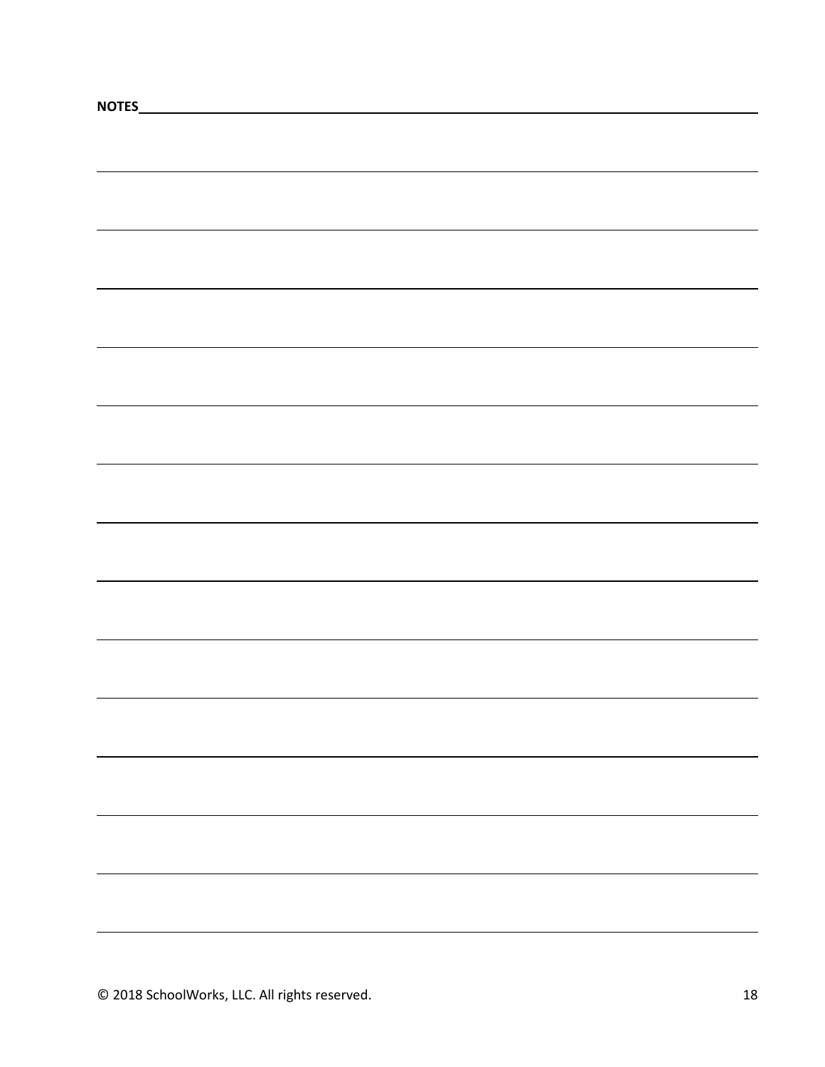**NOTES**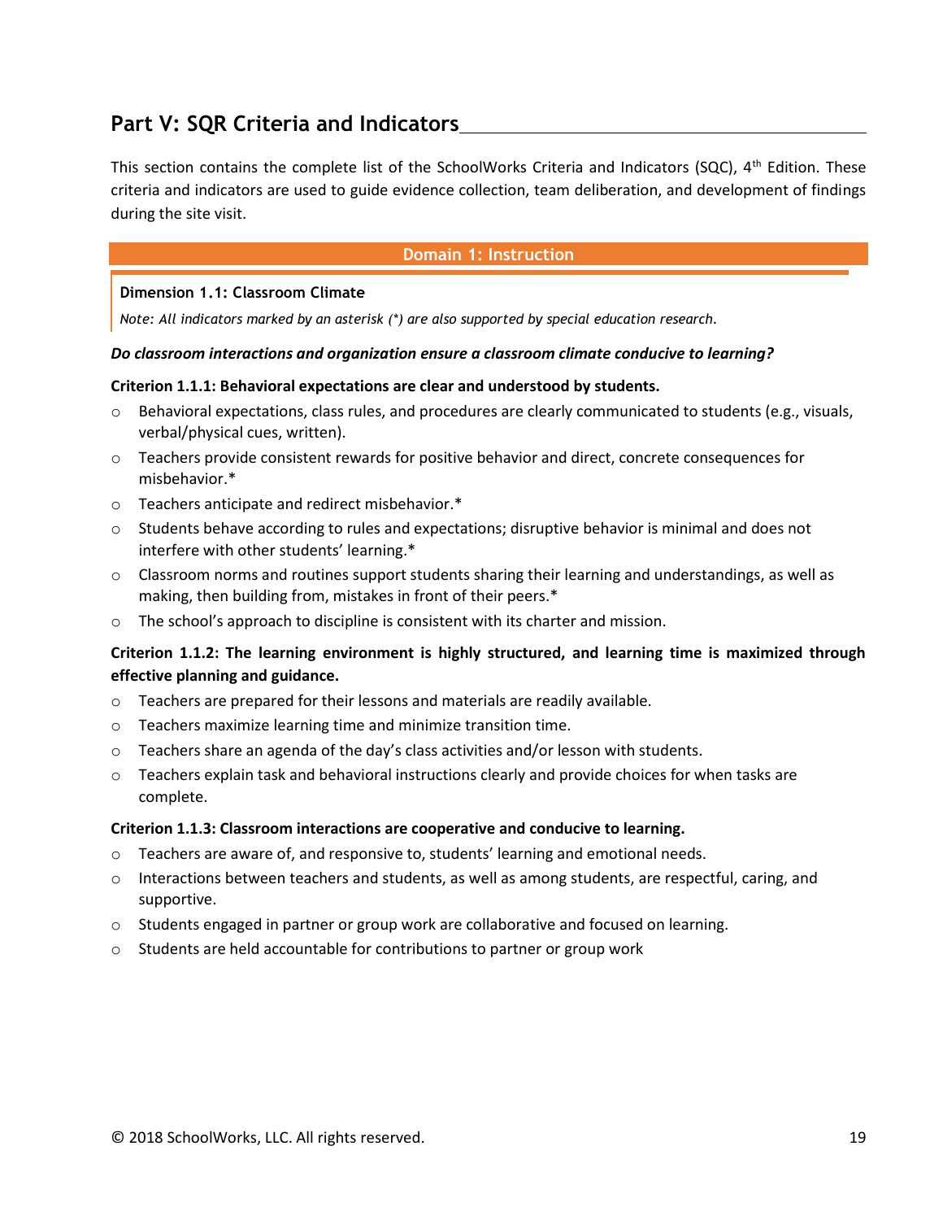## Part V: SQR Criteria and Indicators

This section contains the complete list of the SchoolWorks Criteria and Indicators (SQC), 4th Edition. These criteria and indicators are used to guide evidence collection, team deliberation, and development of findings during the site visit.

### Domain 1: Instruction

#### Dimension 1.1: Classroom Climate

*Note: All indicators marked by an asterisk (*) are also supported by special education research.*

***Do classroom interactions and organization ensure a classroom climate conducive to learning?***

**Criterion 1.1.1: Behavioral expectations are clear and understood by students.**

- Behavioral expectations, class rules, and procedures are clearly communicated to students (e.g., visuals, verbal/physical cues, written).
- Teachers provide consistent rewards for positive behavior and direct, concrete consequences for misbehavior.*
- Teachers anticipate and redirect misbehavior.*
- Students behave according to rules and expectations; disruptive behavior is minimal and does not interfere with other students' learning.*
- Classroom norms and routines support students sharing their learning and understandings, as well as making, then building from, mistakes in front of their peers.*
- The school's approach to discipline is consistent with its charter and mission.

**Criterion 1.1.2: The learning environment is highly structured, and learning time is maximized through effective planning and guidance.**

- Teachers are prepared for their lessons and materials are readily available.
- Teachers maximize learning time and minimize transition time.
- Teachers share an agenda of the day's class activities and/or lesson with students.
- Teachers explain task and behavioral instructions clearly and provide choices for when tasks are complete.

**Criterion 1.1.3: Classroom interactions are cooperative and conducive to learning.**

- Teachers are aware of, and responsive to, students' learning and emotional needs.
- Interactions between teachers and students, as well as among students, are respectful, caring, and supportive.
- Students engaged in partner or group work are collaborative and focused on learning.
- Students are held accountable for contributions to partner or group work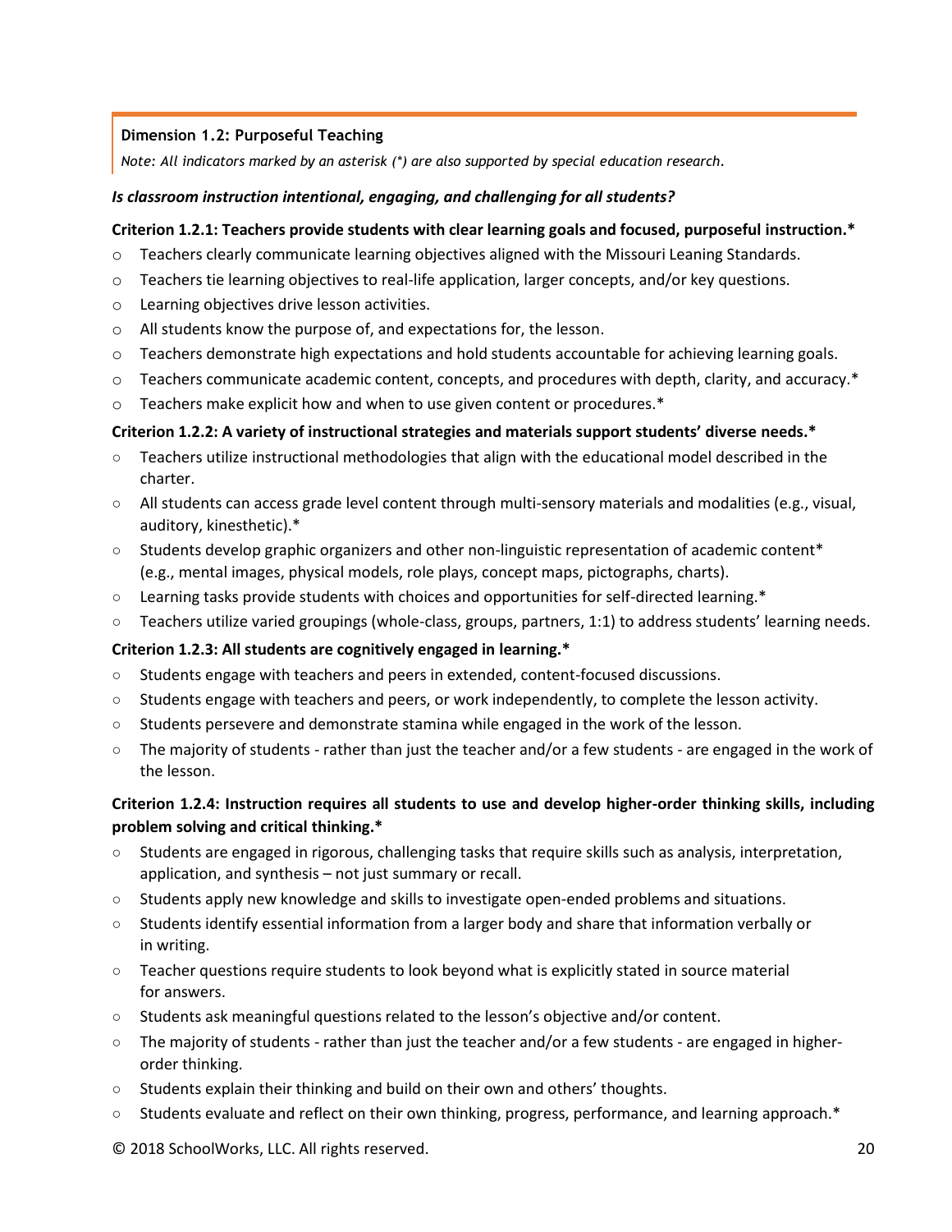**Dimension 1.2: Purposeful Teaching**

*Note: All indicators marked by an asterisk (*) are also supported by special education research.*

***Is classroom instruction intentional, engaging, and challenging for all students?***

**Criterion 1.2.1: Teachers provide students with clear learning goals and focused, purposeful instruction.***

- Teachers clearly communicate learning objectives aligned with the Missouri Leaning Standards.
- Teachers tie learning objectives to real-life application, larger concepts, and/or key questions.
- Learning objectives drive lesson activities.
- All students know the purpose of, and expectations for, the lesson.
- Teachers demonstrate high expectations and hold students accountable for achieving learning goals.
- Teachers communicate academic content, concepts, and procedures with depth, clarity, and accuracy.*
- Teachers make explicit how and when to use given content or procedures.*

**Criterion 1.2.2: A variety of instructional strategies and materials support students' diverse needs.***

- Teachers utilize instructional methodologies that align with the educational model described in the charter.
- All students can access grade level content through multi-sensory materials and modalities (e.g., visual, auditory, kinesthetic).*
- Students develop graphic organizers and other non-linguistic representation of academic content* (e.g., mental images, physical models, role plays, concept maps, pictographs, charts).
- Learning tasks provide students with choices and opportunities for self-directed learning.*
- Teachers utilize varied groupings (whole-class, groups, partners, 1:1) to address students' learning needs.

**Criterion 1.2.3: All students are cognitively engaged in learning.***

- Students engage with teachers and peers in extended, content-focused discussions.
- Students engage with teachers and peers, or work independently, to complete the lesson activity.
- Students persevere and demonstrate stamina while engaged in the work of the lesson.
- The majority of students - rather than just the teacher and/or a few students - are engaged in the work of the lesson.

**Criterion 1.2.4: Instruction requires all students to use and develop higher-order thinking skills, including problem solving and critical thinking.***

- Students are engaged in rigorous, challenging tasks that require skills such as analysis, interpretation, application, and synthesis – not just summary or recall.
- Students apply new knowledge and skills to investigate open-ended problems and situations.
- Students identify essential information from a larger body and share that information verbally or in writing.
- Teacher questions require students to look beyond what is explicitly stated in source material for answers.
- Students ask meaningful questions related to the lesson's objective and/or content.
- The majority of students - rather than just the teacher and/or a few students - are engaged in higher-order thinking.
- Students explain their thinking and build on their own and others' thoughts.
- Students evaluate and reflect on their own thinking, progress, performance, and learning approach.*

© 2018 SchoolWorks, LLC. All rights reserved.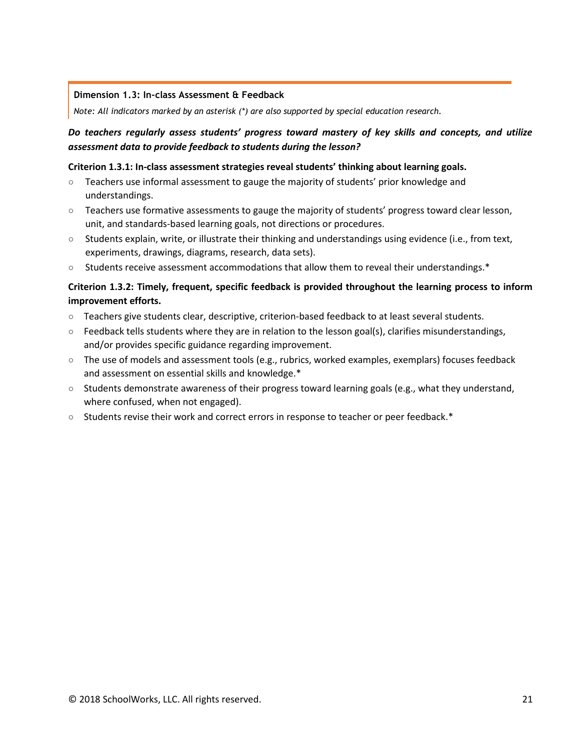### Dimension 1.3: In-class Assessment & Feedback

*Note: All indicators marked by an asterisk (*) are also supported by special education research.*

***Do teachers regularly assess students' progress toward mastery of key skills and concepts, and utilize assessment data to provide feedback to students during the lesson?***

**Criterion 1.3.1: In-class assessment strategies reveal students' thinking about learning goals.**

- Teachers use informal assessment to gauge the majority of students' prior knowledge and understandings.
- Teachers use formative assessments to gauge the majority of students' progress toward clear lesson, unit, and standards-based learning goals, not directions or procedures.
- Students explain, write, or illustrate their thinking and understandings using evidence (i.e., from text, experiments, drawings, diagrams, research, data sets).
- Students receive assessment accommodations that allow them to reveal their understandings.*

**Criterion 1.3.2: Timely, frequent, specific feedback is provided throughout the learning process to inform improvement efforts.**

- Teachers give students clear, descriptive, criterion-based feedback to at least several students.
- Feedback tells students where they are in relation to the lesson goal(s), clarifies misunderstandings, and/or provides specific guidance regarding improvement.
- The use of models and assessment tools (e.g., rubrics, worked examples, exemplars) focuses feedback and assessment on essential skills and knowledge.*
- Students demonstrate awareness of their progress toward learning goals (e.g., what they understand, where confused, when not engaged).
- Students revise their work and correct errors in response to teacher or peer feedback.*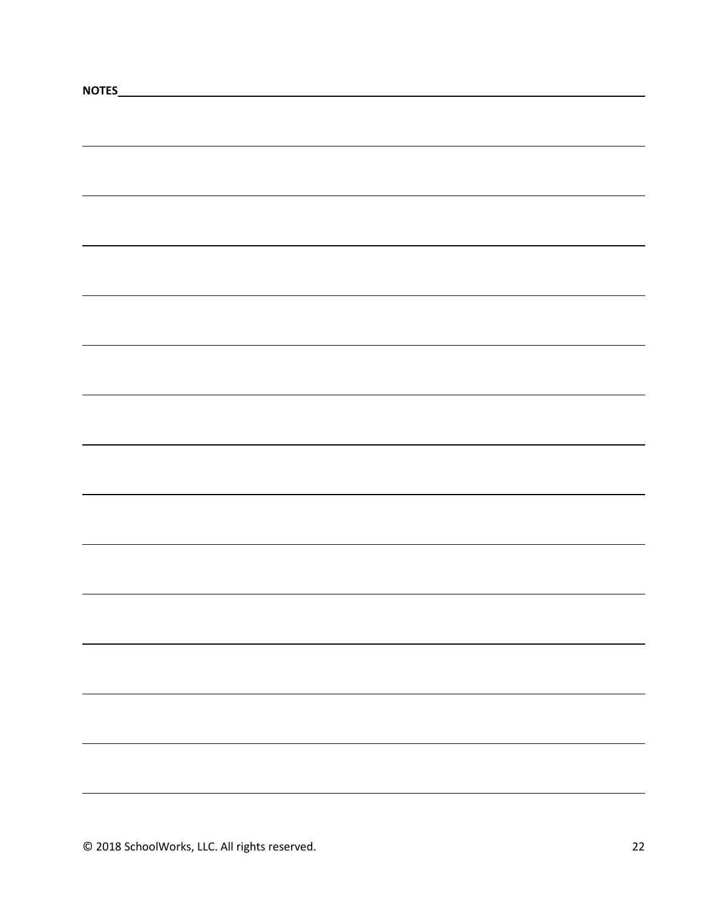**NOTES**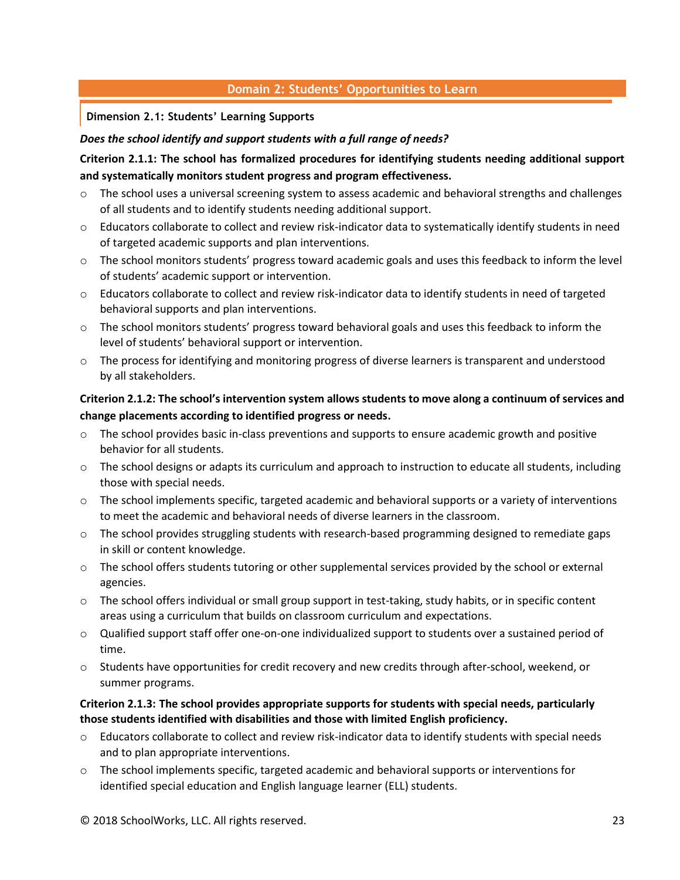## Domain 2: Students' Opportunities to Learn

### Dimension 2.1: Students' Learning Supports

***Does the school identify and support students with a full range of needs?***

**Criterion 2.1.1: The school has formalized procedures for identifying students needing additional support and systematically monitors student progress and program effectiveness.**

- The school uses a universal screening system to assess academic and behavioral strengths and challenges of all students and to identify students needing additional support.
- Educators collaborate to collect and review risk-indicator data to systematically identify students in need of targeted academic supports and plan interventions.
- The school monitors students' progress toward academic goals and uses this feedback to inform the level of students' academic support or intervention.
- Educators collaborate to collect and review risk-indicator data to identify students in need of targeted behavioral supports and plan interventions.
- The school monitors students' progress toward behavioral goals and uses this feedback to inform the level of students' behavioral support or intervention.
- The process for identifying and monitoring progress of diverse learners is transparent and understood by all stakeholders.

**Criterion 2.1.2: The school's intervention system allows students to move along a continuum of services and change placements according to identified progress or needs.**

- The school provides basic in-class preventions and supports to ensure academic growth and positive behavior for all students.
- The school designs or adapts its curriculum and approach to instruction to educate all students, including those with special needs.
- The school implements specific, targeted academic and behavioral supports or a variety of interventions to meet the academic and behavioral needs of diverse learners in the classroom.
- The school provides struggling students with research-based programming designed to remediate gaps in skill or content knowledge.
- The school offers students tutoring or other supplemental services provided by the school or external agencies.
- The school offers individual or small group support in test-taking, study habits, or in specific content areas using a curriculum that builds on classroom curriculum and expectations.
- Qualified support staff offer one-on-one individualized support to students over a sustained period of time.
- Students have opportunities for credit recovery and new credits through after-school, weekend, or summer programs.

**Criterion 2.1.3: The school provides appropriate supports for students with special needs, particularly those students identified with disabilities and those with limited English proficiency.**

- Educators collaborate to collect and review risk-indicator data to identify students with special needs and to plan appropriate interventions.
- The school implements specific, targeted academic and behavioral supports or interventions for identified special education and English language learner (ELL) students.

© 2018 SchoolWorks, LLC. All rights reserved.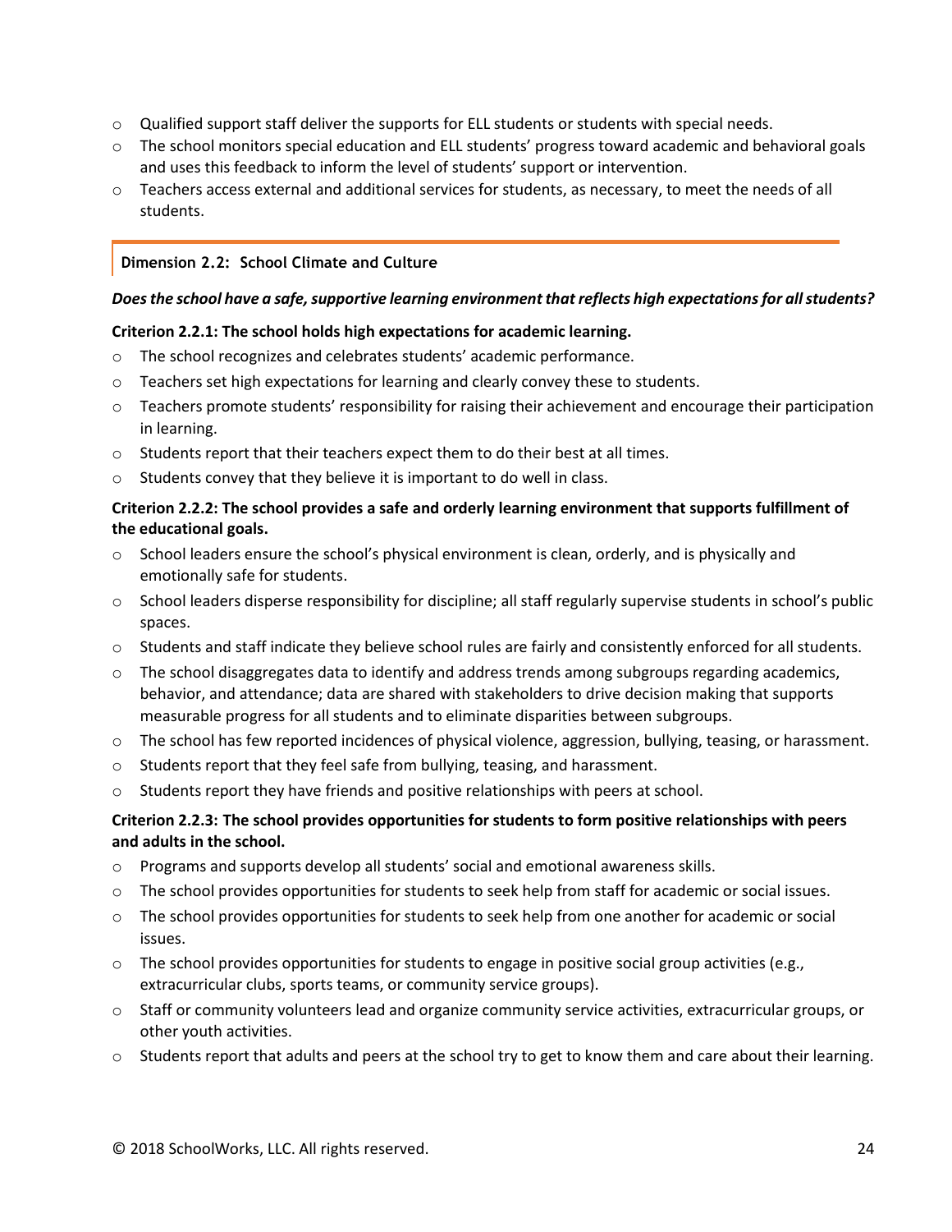- Qualified support staff deliver the supports for ELL students or students with special needs.
- The school monitors special education and ELL students' progress toward academic and behavioral goals and uses this feedback to inform the level of students' support or intervention.
- Teachers access external and additional services for students, as necessary, to meet the needs of all students.

### Dimension 2.2: School Climate and Culture

***Does the school have a safe, supportive learning environment that reflects high expectations for all students?***

**Criterion 2.2.1: The school holds high expectations for academic learning.**

- The school recognizes and celebrates students' academic performance.
- Teachers set high expectations for learning and clearly convey these to students.
- Teachers promote students' responsibility for raising their achievement and encourage their participation in learning.
- Students report that their teachers expect them to do their best at all times.
- Students convey that they believe it is important to do well in class.

**Criterion 2.2.2: The school provides a safe and orderly learning environment that supports fulfillment of the educational goals.**

- School leaders ensure the school's physical environment is clean, orderly, and is physically and emotionally safe for students.
- School leaders disperse responsibility for discipline; all staff regularly supervise students in school's public spaces.
- Students and staff indicate they believe school rules are fairly and consistently enforced for all students.
- The school disaggregates data to identify and address trends among subgroups regarding academics, behavior, and attendance; data are shared with stakeholders to drive decision making that supports measurable progress for all students and to eliminate disparities between subgroups.
- The school has few reported incidences of physical violence, aggression, bullying, teasing, or harassment.
- Students report that they feel safe from bullying, teasing, and harassment.
- Students report they have friends and positive relationships with peers at school.

**Criterion 2.2.3: The school provides opportunities for students to form positive relationships with peers and adults in the school.**

- Programs and supports develop all students' social and emotional awareness skills.
- The school provides opportunities for students to seek help from staff for academic or social issues.
- The school provides opportunities for students to seek help from one another for academic or social issues.
- The school provides opportunities for students to engage in positive social group activities (e.g., extracurricular clubs, sports teams, or community service groups).
- Staff or community volunteers lead and organize community service activities, extracurricular groups, or other youth activities.
- Students report that adults and peers at the school try to get to know them and care about their learning.

© 2018 SchoolWorks, LLC. All rights reserved.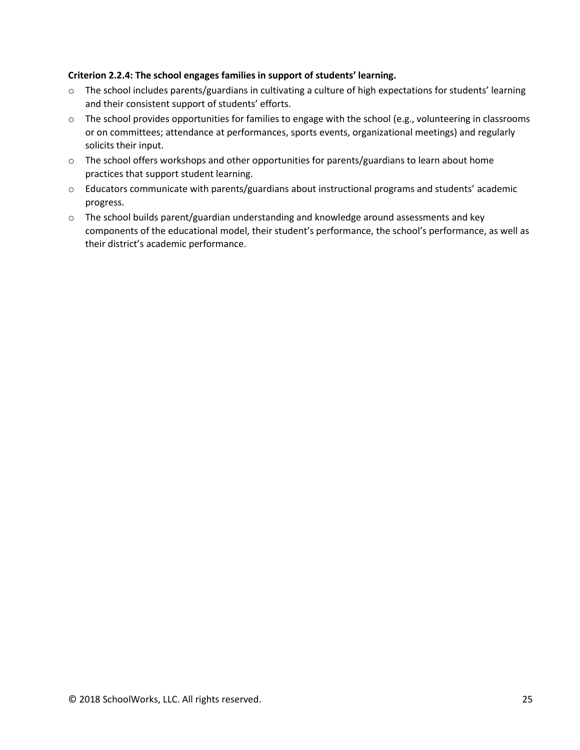**Criterion 2.2.4: The school engages families in support of students' learning.**

- The school includes parents/guardians in cultivating a culture of high expectations for students' learning and their consistent support of students' efforts.
- The school provides opportunities for families to engage with the school (e.g., volunteering in classrooms or on committees; attendance at performances, sports events, organizational meetings) and regularly solicits their input.
- The school offers workshops and other opportunities for parents/guardians to learn about home practices that support student learning.
- Educators communicate with parents/guardians about instructional programs and students' academic progress.
- The school builds parent/guardian understanding and knowledge around assessments and key components of the educational model, their student's performance, the school's performance, as well as their district's academic performance.

© 2018 SchoolWorks, LLC. All rights reserved.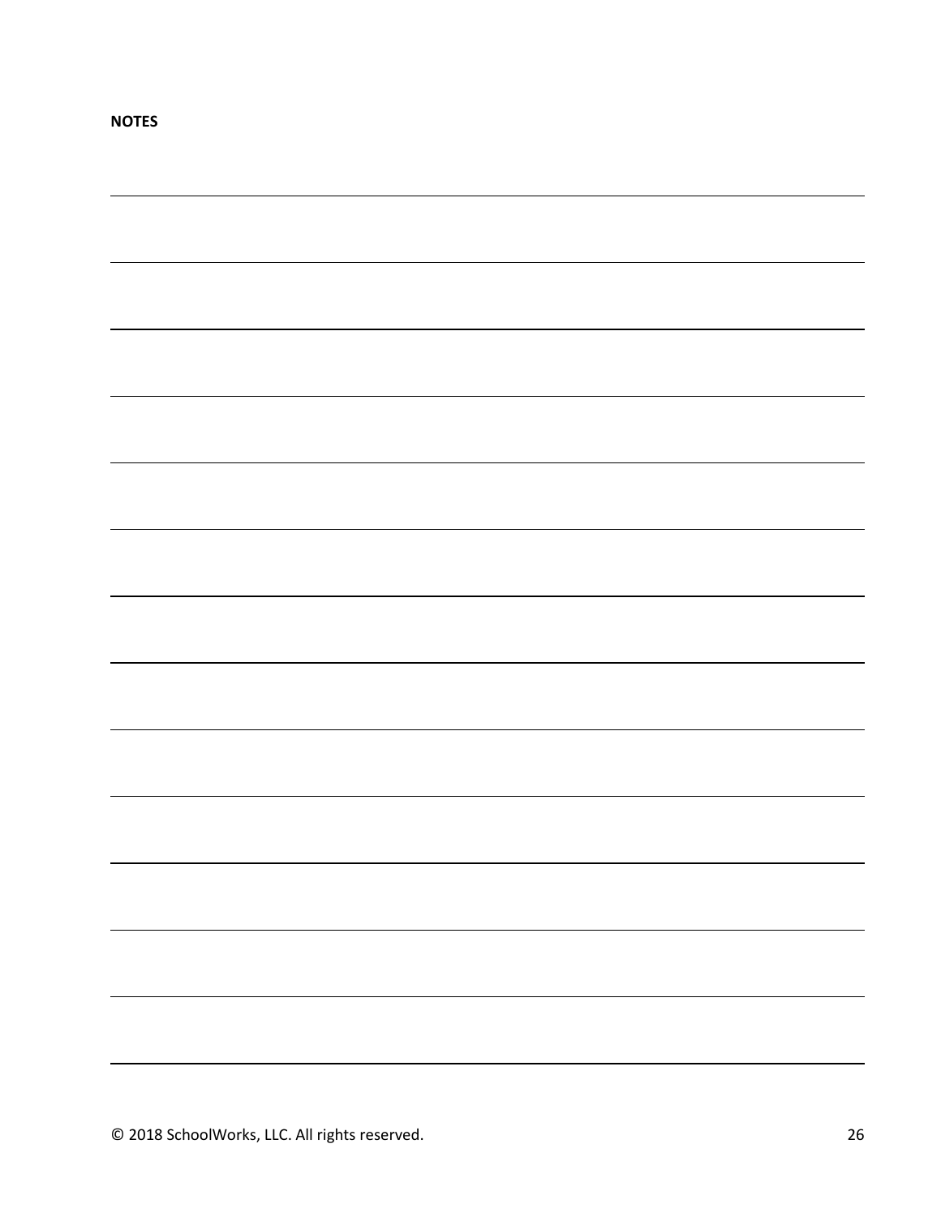**NOTES**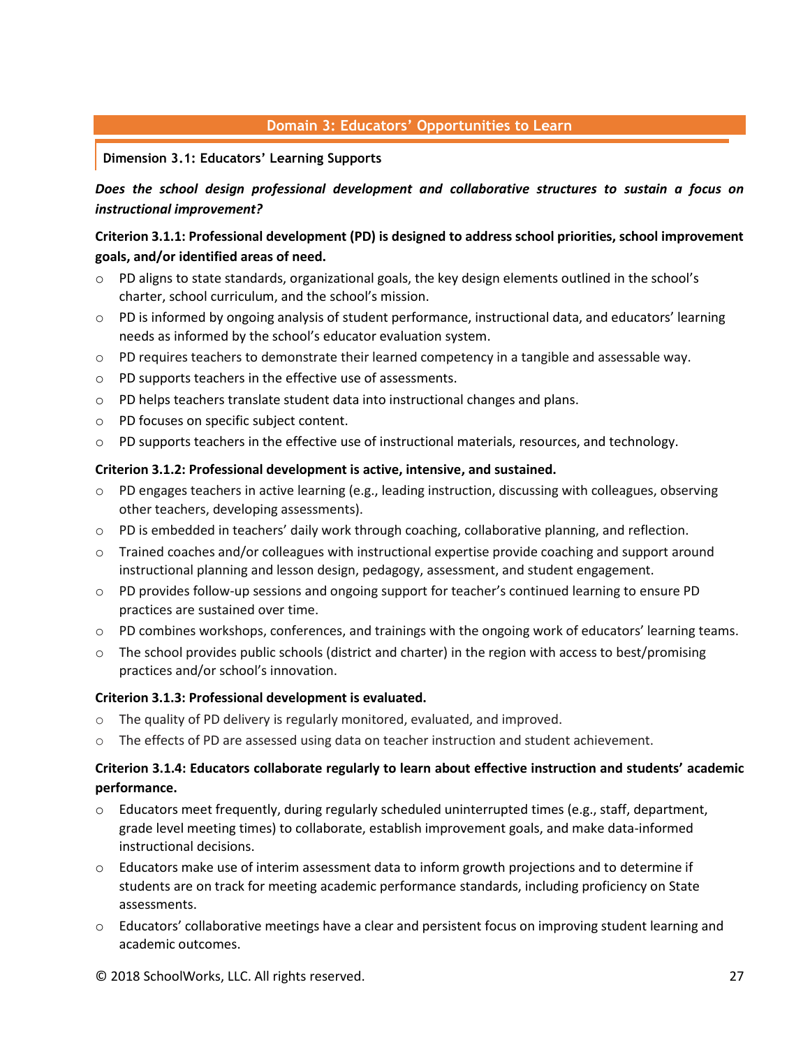## Domain 3: Educators' Opportunities to Learn

### Dimension 3.1: Educators' Learning Supports

***Does the school design professional development and collaborative structures to sustain a focus on instructional improvement?***

**Criterion 3.1.1: Professional development (PD) is designed to address school priorities, school improvement goals, and/or identified areas of need.**

- PD aligns to state standards, organizational goals, the key design elements outlined in the school's charter, school curriculum, and the school's mission.
- PD is informed by ongoing analysis of student performance, instructional data, and educators' learning needs as informed by the school's educator evaluation system.
- PD requires teachers to demonstrate their learned competency in a tangible and assessable way.
- PD supports teachers in the effective use of assessments.
- PD helps teachers translate student data into instructional changes and plans.
- PD focuses on specific subject content.
- PD supports teachers in the effective use of instructional materials, resources, and technology.

**Criterion 3.1.2: Professional development is active, intensive, and sustained.**

- PD engages teachers in active learning (e.g., leading instruction, discussing with colleagues, observing other teachers, developing assessments).
- PD is embedded in teachers' daily work through coaching, collaborative planning, and reflection.
- Trained coaches and/or colleagues with instructional expertise provide coaching and support around instructional planning and lesson design, pedagogy, assessment, and student engagement.
- PD provides follow-up sessions and ongoing support for teacher's continued learning to ensure PD practices are sustained over time.
- PD combines workshops, conferences, and trainings with the ongoing work of educators' learning teams.
- The school provides public schools (district and charter) in the region with access to best/promising practices and/or school's innovation.

**Criterion 3.1.3: Professional development is evaluated.**

- The quality of PD delivery is regularly monitored, evaluated, and improved.
- The effects of PD are assessed using data on teacher instruction and student achievement.

**Criterion 3.1.4: Educators collaborate regularly to learn about effective instruction and students' academic performance.**

- Educators meet frequently, during regularly scheduled uninterrupted times (e.g., staff, department, grade level meeting times) to collaborate, establish improvement goals, and make data-informed instructional decisions.
- Educators make use of interim assessment data to inform growth projections and to determine if students are on track for meeting academic performance standards, including proficiency on State assessments.
- Educators' collaborative meetings have a clear and persistent focus on improving student learning and academic outcomes.

© 2018 SchoolWorks, LLC. All rights reserved.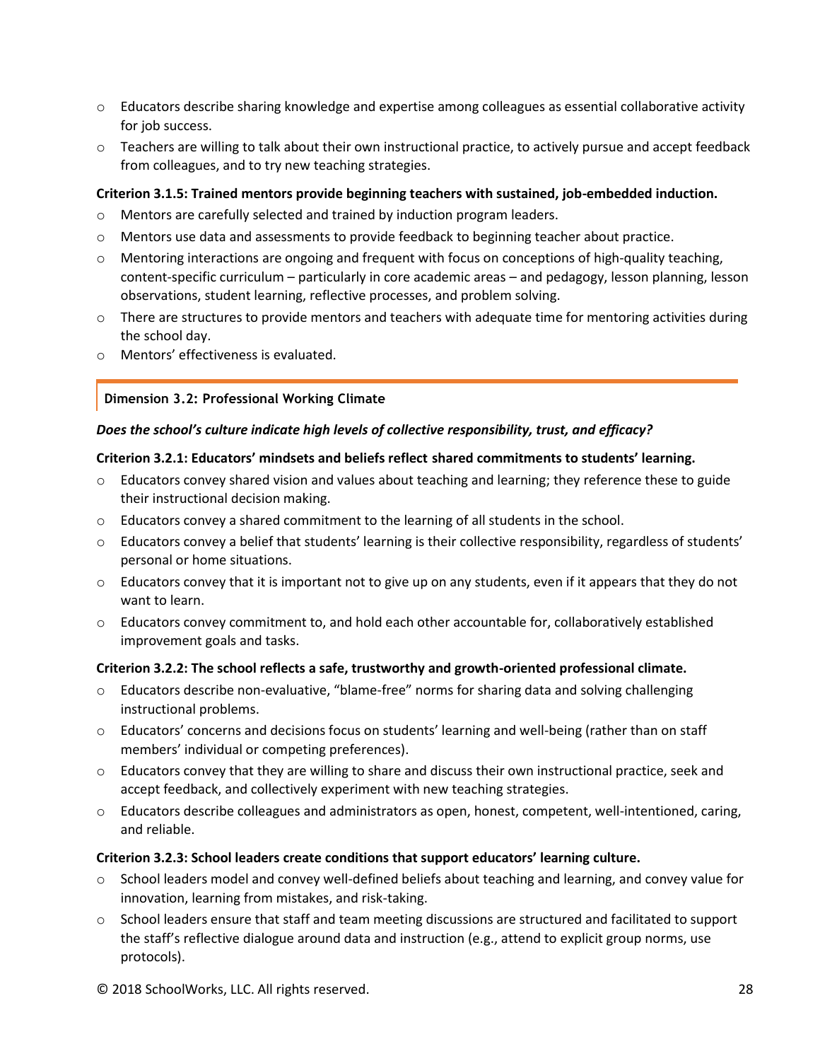- Educators describe sharing knowledge and expertise among colleagues as essential collaborative activity for job success.
- Teachers are willing to talk about their own instructional practice, to actively pursue and accept feedback from colleagues, and to try new teaching strategies.

**Criterion 3.1.5: Trained mentors provide beginning teachers with sustained, job-embedded induction.**

- Mentors are carefully selected and trained by induction program leaders.
- Mentors use data and assessments to provide feedback to beginning teacher about practice.
- Mentoring interactions are ongoing and frequent with focus on conceptions of high-quality teaching, content-specific curriculum – particularly in core academic areas – and pedagogy, lesson planning, lesson observations, student learning, reflective processes, and problem solving.
- There are structures to provide mentors and teachers with adequate time for mentoring activities during the school day.
- Mentors' effectiveness is evaluated.

## Dimension 3.2: Professional Working Climate

***Does the school's culture indicate high levels of collective responsibility, trust, and efficacy?***

**Criterion 3.2.1: Educators' mindsets and beliefs reflect shared commitments to students' learning.**

- Educators convey shared vision and values about teaching and learning; they reference these to guide their instructional decision making.
- Educators convey a shared commitment to the learning of all students in the school.
- Educators convey a belief that students' learning is their collective responsibility, regardless of students' personal or home situations.
- Educators convey that it is important not to give up on any students, even if it appears that they do not want to learn.
- Educators convey commitment to, and hold each other accountable for, collaboratively established improvement goals and tasks.

**Criterion 3.2.2: The school reflects a safe, trustworthy and growth-oriented professional climate.**

- Educators describe non-evaluative, "blame-free" norms for sharing data and solving challenging instructional problems.
- Educators' concerns and decisions focus on students' learning and well-being (rather than on staff members' individual or competing preferences).
- Educators convey that they are willing to share and discuss their own instructional practice, seek and accept feedback, and collectively experiment with new teaching strategies.
- Educators describe colleagues and administrators as open, honest, competent, well-intentioned, caring, and reliable.

**Criterion 3.2.3: School leaders create conditions that support educators' learning culture.**

- School leaders model and convey well-defined beliefs about teaching and learning, and convey value for innovation, learning from mistakes, and risk-taking.
- School leaders ensure that staff and team meeting discussions are structured and facilitated to support the staff's reflective dialogue around data and instruction (e.g., attend to explicit group norms, use protocols).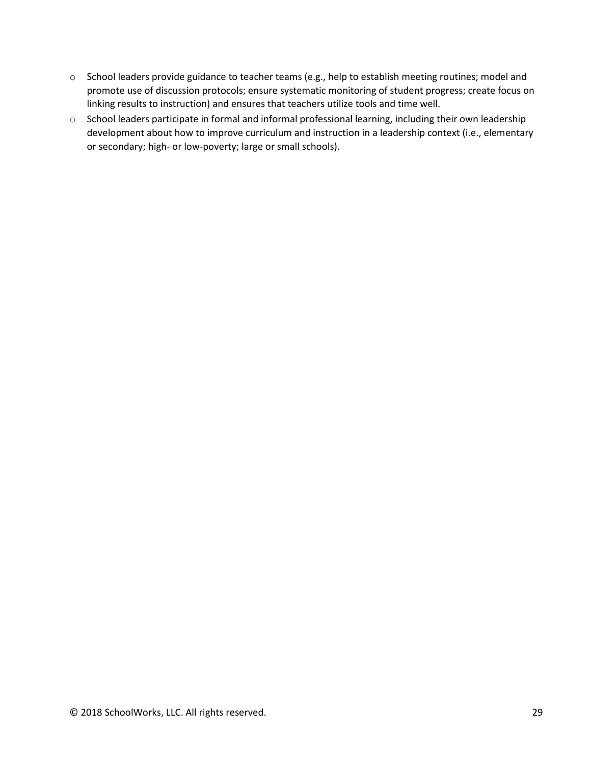- School leaders provide guidance to teacher teams (e.g., help to establish meeting routines; model and promote use of discussion protocols; ensure systematic monitoring of student progress; create focus on linking results to instruction) and ensures that teachers utilize tools and time well.
- School leaders participate in formal and informal professional learning, including their own leadership development about how to improve curriculum and instruction in a leadership context (i.e., elementary or secondary; high- or low-poverty; large or small schools).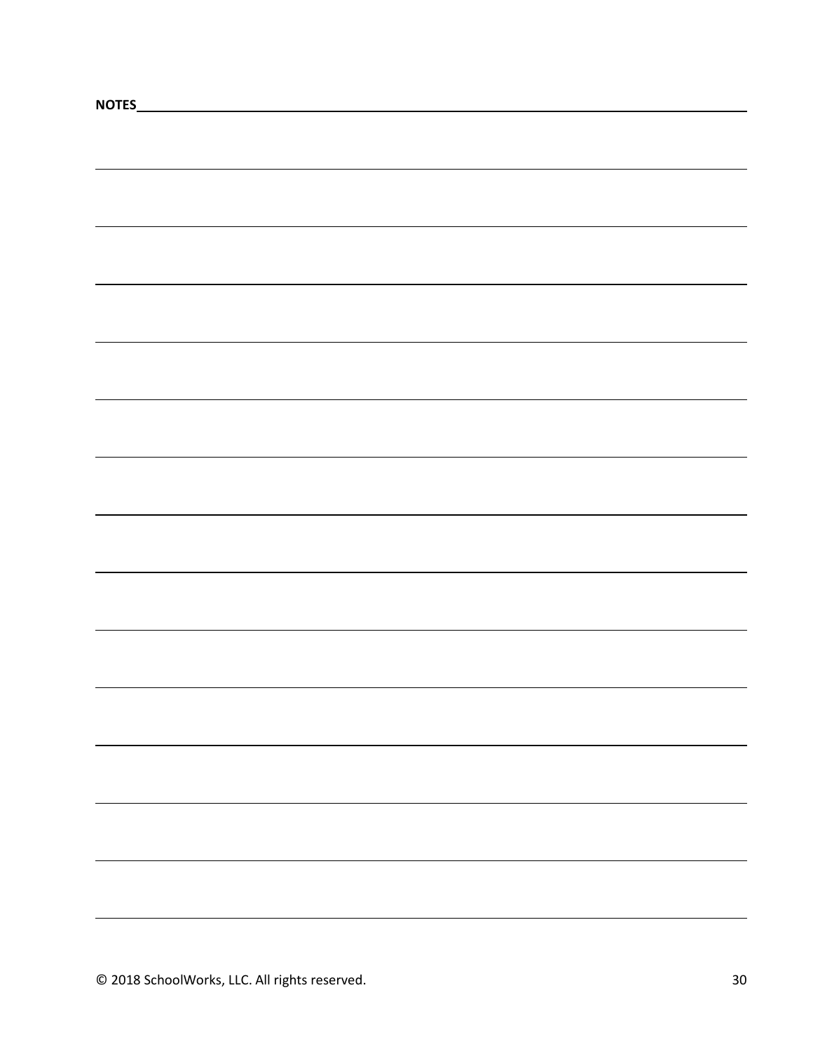**NOTES**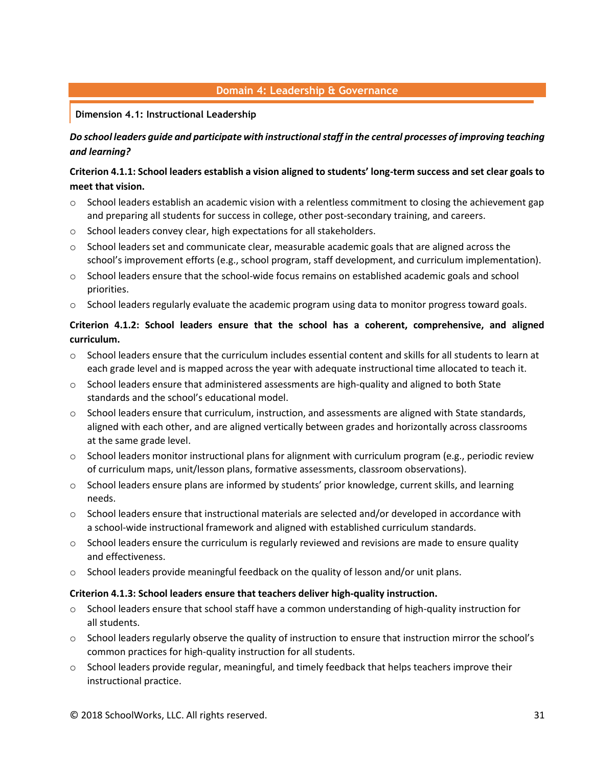## Domain 4: Leadership & Governance

### Dimension 4.1: Instructional Leadership

***Do school leaders guide and participate with instructional staff in the central processes of improving teaching and learning?***

**Criterion 4.1.1: School leaders establish a vision aligned to students' long-term success and set clear goals to meet that vision.**

- School leaders establish an academic vision with a relentless commitment to closing the achievement gap and preparing all students for success in college, other post-secondary training, and careers.
- School leaders convey clear, high expectations for all stakeholders.
- School leaders set and communicate clear, measurable academic goals that are aligned across the school's improvement efforts (e.g., school program, staff development, and curriculum implementation).
- School leaders ensure that the school-wide focus remains on established academic goals and school priorities.
- School leaders regularly evaluate the academic program using data to monitor progress toward goals.

**Criterion 4.1.2: School leaders ensure that the school has a coherent, comprehensive, and aligned curriculum.**

- School leaders ensure that the curriculum includes essential content and skills for all students to learn at each grade level and is mapped across the year with adequate instructional time allocated to teach it.
- School leaders ensure that administered assessments are high-quality and aligned to both State standards and the school's educational model.
- School leaders ensure that curriculum, instruction, and assessments are aligned with State standards, aligned with each other, and are aligned vertically between grades and horizontally across classrooms at the same grade level.
- School leaders monitor instructional plans for alignment with curriculum program (e.g., periodic review of curriculum maps, unit/lesson plans, formative assessments, classroom observations).
- School leaders ensure plans are informed by students' prior knowledge, current skills, and learning needs.
- School leaders ensure that instructional materials are selected and/or developed in accordance with a school-wide instructional framework and aligned with established curriculum standards.
- School leaders ensure the curriculum is regularly reviewed and revisions are made to ensure quality and effectiveness.
- School leaders provide meaningful feedback on the quality of lesson and/or unit plans.

**Criterion 4.1.3: School leaders ensure that teachers deliver high-quality instruction.**

- School leaders ensure that school staff have a common understanding of high-quality instruction for all students.
- School leaders regularly observe the quality of instruction to ensure that instruction mirror the school's common practices for high-quality instruction for all students.
- School leaders provide regular, meaningful, and timely feedback that helps teachers improve their instructional practice.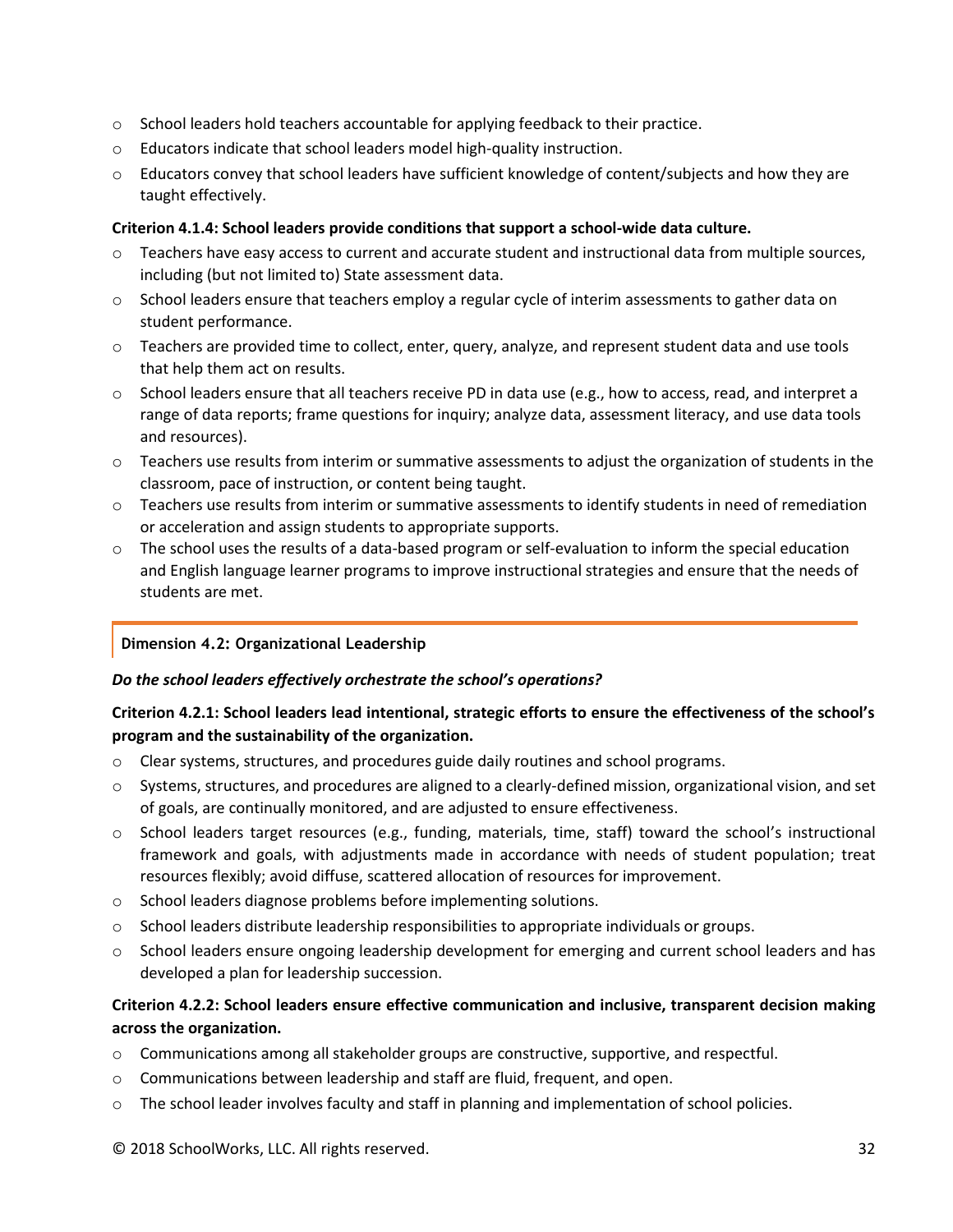- School leaders hold teachers accountable for applying feedback to their practice.
- Educators indicate that school leaders model high-quality instruction.
- Educators convey that school leaders have sufficient knowledge of content/subjects and how they are taught effectively.

**Criterion 4.1.4: School leaders provide conditions that support a school-wide data culture.**

- Teachers have easy access to current and accurate student and instructional data from multiple sources, including (but not limited to) State assessment data.
- School leaders ensure that teachers employ a regular cycle of interim assessments to gather data on student performance.
- Teachers are provided time to collect, enter, query, analyze, and represent student data and use tools that help them act on results.
- School leaders ensure that all teachers receive PD in data use (e.g., how to access, read, and interpret a range of data reports; frame questions for inquiry; analyze data, assessment literacy, and use data tools and resources).
- Teachers use results from interim or summative assessments to adjust the organization of students in the classroom, pace of instruction, or content being taught.
- Teachers use results from interim or summative assessments to identify students in need of remediation or acceleration and assign students to appropriate supports.
- The school uses the results of a data-based program or self-evaluation to inform the special education and English language learner programs to improve instructional strategies and ensure that the needs of students are met.

## Dimension 4.2: Organizational Leadership

***Do the school leaders effectively orchestrate the school's operations?***

**Criterion 4.2.1: School leaders lead intentional, strategic efforts to ensure the effectiveness of the school's program and the sustainability of the organization.**

- Clear systems, structures, and procedures guide daily routines and school programs.
- Systems, structures, and procedures are aligned to a clearly-defined mission, organizational vision, and set of goals, are continually monitored, and are adjusted to ensure effectiveness.
- School leaders target resources (e.g., funding, materials, time, staff) toward the school's instructional framework and goals, with adjustments made in accordance with needs of student population; treat resources flexibly; avoid diffuse, scattered allocation of resources for improvement.
- School leaders diagnose problems before implementing solutions.
- School leaders distribute leadership responsibilities to appropriate individuals or groups.
- School leaders ensure ongoing leadership development for emerging and current school leaders and has developed a plan for leadership succession.

**Criterion 4.2.2: School leaders ensure effective communication and inclusive, transparent decision making across the organization.**

- Communications among all stakeholder groups are constructive, supportive, and respectful.
- Communications between leadership and staff are fluid, frequent, and open.
- The school leader involves faculty and staff in planning and implementation of school policies.

© 2018 SchoolWorks, LLC. All rights reserved.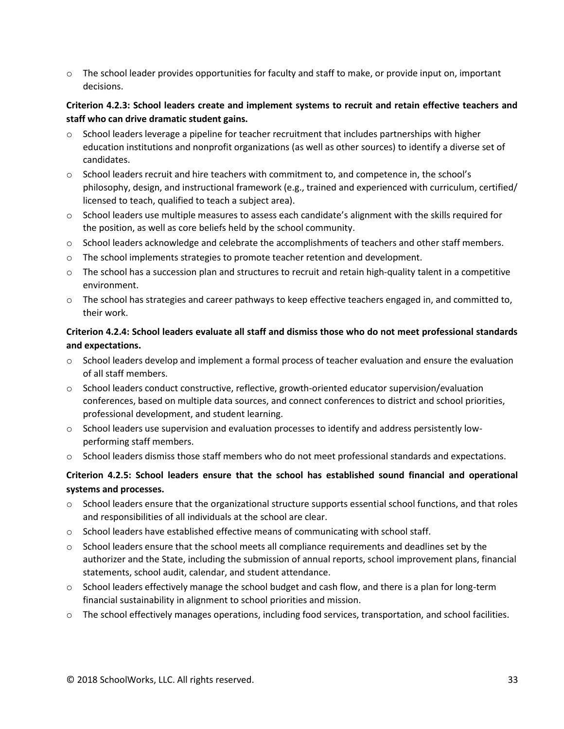- The school leader provides opportunities for faculty and staff to make, or provide input on, important decisions.

**Criterion 4.2.3: School leaders create and implement systems to recruit and retain effective teachers and staff who can drive dramatic student gains.**

- School leaders leverage a pipeline for teacher recruitment that includes partnerships with higher education institutions and nonprofit organizations (as well as other sources) to identify a diverse set of candidates.
- School leaders recruit and hire teachers with commitment to, and competence in, the school's philosophy, design, and instructional framework (e.g., trained and experienced with curriculum, certified/ licensed to teach, qualified to teach a subject area).
- School leaders use multiple measures to assess each candidate's alignment with the skills required for the position, as well as core beliefs held by the school community.
- School leaders acknowledge and celebrate the accomplishments of teachers and other staff members.
- The school implements strategies to promote teacher retention and development.
- The school has a succession plan and structures to recruit and retain high-quality talent in a competitive environment.
- The school has strategies and career pathways to keep effective teachers engaged in, and committed to, their work.

**Criterion 4.2.4: School leaders evaluate all staff and dismiss those who do not meet professional standards and expectations.**

- School leaders develop and implement a formal process of teacher evaluation and ensure the evaluation of all staff members.
- School leaders conduct constructive, reflective, growth-oriented educator supervision/evaluation conferences, based on multiple data sources, and connect conferences to district and school priorities, professional development, and student learning.
- School leaders use supervision and evaluation processes to identify and address persistently low-performing staff members.
- School leaders dismiss those staff members who do not meet professional standards and expectations.

**Criterion 4.2.5: School leaders ensure that the school has established sound financial and operational systems and processes.**

- School leaders ensure that the organizational structure supports essential school functions, and that roles and responsibilities of all individuals at the school are clear.
- School leaders have established effective means of communicating with school staff.
- School leaders ensure that the school meets all compliance requirements and deadlines set by the authorizer and the State, including the submission of annual reports, school improvement plans, financial statements, school audit, calendar, and student attendance.
- School leaders effectively manage the school budget and cash flow, and there is a plan for long-term financial sustainability in alignment to school priorities and mission.
- The school effectively manages operations, including food services, transportation, and school facilities.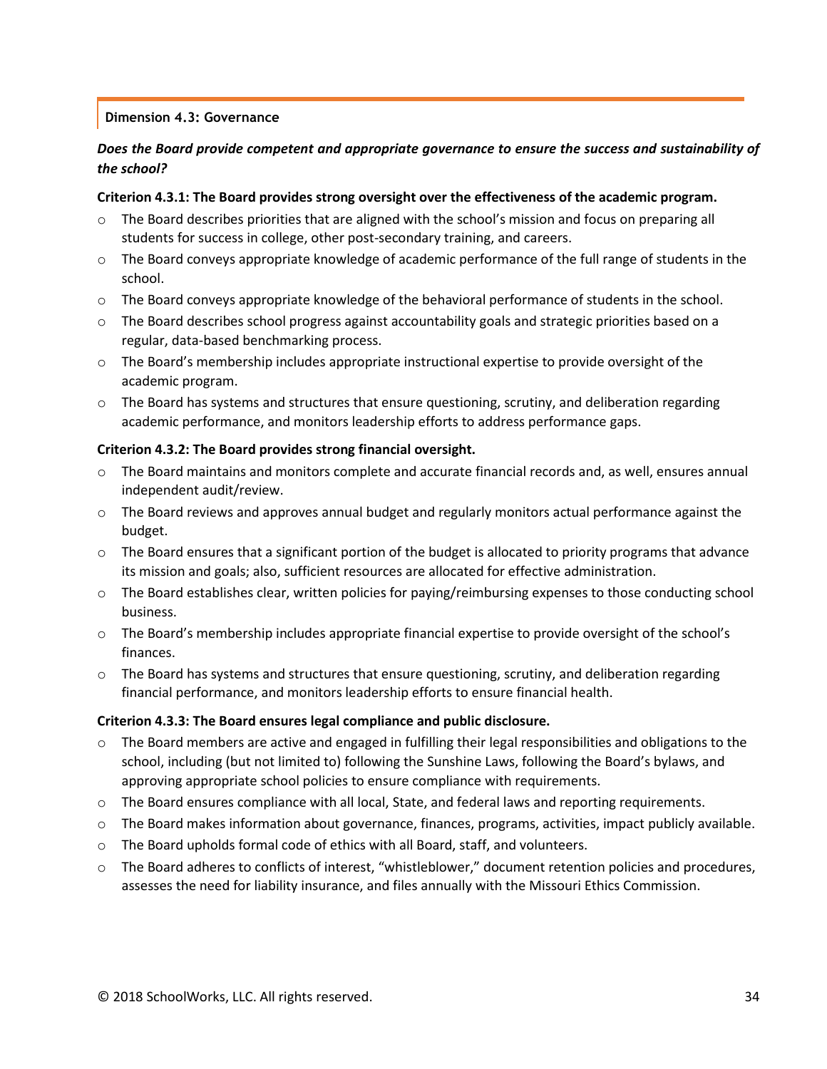### Dimension 4.3: Governance

***Does the Board provide competent and appropriate governance to ensure the success and sustainability of the school?***

**Criterion 4.3.1: The Board provides strong oversight over the effectiveness of the academic program.**

- The Board describes priorities that are aligned with the school's mission and focus on preparing all students for success in college, other post-secondary training, and careers.
- The Board conveys appropriate knowledge of academic performance of the full range of students in the school.
- The Board conveys appropriate knowledge of the behavioral performance of students in the school.
- The Board describes school progress against accountability goals and strategic priorities based on a regular, data-based benchmarking process.
- The Board's membership includes appropriate instructional expertise to provide oversight of the academic program.
- The Board has systems and structures that ensure questioning, scrutiny, and deliberation regarding academic performance, and monitors leadership efforts to address performance gaps.

**Criterion 4.3.2: The Board provides strong financial oversight.**

- The Board maintains and monitors complete and accurate financial records and, as well, ensures annual independent audit/review.
- The Board reviews and approves annual budget and regularly monitors actual performance against the budget.
- The Board ensures that a significant portion of the budget is allocated to priority programs that advance its mission and goals; also, sufficient resources are allocated for effective administration.
- The Board establishes clear, written policies for paying/reimbursing expenses to those conducting school business.
- The Board's membership includes appropriate financial expertise to provide oversight of the school's finances.
- The Board has systems and structures that ensure questioning, scrutiny, and deliberation regarding financial performance, and monitors leadership efforts to ensure financial health.

**Criterion 4.3.3: The Board ensures legal compliance and public disclosure.**

- The Board members are active and engaged in fulfilling their legal responsibilities and obligations to the school, including (but not limited to) following the Sunshine Laws, following the Board's bylaws, and approving appropriate school policies to ensure compliance with requirements.
- The Board ensures compliance with all local, State, and federal laws and reporting requirements.
- The Board makes information about governance, finances, programs, activities, impact publicly available.
- The Board upholds formal code of ethics with all Board, staff, and volunteers.
- The Board adheres to conflicts of interest, "whistleblower," document retention policies and procedures, assesses the need for liability insurance, and files annually with the Missouri Ethics Commission.

© 2018 SchoolWorks, LLC. All rights reserved.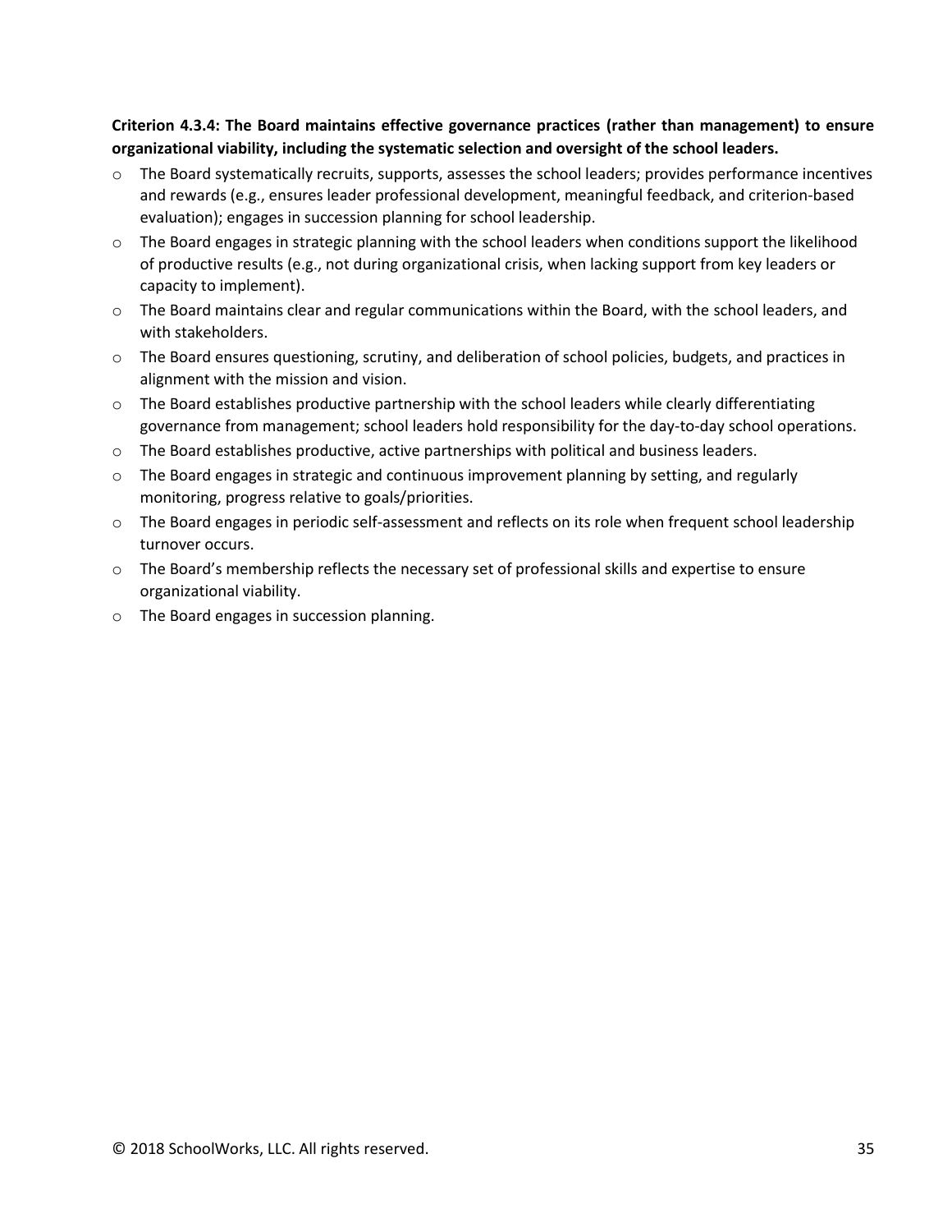**Criterion 4.3.4: The Board maintains effective governance practices (rather than management) to ensure organizational viability, including the systematic selection and oversight of the school leaders.**

- The Board systematically recruits, supports, assesses the school leaders; provides performance incentives and rewards (e.g., ensures leader professional development, meaningful feedback, and criterion-based evaluation); engages in succession planning for school leadership.
- The Board engages in strategic planning with the school leaders when conditions support the likelihood of productive results (e.g., not during organizational crisis, when lacking support from key leaders or capacity to implement).
- The Board maintains clear and regular communications within the Board, with the school leaders, and with stakeholders.
- The Board ensures questioning, scrutiny, and deliberation of school policies, budgets, and practices in alignment with the mission and vision.
- The Board establishes productive partnership with the school leaders while clearly differentiating governance from management; school leaders hold responsibility for the day-to-day school operations.
- The Board establishes productive, active partnerships with political and business leaders.
- The Board engages in strategic and continuous improvement planning by setting, and regularly monitoring, progress relative to goals/priorities.
- The Board engages in periodic self-assessment and reflects on its role when frequent school leadership turnover occurs.
- The Board's membership reflects the necessary set of professional skills and expertise to ensure organizational viability.
- The Board engages in succession planning.

© 2018 SchoolWorks, LLC. All rights reserved.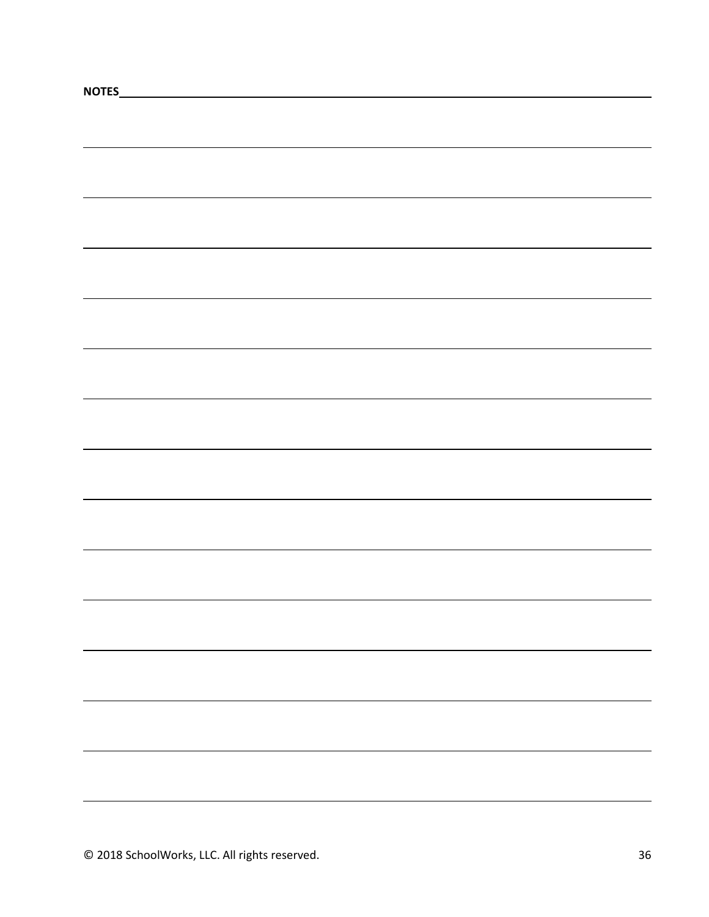**NOTES**

© 2018 SchoolWorks, LLC. All rights reserved.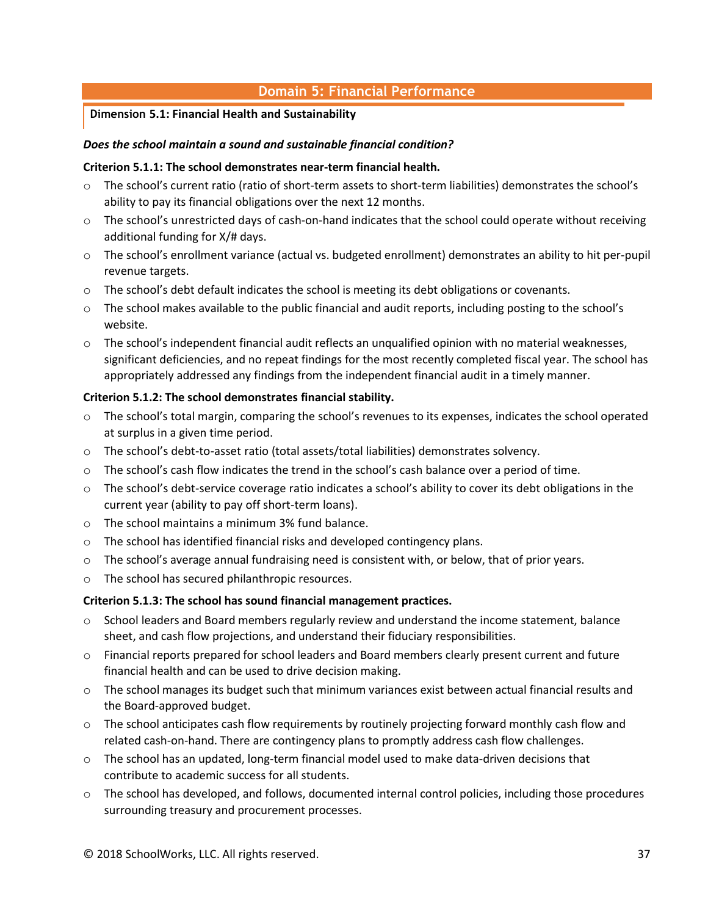## Domain 5: Financial Performance

### Dimension 5.1: Financial Health and Sustainability

***Does the school maintain a sound and sustainable financial condition?***

**Criterion 5.1.1: The school demonstrates near-term financial health.**

- The school's current ratio (ratio of short-term assets to short-term liabilities) demonstrates the school's ability to pay its financial obligations over the next 12 months.
- The school's unrestricted days of cash-on-hand indicates that the school could operate without receiving additional funding for X/# days.
- The school's enrollment variance (actual vs. budgeted enrollment) demonstrates an ability to hit per-pupil revenue targets.
- The school's debt default indicates the school is meeting its debt obligations or covenants.
- The school makes available to the public financial and audit reports, including posting to the school's website.
- The school's independent financial audit reflects an unqualified opinion with no material weaknesses, significant deficiencies, and no repeat findings for the most recently completed fiscal year. The school has appropriately addressed any findings from the independent financial audit in a timely manner.

**Criterion 5.1.2: The school demonstrates financial stability.**

- The school's total margin, comparing the school's revenues to its expenses, indicates the school operated at surplus in a given time period.
- The school's debt-to-asset ratio (total assets/total liabilities) demonstrates solvency.
- The school's cash flow indicates the trend in the school's cash balance over a period of time.
- The school's debt-service coverage ratio indicates a school's ability to cover its debt obligations in the current year (ability to pay off short-term loans).
- The school maintains a minimum 3% fund balance.
- The school has identified financial risks and developed contingency plans.
- The school's average annual fundraising need is consistent with, or below, that of prior years.
- The school has secured philanthropic resources.

**Criterion 5.1.3: The school has sound financial management practices.**

- School leaders and Board members regularly review and understand the income statement, balance sheet, and cash flow projections, and understand their fiduciary responsibilities.
- Financial reports prepared for school leaders and Board members clearly present current and future financial health and can be used to drive decision making.
- The school manages its budget such that minimum variances exist between actual financial results and the Board-approved budget.
- The school anticipates cash flow requirements by routinely projecting forward monthly cash flow and related cash-on-hand. There are contingency plans to promptly address cash flow challenges.
- The school has an updated, long-term financial model used to make data-driven decisions that contribute to academic success for all students.
- The school has developed, and follows, documented internal control policies, including those procedures surrounding treasury and procurement processes.

© 2018 SchoolWorks, LLC. All rights reserved.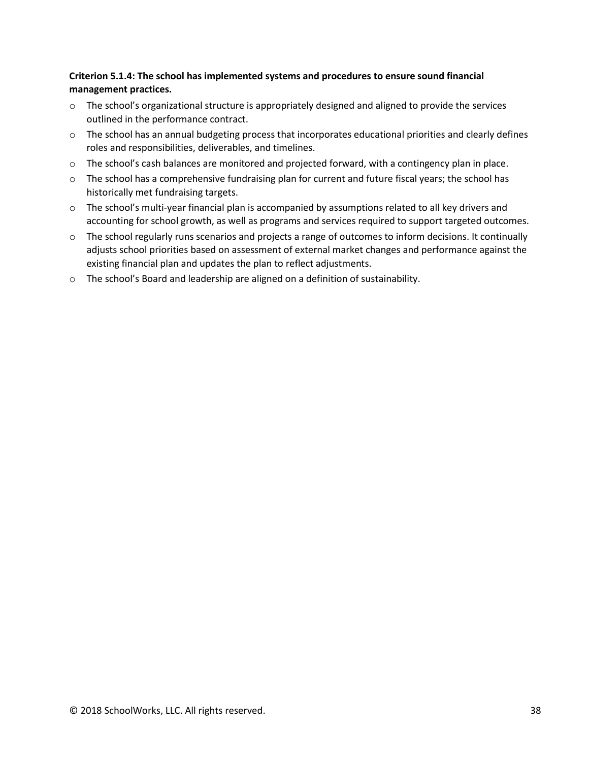**Criterion 5.1.4: The school has implemented systems and procedures to ensure sound financial management practices.**

- The school's organizational structure is appropriately designed and aligned to provide the services outlined in the performance contract.
- The school has an annual budgeting process that incorporates educational priorities and clearly defines roles and responsibilities, deliverables, and timelines.
- The school's cash balances are monitored and projected forward, with a contingency plan in place.
- The school has a comprehensive fundraising plan for current and future fiscal years; the school has historically met fundraising targets.
- The school's multi-year financial plan is accompanied by assumptions related to all key drivers and accounting for school growth, as well as programs and services required to support targeted outcomes.
- The school regularly runs scenarios and projects a range of outcomes to inform decisions. It continually adjusts school priorities based on assessment of external market changes and performance against the existing financial plan and updates the plan to reflect adjustments.
- The school's Board and leadership are aligned on a definition of sustainability.

© 2018 SchoolWorks, LLC. All rights reserved.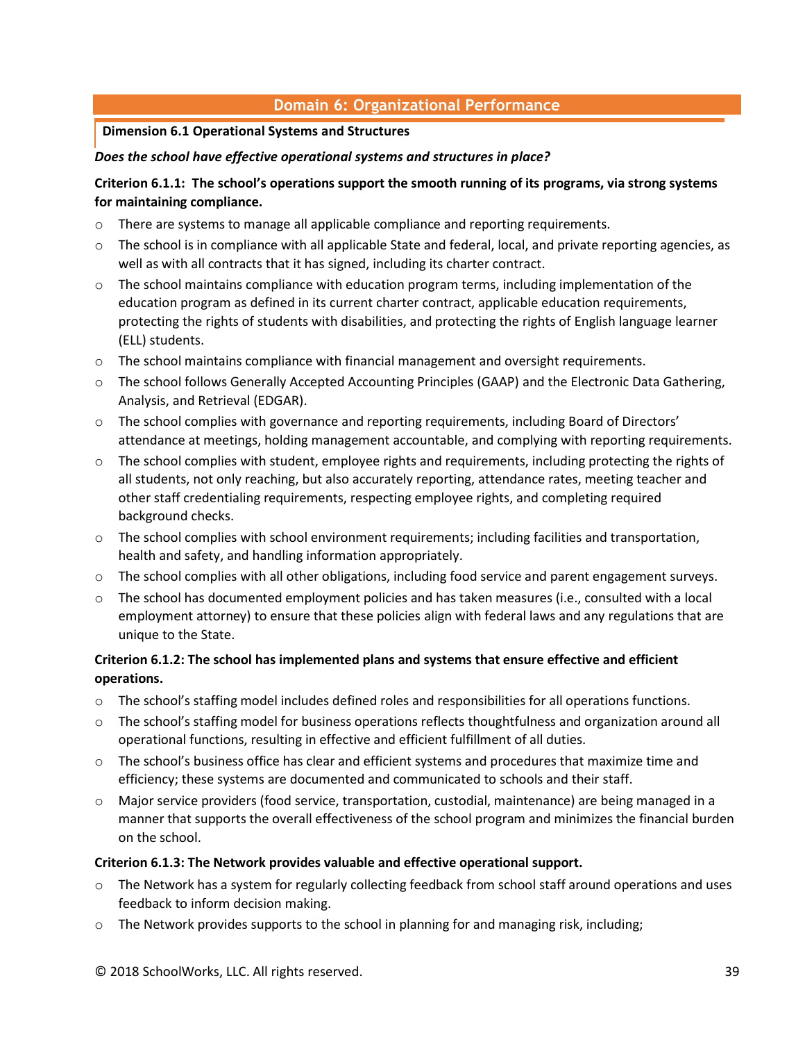## Domain 6: Organizational Performance

### Dimension 6.1 Operational Systems and Structures

***Does the school have effective operational systems and structures in place?***

**Criterion 6.1.1: The school's operations support the smooth running of its programs, via strong systems for maintaining compliance.**

- There are systems to manage all applicable compliance and reporting requirements.
- The school is in compliance with all applicable State and federal, local, and private reporting agencies, as well as with all contracts that it has signed, including its charter contract.
- The school maintains compliance with education program terms, including implementation of the education program as defined in its current charter contract, applicable education requirements, protecting the rights of students with disabilities, and protecting the rights of English language learner (ELL) students.
- The school maintains compliance with financial management and oversight requirements.
- The school follows Generally Accepted Accounting Principles (GAAP) and the Electronic Data Gathering, Analysis, and Retrieval (EDGAR).
- The school complies with governance and reporting requirements, including Board of Directors' attendance at meetings, holding management accountable, and complying with reporting requirements.
- The school complies with student, employee rights and requirements, including protecting the rights of all students, not only reaching, but also accurately reporting, attendance rates, meeting teacher and other staff credentialing requirements, respecting employee rights, and completing required background checks.
- The school complies with school environment requirements; including facilities and transportation, health and safety, and handling information appropriately.
- The school complies with all other obligations, including food service and parent engagement surveys.
- The school has documented employment policies and has taken measures (i.e., consulted with a local employment attorney) to ensure that these policies align with federal laws and any regulations that are unique to the State.

**Criterion 6.1.2: The school has implemented plans and systems that ensure effective and efficient operations.**

- The school's staffing model includes defined roles and responsibilities for all operations functions.
- The school's staffing model for business operations reflects thoughtfulness and organization around all operational functions, resulting in effective and efficient fulfillment of all duties.
- The school's business office has clear and efficient systems and procedures that maximize time and efficiency; these systems are documented and communicated to schools and their staff.
- Major service providers (food service, transportation, custodial, maintenance) are being managed in a manner that supports the overall effectiveness of the school program and minimizes the financial burden on the school.

**Criterion 6.1.3: The Network provides valuable and effective operational support.**

- The Network has a system for regularly collecting feedback from school staff around operations and uses feedback to inform decision making.
- The Network provides supports to the school in planning for and managing risk, including;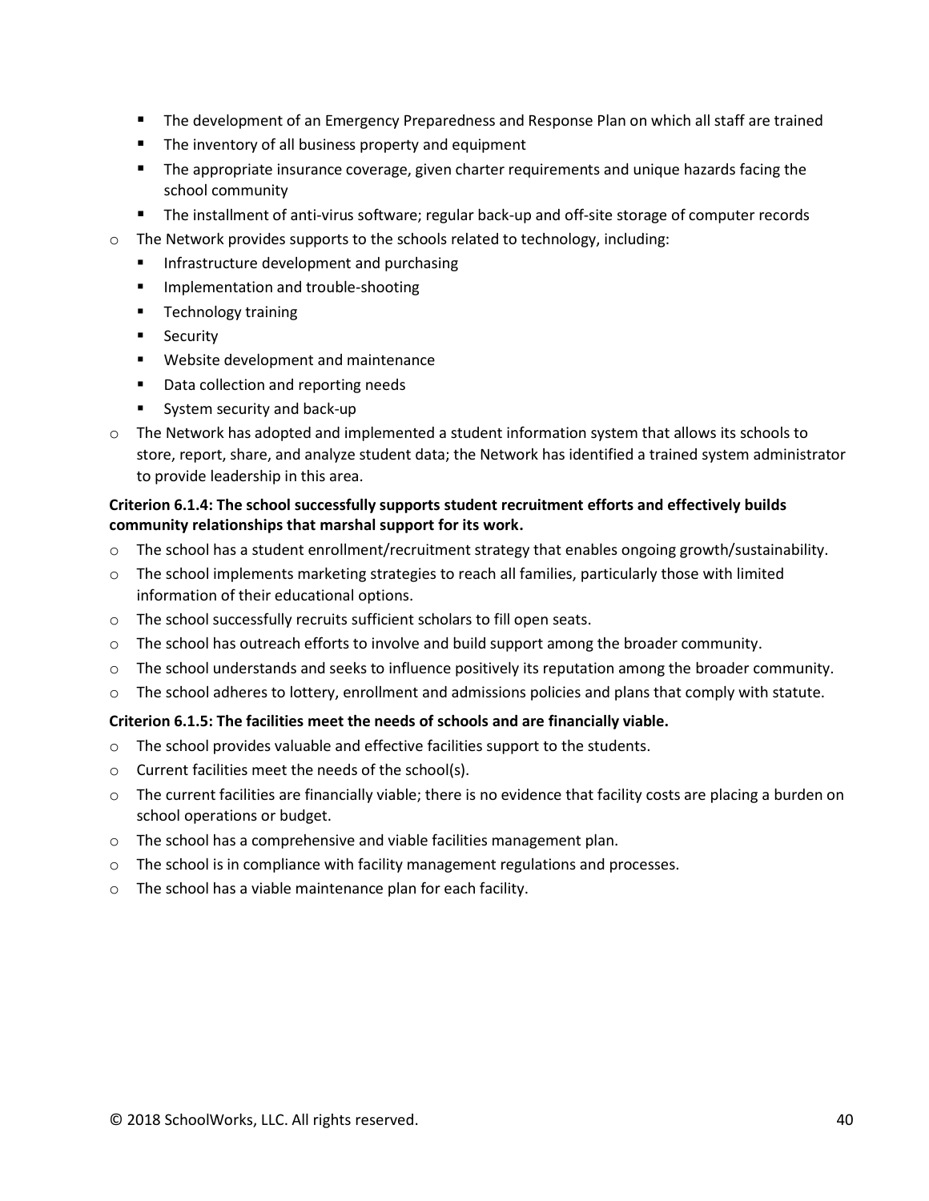- The development of an Emergency Preparedness and Response Plan on which all staff are trained
    - The inventory of all business property and equipment
    - The appropriate insurance coverage, given charter requirements and unique hazards facing the school community
    - The installment of anti-virus software; regular back-up and off-site storage of computer records
- The Network provides supports to the schools related to technology, including:
    - Infrastructure development and purchasing
    - Implementation and trouble-shooting
    - Technology training
    - Security
    - Website development and maintenance
    - Data collection and reporting needs
    - System security and back-up
- The Network has adopted and implemented a student information system that allows its schools to store, report, share, and analyze student data; the Network has identified a trained system administrator to provide leadership in this area.

**Criterion 6.1.4: The school successfully supports student recruitment efforts and effectively builds community relationships that marshal support for its work.**

- The school has a student enrollment/recruitment strategy that enables ongoing growth/sustainability.
- The school implements marketing strategies to reach all families, particularly those with limited information of their educational options.
- The school successfully recruits sufficient scholars to fill open seats.
- The school has outreach efforts to involve and build support among the broader community.
- The school understands and seeks to influence positively its reputation among the broader community.
- The school adheres to lottery, enrollment and admissions policies and plans that comply with statute.

**Criterion 6.1.5: The facilities meet the needs of schools and are financially viable.**

- The school provides valuable and effective facilities support to the students.
- Current facilities meet the needs of the school(s).
- The current facilities are financially viable; there is no evidence that facility costs are placing a burden on school operations or budget.
- The school has a comprehensive and viable facilities management plan.
- The school is in compliance with facility management regulations and processes.
- The school has a viable maintenance plan for each facility.

© 2018 SchoolWorks, LLC. All rights reserved.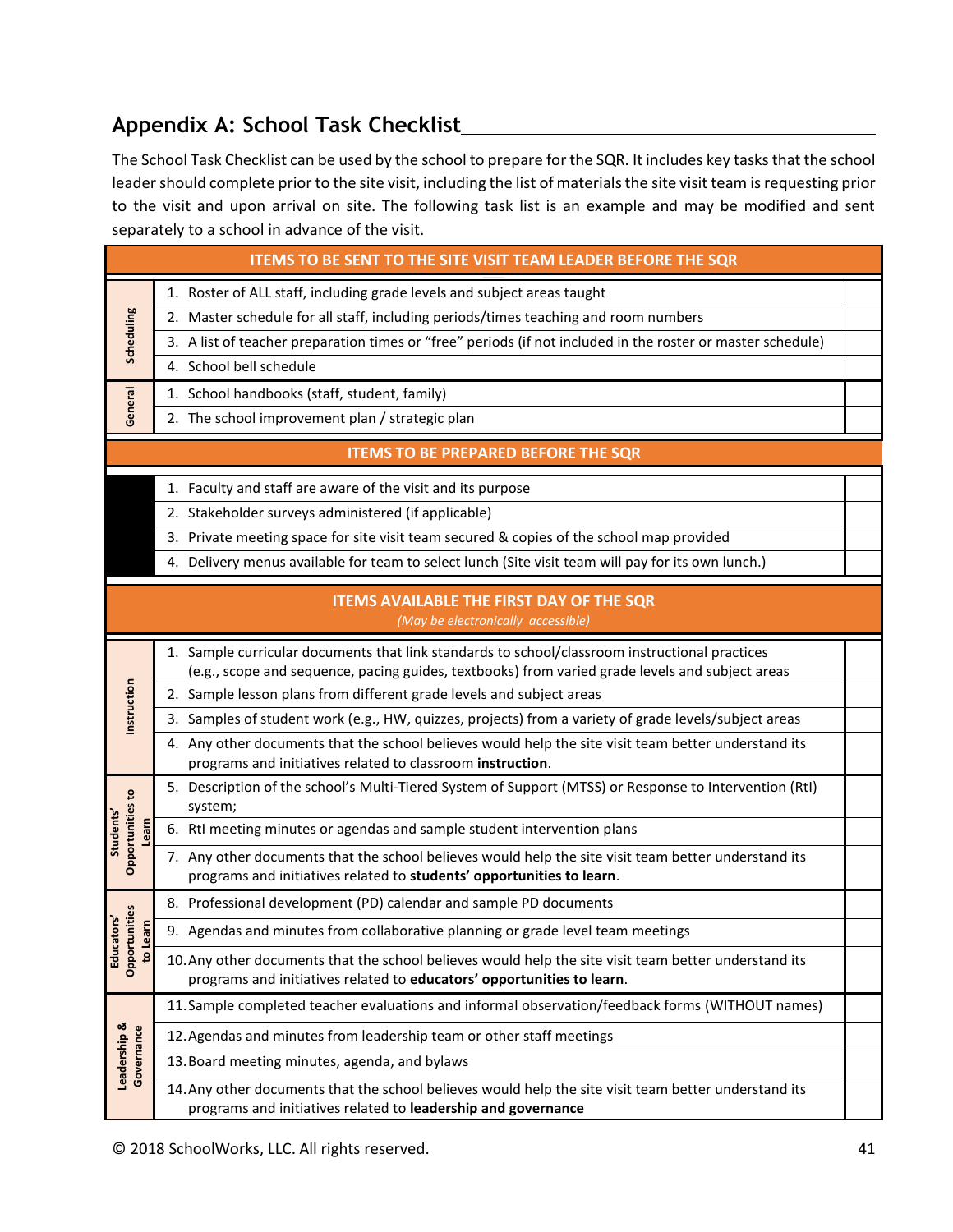## Appendix A: School Task Checklist

The School Task Checklist can be used by the school to prepare for the SQR. It includes key tasks that the school leader should complete prior to the site visit, including the list of materials the site visit team is requesting prior to the visit and upon arrival on site. The following task list is an example and may be modified and sent separately to a school in advance of the visit.

| | | |
|---|---|---|
| **ITEMS TO BE SENT TO THE SITE VISIT TEAM LEADER BEFORE THE SQR** | | |
| Scheduling | 1. Roster of ALL staff, including grade levels and subject areas taught | |
| | 2. Master schedule for all staff, including periods/times teaching and room numbers | |
| | 3. A list of teacher preparation times or "free" periods (if not included in the roster or master schedule) | |
| | 4. School bell schedule | |
| General | 1. School handbooks (staff, student, family) | |
| | 2. The school improvement plan / strategic plan | |
| **ITEMS TO BE PREPARED BEFORE THE SQR** | | |
| | 1. Faculty and staff are aware of the visit and its purpose | |
| | 2. Stakeholder surveys administered (if applicable) | |
| | 3. Private meeting space for site visit team secured & copies of the school map provided | |
| | 4. Delivery menus available for team to select lunch (Site visit team will pay for its own lunch.) | |
| **ITEMS AVAILABLE THE FIRST DAY OF THE SQR** *(May be electronically accessible)* | | |
| Instruction | 1. Sample curricular documents that link standards to school/classroom instructional practices (e.g., scope and sequence, pacing guides, textbooks) from varied grade levels and subject areas | |
| | 2. Sample lesson plans from different grade levels and subject areas | |
| | 3. Samples of student work (e.g., HW, quizzes, projects) from a variety of grade levels/subject areas | |
| | 4. Any other documents that the school believes would help the site visit team better understand its programs and initiatives related to classroom **instruction**. | |
| Students' Opportunities to Learn | 5. Description of the school's Multi-Tiered System of Support (MTSS) or Response to Intervention (RtI) system; | |
| | 6. RtI meeting minutes or agendas and sample student intervention plans | |
| | 7. Any other documents that the school believes would help the site visit team better understand its programs and initiatives related to **students' opportunities to learn**. | |
| Educators' Opportunities to Learn | 8. Professional development (PD) calendar and sample PD documents | |
| | 9. Agendas and minutes from collaborative planning or grade level team meetings | |
| | 10. Any other documents that the school believes would help the site visit team better understand its programs and initiatives related to **educators' opportunities to learn**. | |
| Leadership & Governance | 11. Sample completed teacher evaluations and informal observation/feedback forms (WITHOUT names) | |
| | 12. Agendas and minutes from leadership team or other staff meetings | |
| | 13. Board meeting minutes, agenda, and bylaws | |
| | 14. Any other documents that the school believes would help the site visit team better understand its programs and initiatives related to **leadership and governance** | |

© 2018 SchoolWorks, LLC. All rights reserved.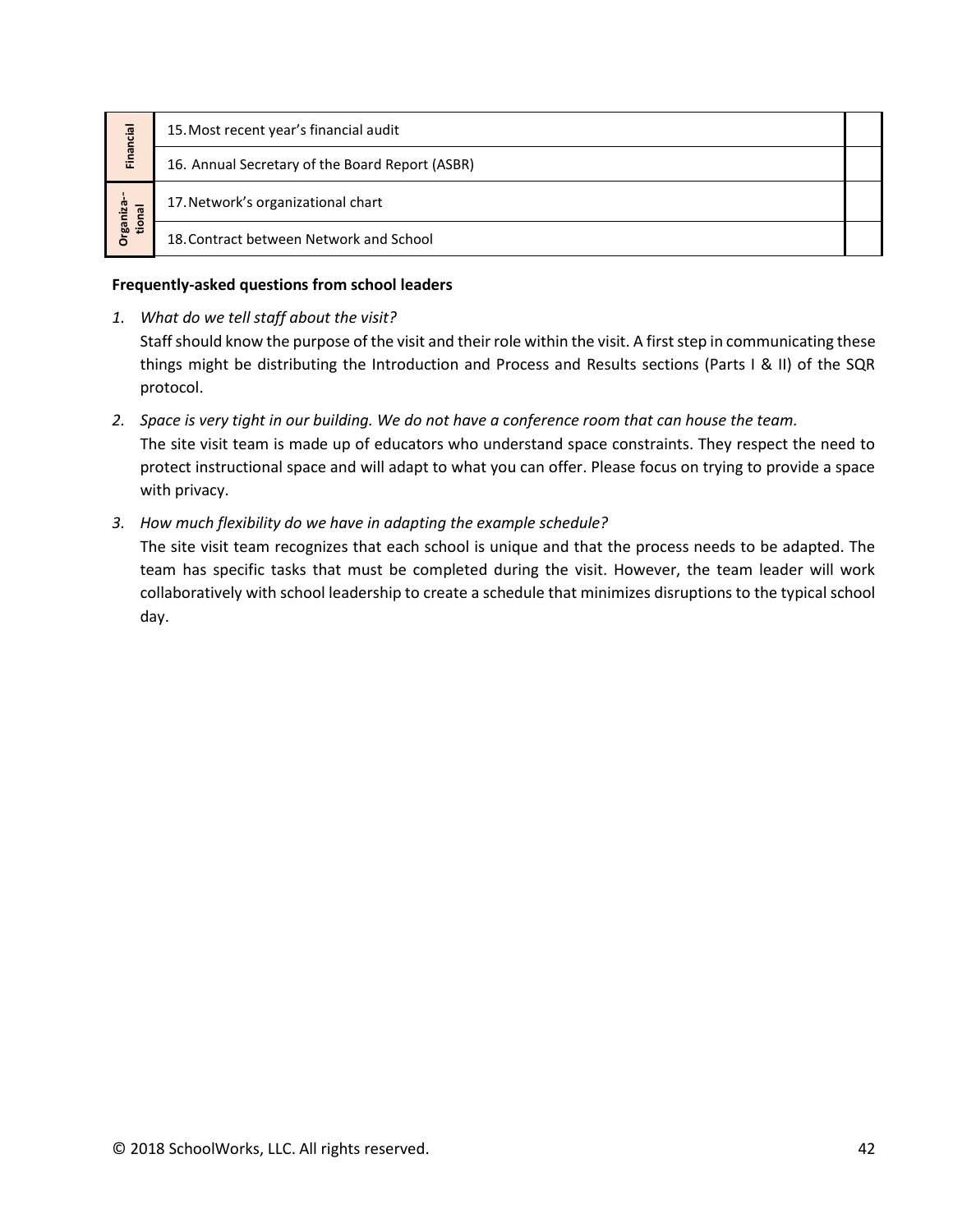| | | |
|---|---|---|
| Financial | 15. Most recent year's financial audit | |
| | 16. Annual Secretary of the Board Report (ASBR) | |
| Organiza-tional | 17. Network's organizational chart | |
| | 18. Contract between Network and School | |

**Frequently-asked questions from school leaders**

1. *What do we tell staff about the visit?*
   Staff should know the purpose of the visit and their role within the visit. A first step in communicating these things might be distributing the Introduction and Process and Results sections (Parts I & II) of the SQR protocol.

2. *Space is very tight in our building. We do not have a conference room that can house the team.*
   The site visit team is made up of educators who understand space constraints. They respect the need to protect instructional space and will adapt to what you can offer. Please focus on trying to provide a space with privacy.

3. *How much flexibility do we have in adapting the example schedule?*
   The site visit team recognizes that each school is unique and that the process needs to be adapted. The team has specific tasks that must be completed during the visit. However, the team leader will work collaboratively with school leadership to create a schedule that minimizes disruptions to the typical school day.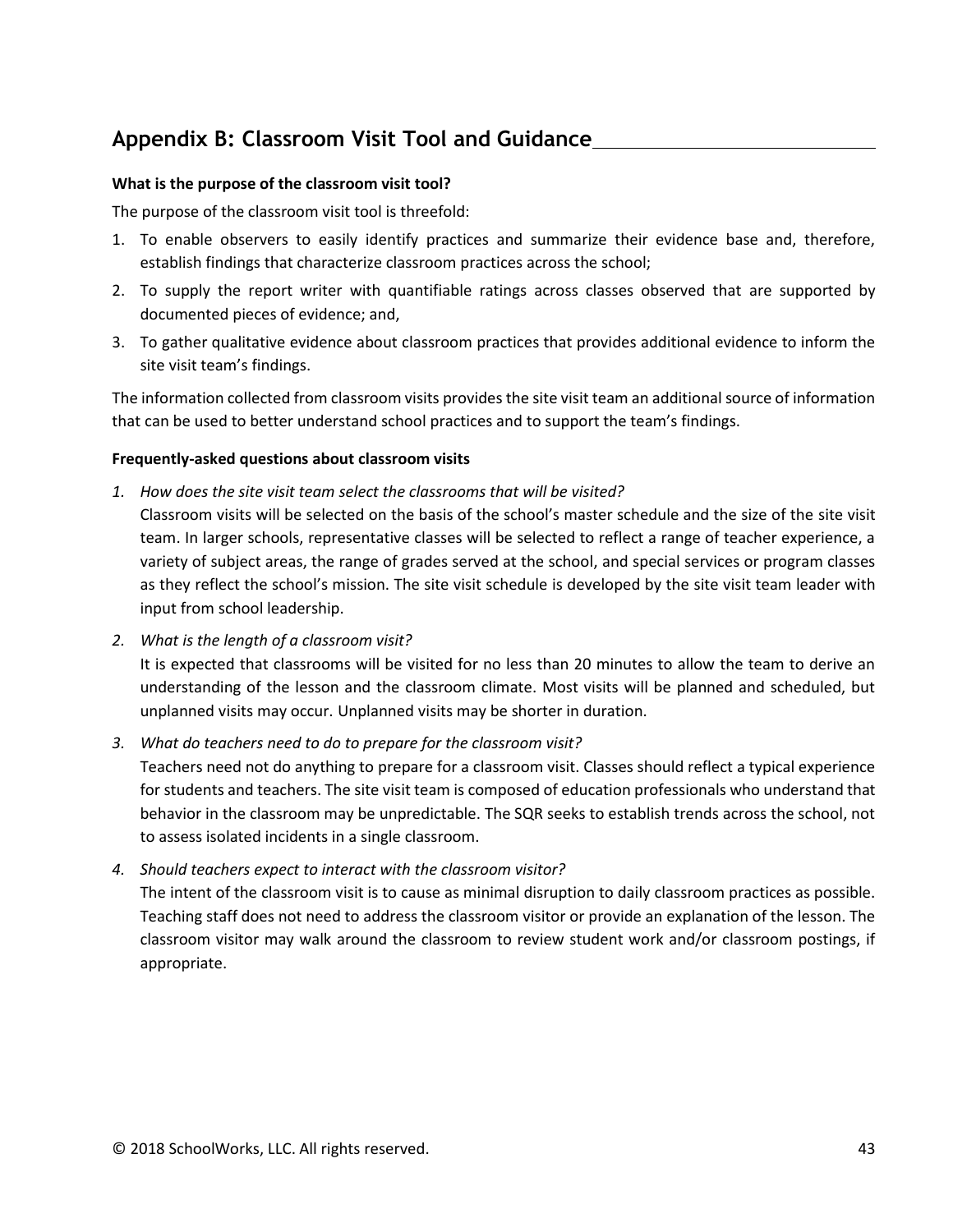## Appendix B: Classroom Visit Tool and Guidance

**What is the purpose of the classroom visit tool?**

The purpose of the classroom visit tool is threefold:

1. To enable observers to easily identify practices and summarize their evidence base and, therefore, establish findings that characterize classroom practices across the school;
2. To supply the report writer with quantifiable ratings across classes observed that are supported by documented pieces of evidence; and,
3. To gather qualitative evidence about classroom practices that provides additional evidence to inform the site visit team's findings.

The information collected from classroom visits provides the site visit team an additional source of information that can be used to better understand school practices and to support the team's findings.

**Frequently-asked questions about classroom visits**

1. *How does the site visit team select the classrooms that will be visited?*
   Classroom visits will be selected on the basis of the school's master schedule and the size of the site visit team. In larger schools, representative classes will be selected to reflect a range of teacher experience, a variety of subject areas, the range of grades served at the school, and special services or program classes as they reflect the school's mission. The site visit schedule is developed by the site visit team leader with input from school leadership.
2. *What is the length of a classroom visit?*
   It is expected that classrooms will be visited for no less than 20 minutes to allow the team to derive an understanding of the lesson and the classroom climate. Most visits will be planned and scheduled, but unplanned visits may occur. Unplanned visits may be shorter in duration.
3. *What do teachers need to do to prepare for the classroom visit?*
   Teachers need not do anything to prepare for a classroom visit. Classes should reflect a typical experience for students and teachers. The site visit team is composed of education professionals who understand that behavior in the classroom may be unpredictable. The SQR seeks to establish trends across the school, not to assess isolated incidents in a single classroom.
4. *Should teachers expect to interact with the classroom visitor?*
   The intent of the classroom visit is to cause as minimal disruption to daily classroom practices as possible. Teaching staff does not need to address the classroom visitor or provide an explanation of the lesson. The classroom visitor may walk around the classroom to review student work and/or classroom postings, if appropriate.

© 2018 SchoolWorks, LLC. All rights reserved.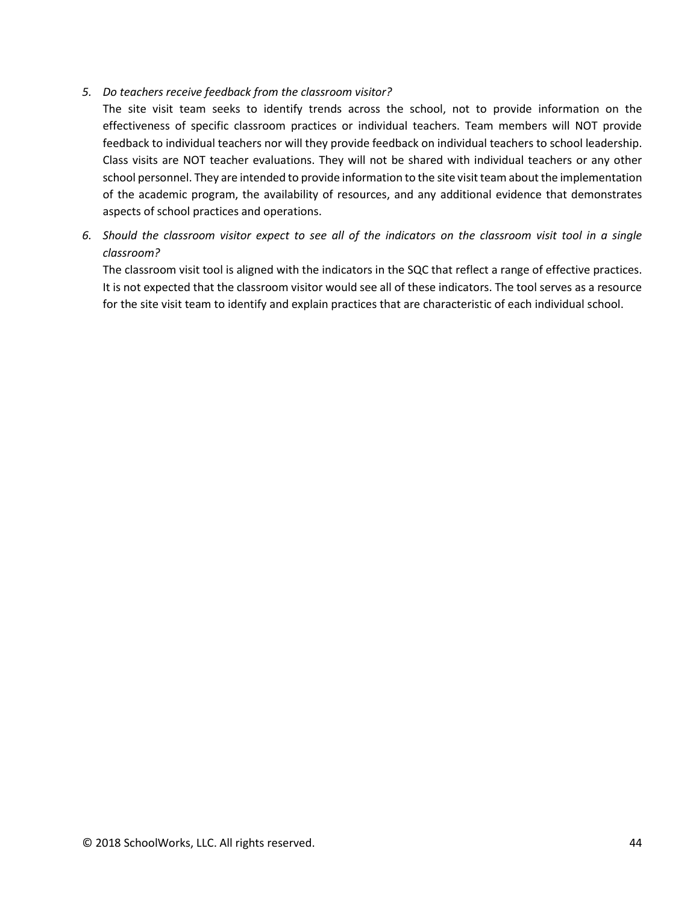5. *Do teachers receive feedback from the classroom visitor?*

   The site visit team seeks to identify trends across the school, not to provide information on the effectiveness of specific classroom practices or individual teachers. Team members will NOT provide feedback to individual teachers nor will they provide feedback on individual teachers to school leadership. Class visits are NOT teacher evaluations. They will not be shared with individual teachers or any other school personnel. They are intended to provide information to the site visit team about the implementation of the academic program, the availability of resources, and any additional evidence that demonstrates aspects of school practices and operations.

6. *Should the classroom visitor expect to see all of the indicators on the classroom visit tool in a single classroom?*

   The classroom visit tool is aligned with the indicators in the SQC that reflect a range of effective practices. It is not expected that the classroom visitor would see all of these indicators. The tool serves as a resource for the site visit team to identify and explain practices that are characteristic of each individual school.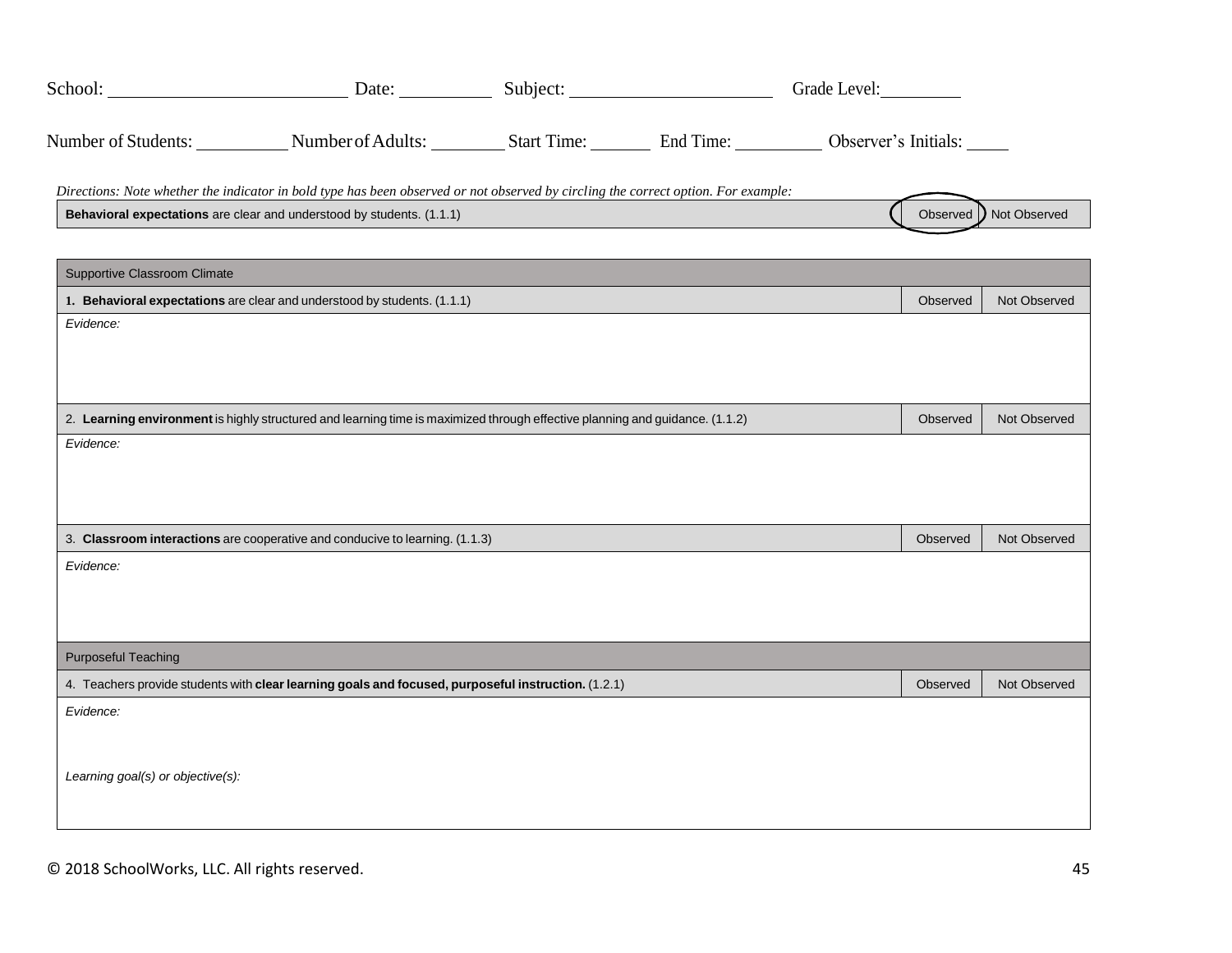School: __________________ Date: __________ Subject: ____________________ Grade Level: _________

Number of Students: __________ Number of Adults: ________ Start Time: _______ End Time: _________ Observer's Initials: _____

*Directions: Note whether the indicator in bold type has been observed or not observed by circling the correct option. For example:*

| **Behavioral expectations** are clear and understood by students. (1.1.1) | (Observed) | Not Observed |
|---|---|---|

| Supportive Classroom Climate | | |
|---|---|---|
| 1. **Behavioral expectations** are clear and understood by students. (1.1.1) | Observed | Not Observed |
| *Evidence:* | | |
| 2. **Learning environment** is highly structured and learning time is maximized through effective planning and guidance. (1.1.2) | Observed | Not Observed |
| *Evidence:* | | |
| 3. **Classroom interactions** are cooperative and conducive to learning. (1.1.3) | Observed | Not Observed |
| *Evidence:* | | |
| Purposeful Teaching | | |
| 4. Teachers provide students with **clear learning goals and focused, purposeful instruction.** (1.2.1) | Observed | Not Observed |
| *Evidence:*<br><br>*Learning goal(s) or objective(s):* | | |

© 2018 SchoolWorks, LLC. All rights reserved.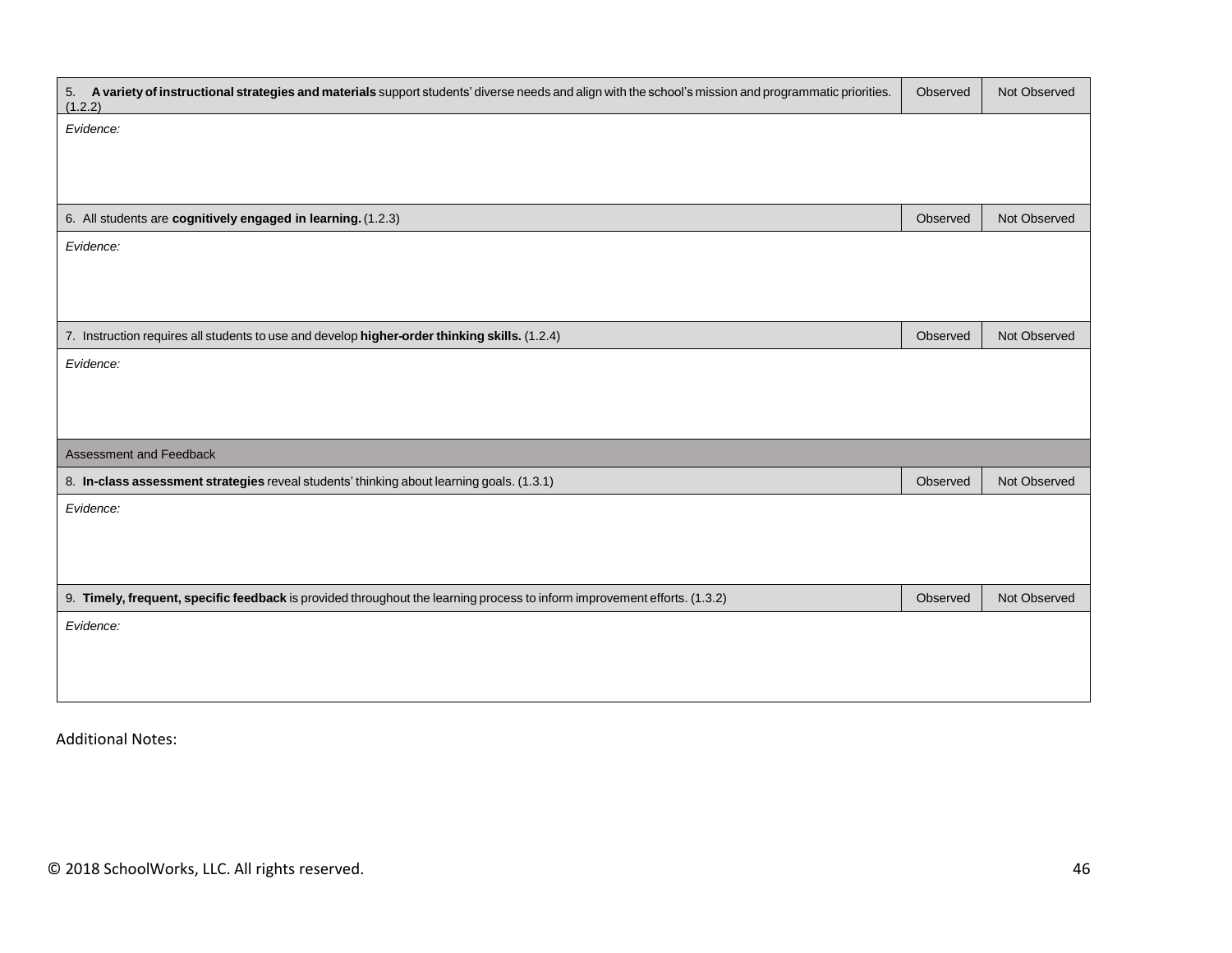| | | |
|---|---|---|
| 5. **A variety of instructional strategies and materials** support students' diverse needs and align with the school's mission and programmatic priorities. (1.2.2) | Observed | Not Observed |
| *Evidence:* | | |
| 6. All students are **cognitively engaged in learning.** (1.2.3) | Observed | Not Observed |
| *Evidence:* | | |
| 7. Instruction requires all students to use and develop **higher-order thinking skills.** (1.2.4) | Observed | Not Observed |
| *Evidence:* | | |
| Assessment and Feedback | | |
| 8. **In-class assessment strategies** reveal students' thinking about learning goals. (1.3.1) | Observed | Not Observed |
| *Evidence:* | | |
| 9. **Timely, frequent, specific feedback** is provided throughout the learning process to inform improvement efforts. (1.3.2) | Observed | Not Observed |
| *Evidence:* | | |

Additional Notes:

© 2018 SchoolWorks, LLC. All rights reserved.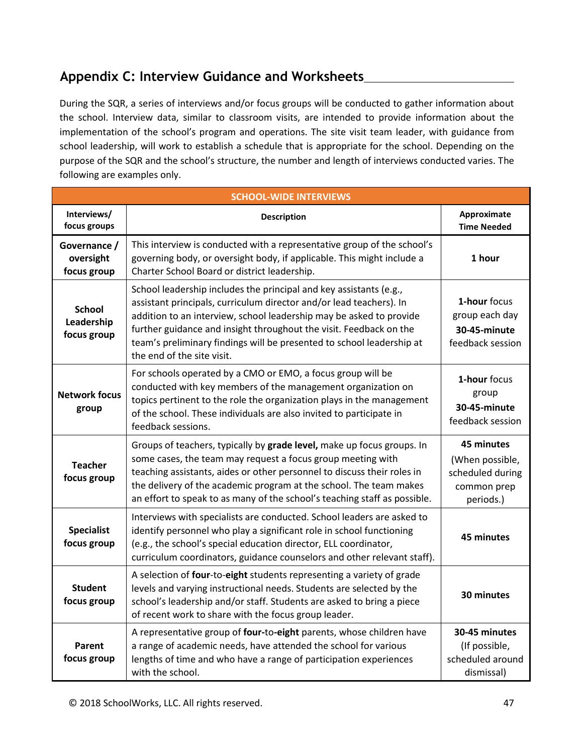## Appendix C: Interview Guidance and Worksheets

During the SQR, a series of interviews and/or focus groups will be conducted to gather information about the school. Interview data, similar to classroom visits, are intended to provide information about the implementation of the school's program and operations. The site visit team leader, with guidance from school leadership, will work to establish a schedule that is appropriate for the school. Depending on the purpose of the SQR and the school's structure, the number and length of interviews conducted varies. The following are examples only.

| **SCHOOL-WIDE INTERVIEWS** | | |
|---|---|---|
| **Interviews/ focus groups** | **Description** | **Approximate Time Needed** |
| **Governance / oversight focus group** | This interview is conducted with a representative group of the school's governing body, or oversight body, if applicable. This might include a Charter School Board or district leadership. | **1 hour** |
| **School Leadership focus group** | School leadership includes the principal and key assistants (e.g., assistant principals, curriculum director and/or lead teachers). In addition to an interview, school leadership may be asked to provide further guidance and insight throughout the visit. Feedback on the team's preliminary findings will be presented to school leadership at the end of the site visit. | **1-hour** focus group each day **30-45-minute** feedback session |
| **Network focus group** | For schools operated by a CMO or EMO, a focus group will be conducted with key members of the management organization on topics pertinent to the role the organization plays in the management of the school. These individuals are also invited to participate in feedback sessions. | **1-hour** focus group **30-45-minute** feedback session |
| **Teacher focus group** | Groups of teachers, typically by **grade level,** make up focus groups. In some cases, the team may request a focus group meeting with teaching assistants, aides or other personnel to discuss their roles in the delivery of the academic program at the school. The team makes an effort to speak to as many of the school's teaching staff as possible. | **45 minutes** (When possible, scheduled during common prep periods.) |
| **Specialist focus group** | Interviews with specialists are conducted. School leaders are asked to identify personnel who play a significant role in school functioning (e.g., the school's special education director, ELL coordinator, curriculum coordinators, guidance counselors and other relevant staff). | **45 minutes** |
| **Student focus group** | A selection of **four**-to-**eight** students representing a variety of grade levels and varying instructional needs. Students are selected by the school's leadership and/or staff. Students are asked to bring a piece of recent work to share with the focus group leader. | **30 minutes** |
| **Parent focus group** | A representative group of **four-**to**-eight** parents, whose children have a range of academic needs, have attended the school for various lengths of time and who have a range of participation experiences with the school. | **30-45 minutes** (If possible, scheduled around dismissal) |

© 2018 SchoolWorks, LLC. All rights reserved.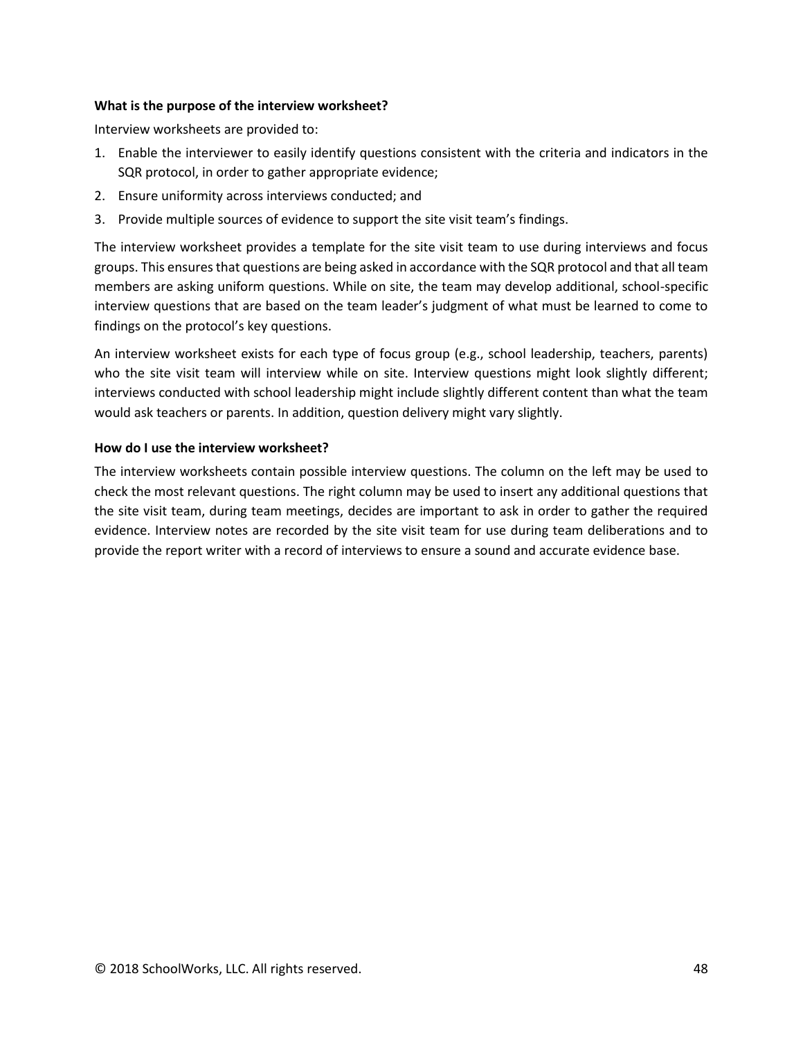**What is the purpose of the interview worksheet?**

Interview worksheets are provided to:

1. Enable the interviewer to easily identify questions consistent with the criteria and indicators in the SQR protocol, in order to gather appropriate evidence;
2. Ensure uniformity across interviews conducted; and
3. Provide multiple sources of evidence to support the site visit team's findings.

The interview worksheet provides a template for the site visit team to use during interviews and focus groups. This ensures that questions are being asked in accordance with the SQR protocol and that all team members are asking uniform questions. While on site, the team may develop additional, school-specific interview questions that are based on the team leader's judgment of what must be learned to come to findings on the protocol's key questions.

An interview worksheet exists for each type of focus group (e.g., school leadership, teachers, parents) who the site visit team will interview while on site. Interview questions might look slightly different; interviews conducted with school leadership might include slightly different content than what the team would ask teachers or parents. In addition, question delivery might vary slightly.

**How do I use the interview worksheet?**

The interview worksheets contain possible interview questions. The column on the left may be used to check the most relevant questions. The right column may be used to insert any additional questions that the site visit team, during team meetings, decides are important to ask in order to gather the required evidence. Interview notes are recorded by the site visit team for use during team deliberations and to provide the report writer with a record of interviews to ensure a sound and accurate evidence base.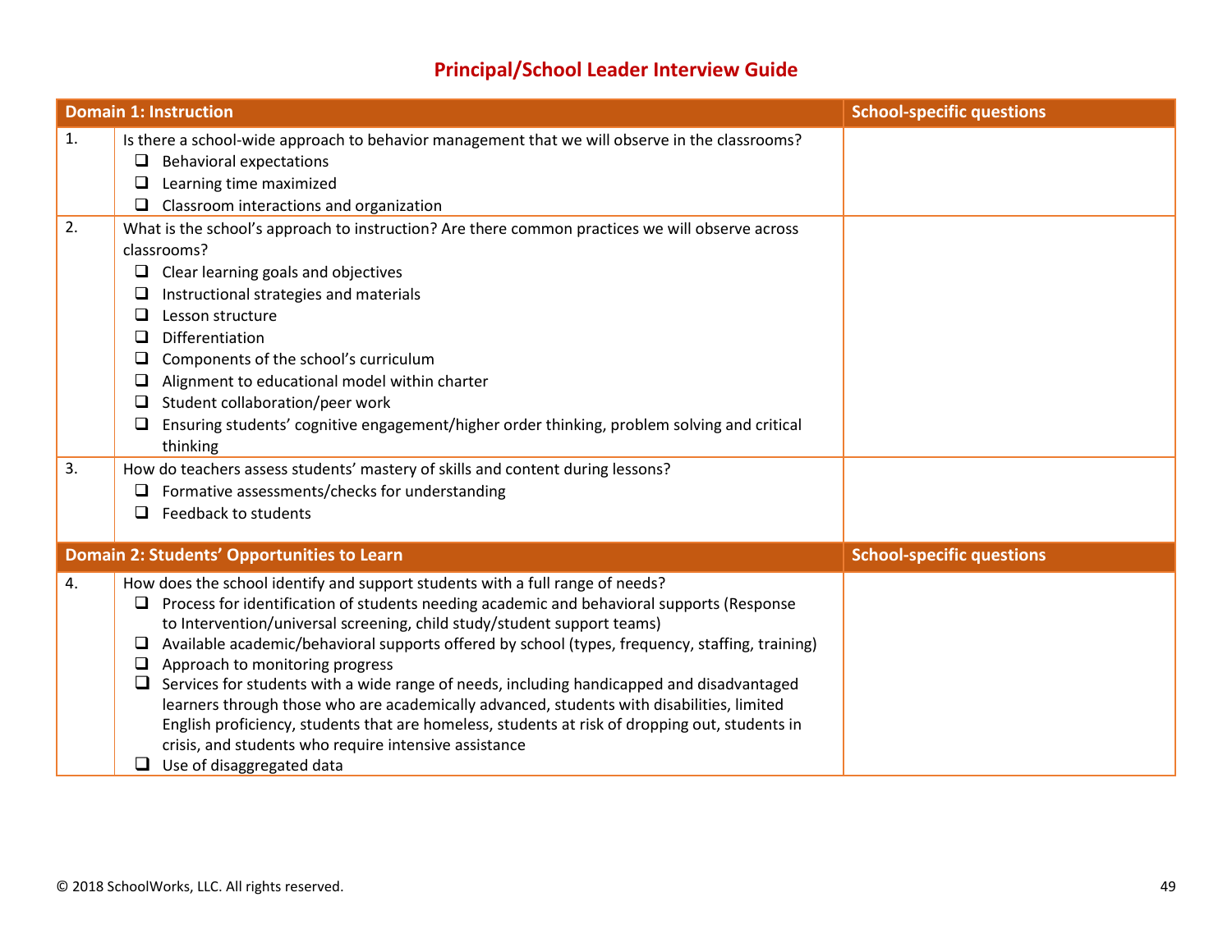# Principal/School Leader Interview Guide

| | Domain 1: Instruction | School-specific questions |
|---|---|---|
| 1. | Is there a school-wide approach to behavior management that we will observe in the classrooms?<br>❑ Behavioral expectations<br>❑ Learning time maximized<br>❑ Classroom interactions and organization | |
| 2. | What is the school's approach to instruction? Are there common practices we will observe across classrooms?<br>❑ Clear learning goals and objectives<br>❑ Instructional strategies and materials<br>❑ Lesson structure<br>❑ Differentiation<br>❑ Components of the school's curriculum<br>❑ Alignment to educational model within charter<br>❑ Student collaboration/peer work<br>❑ Ensuring students' cognitive engagement/higher order thinking, problem solving and critical thinking | |
| 3. | How do teachers assess students' mastery of skills and content during lessons?<br>❑ Formative assessments/checks for understanding<br>❑ Feedback to students | |
| | **Domain 2: Students' Opportunities to Learn** | **School-specific questions** |
| 4. | How does the school identify and support students with a full range of needs?<br>❑ Process for identification of students needing academic and behavioral supports (Response to Intervention/universal screening, child study/student support teams)<br>❑ Available academic/behavioral supports offered by school (types, frequency, staffing, training)<br>❑ Approach to monitoring progress<br>❑ Services for students with a wide range of needs, including handicapped and disadvantaged learners through those who are academically advanced, students with disabilities, limited English proficiency, students that are homeless, students at risk of dropping out, students in crisis, and students who require intensive assistance<br>❑ Use of disaggregated data | |

© 2018 SchoolWorks, LLC. All rights reserved.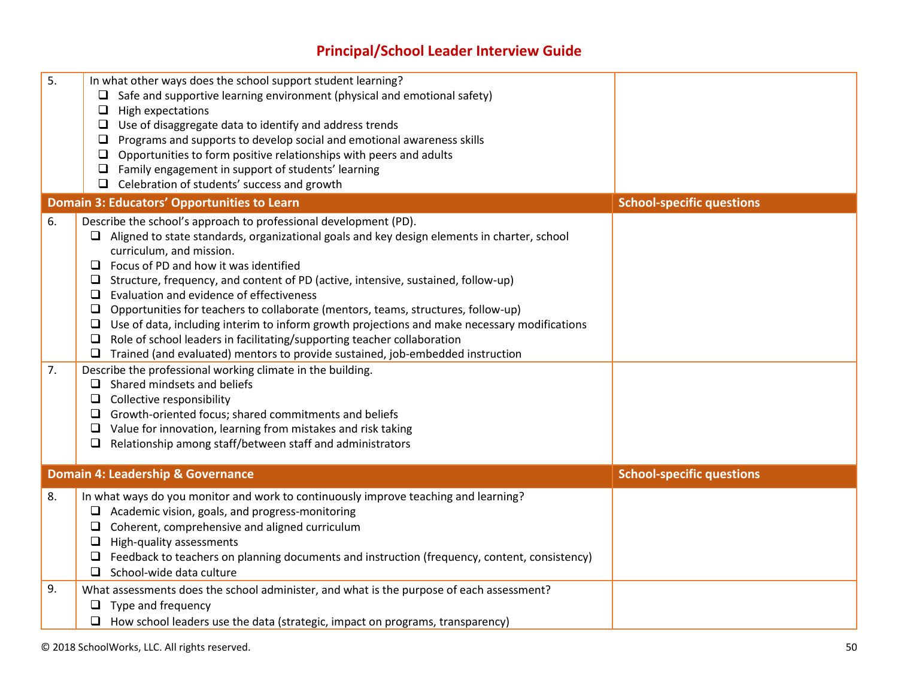## Principal/School Leader Interview Guide

| | | |
|---|---|---|
| 5. | In what other ways does the school support student learning?<br>❑ Safe and supportive learning environment (physical and emotional safety)<br>❑ High expectations<br>❑ Use of disaggregate data to identify and address trends<br>❑ Programs and supports to develop social and emotional awareness skills<br>❑ Opportunities to form positive relationships with peers and adults<br>❑ Family engagement in support of students' learning<br>❑ Celebration of students' success and growth | |
| **Domain 3: Educators' Opportunities to Learn** | | **School-specific questions** |
| 6. | Describe the school's approach to professional development (PD).<br>❑ Aligned to state standards, organizational goals and key design elements in charter, school curriculum, and mission.<br>❑ Focus of PD and how it was identified<br>❑ Structure, frequency, and content of PD (active, intensive, sustained, follow-up)<br>❑ Evaluation and evidence of effectiveness<br>❑ Opportunities for teachers to collaborate (mentors, teams, structures, follow-up)<br>❑ Use of data, including interim to inform growth projections and make necessary modifications<br>❑ Role of school leaders in facilitating/supporting teacher collaboration<br>❑ Trained (and evaluated) mentors to provide sustained, job-embedded instruction | |
| 7. | Describe the professional working climate in the building.<br>❑ Shared mindsets and beliefs<br>❑ Collective responsibility<br>❑ Growth-oriented focus; shared commitments and beliefs<br>❑ Value for innovation, learning from mistakes and risk taking<br>❑ Relationship among staff/between staff and administrators | |
| **Domain 4: Leadership & Governance** | | **School-specific questions** |
| 8. | In what ways do you monitor and work to continuously improve teaching and learning?<br>❑ Academic vision, goals, and progress-monitoring<br>❑ Coherent, comprehensive and aligned curriculum<br>❑ High-quality assessments<br>❑ Feedback to teachers on planning documents and instruction (frequency, content, consistency)<br>❑ School-wide data culture | |
| 9. | What assessments does the school administer, and what is the purpose of each assessment?<br>❑ Type and frequency<br>❑ How school leaders use the data (strategic, impact on programs, transparency) | |

© 2018 SchoolWorks, LLC. All rights reserved.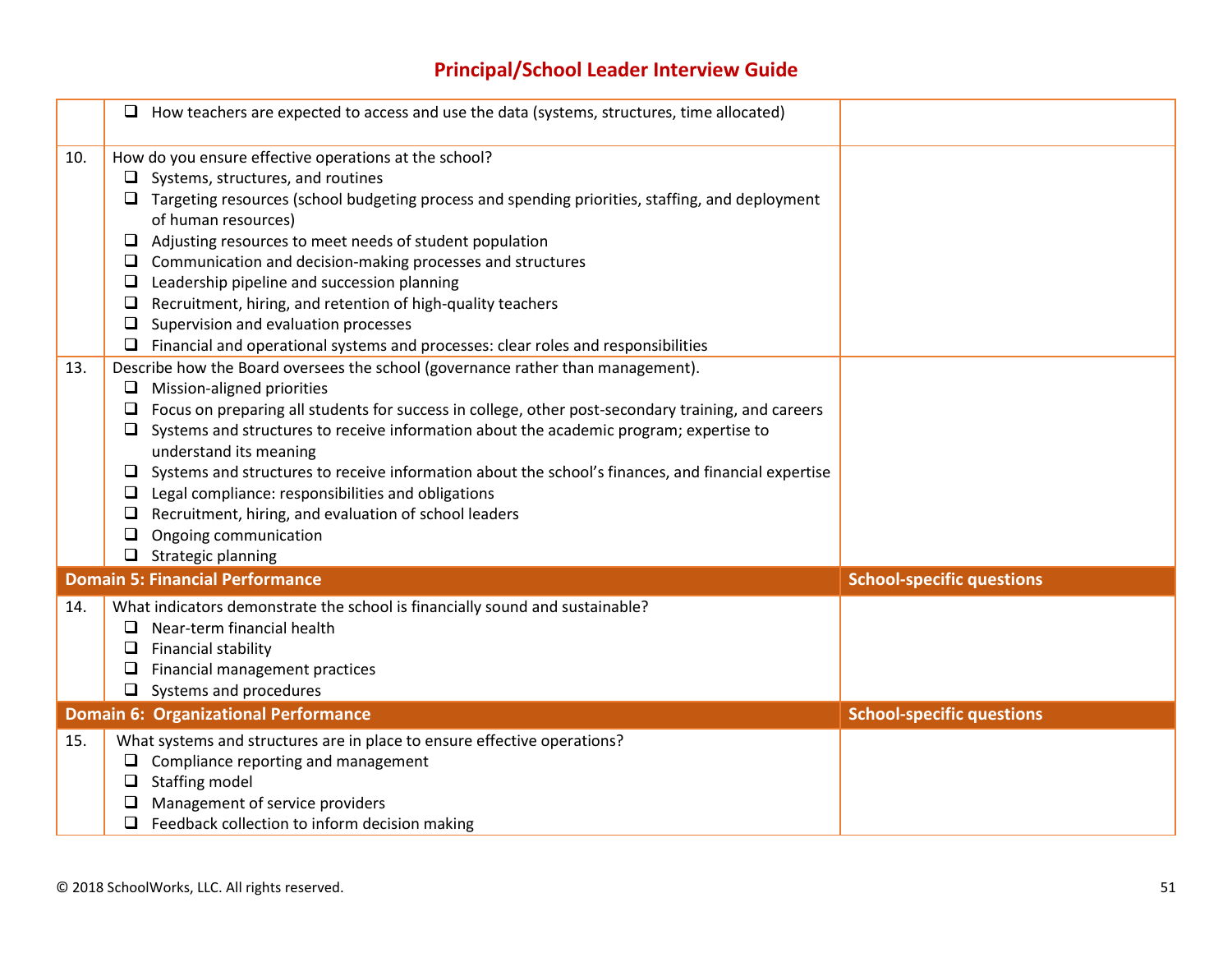## Principal/School Leader Interview Guide

| | | |
|---|---|---|
| | ❑ How teachers are expected to access and use the data (systems, structures, time allocated) | |
| 10. | How do you ensure effective operations at the school?<br>❑ Systems, structures, and routines<br>❑ Targeting resources (school budgeting process and spending priorities, staffing, and deployment of human resources)<br>❑ Adjusting resources to meet needs of student population<br>❑ Communication and decision-making processes and structures<br>❑ Leadership pipeline and succession planning<br>❑ Recruitment, hiring, and retention of high-quality teachers<br>❑ Supervision and evaluation processes<br>❑ Financial and operational systems and processes: clear roles and responsibilities | |
| 13. | Describe how the Board oversees the school (governance rather than management).<br>❑ Mission-aligned priorities<br>❑ Focus on preparing all students for success in college, other post-secondary training, and careers<br>❑ Systems and structures to receive information about the academic program; expertise to understand its meaning<br>❑ Systems and structures to receive information about the school's finances, and financial expertise<br>❑ Legal compliance: responsibilities and obligations<br>❑ Recruitment, hiring, and evaluation of school leaders<br>❑ Ongoing communication<br>❑ Strategic planning | |
| **Domain 5: Financial Performance** | | **School-specific questions** |
| 14. | What indicators demonstrate the school is financially sound and sustainable?<br>❑ Near-term financial health<br>❑ Financial stability<br>❑ Financial management practices<br>❑ Systems and procedures | |
| **Domain 6: Organizational Performance** | | **School-specific questions** |
| 15. | What systems and structures are in place to ensure effective operations?<br>❑ Compliance reporting and management<br>❑ Staffing model<br>❑ Management of service providers<br>❑ Feedback collection to inform decision making | |

© 2018 SchoolWorks, LLC. All rights reserved.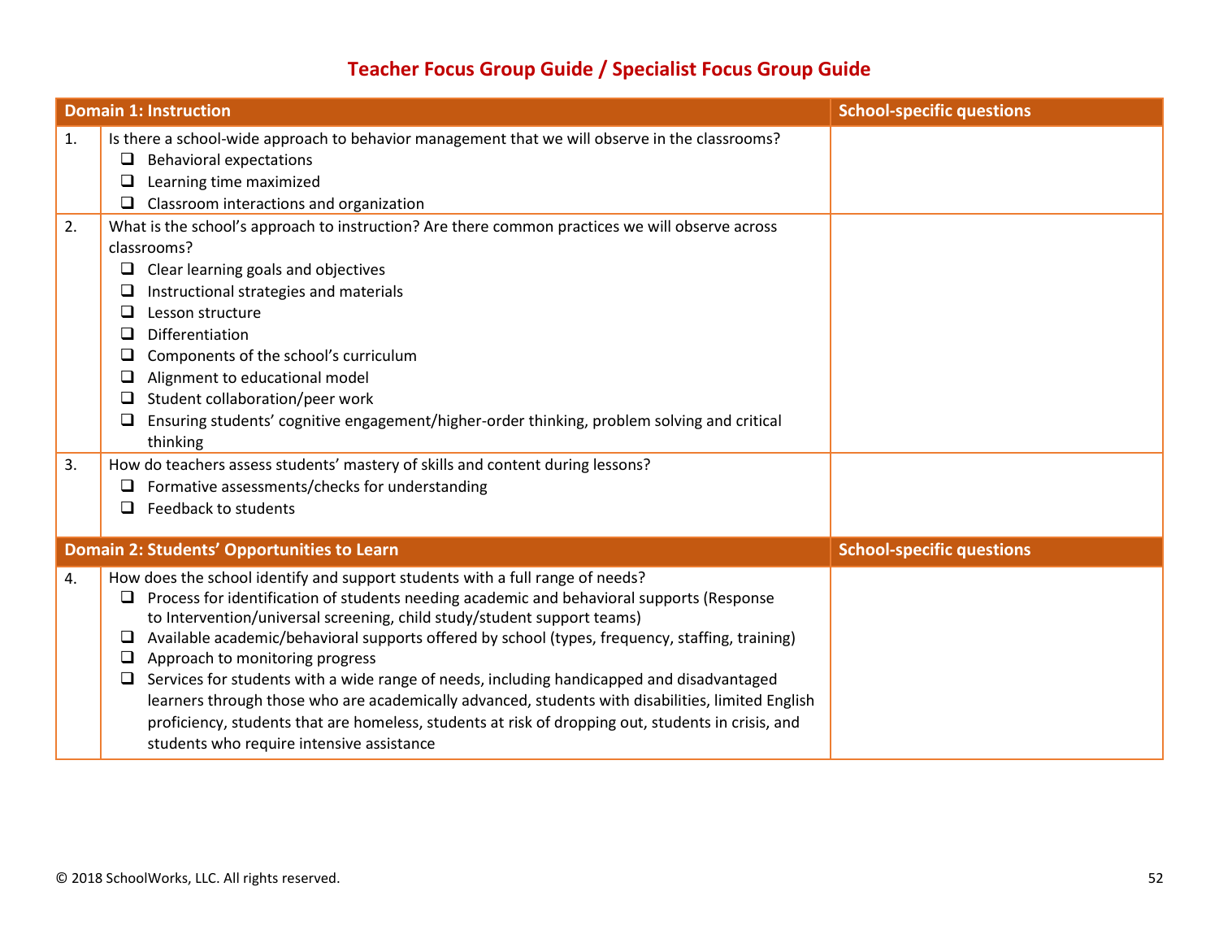# Teacher Focus Group Guide / Specialist Focus Group Guide

| | Domain 1: Instruction | School-specific questions |
|---|---|---|
| 1. | Is there a school-wide approach to behavior management that we will observe in the classrooms?<br>❑ Behavioral expectations<br>❑ Learning time maximized<br>❑ Classroom interactions and organization | |
| 2. | What is the school's approach to instruction? Are there common practices we will observe across classrooms?<br>❑ Clear learning goals and objectives<br>❑ Instructional strategies and materials<br>❑ Lesson structure<br>❑ Differentiation<br>❑ Components of the school's curriculum<br>❑ Alignment to educational model<br>❑ Student collaboration/peer work<br>❑ Ensuring students' cognitive engagement/higher-order thinking, problem solving and critical thinking | |
| 3. | How do teachers assess students' mastery of skills and content during lessons?<br>❑ Formative assessments/checks for understanding<br>❑ Feedback to students | |
| | **Domain 2: Students' Opportunities to Learn** | **School-specific questions** |
| 4. | How does the school identify and support students with a full range of needs?<br>❑ Process for identification of students needing academic and behavioral supports (Response to Intervention/universal screening, child study/student support teams)<br>❑ Available academic/behavioral supports offered by school (types, frequency, staffing, training)<br>❑ Approach to monitoring progress<br>❑ Services for students with a wide range of needs, including handicapped and disadvantaged learners through those who are academically advanced, students with disabilities, limited English proficiency, students that are homeless, students at risk of dropping out, students in crisis, and students who require intensive assistance | |

© 2018 SchoolWorks, LLC. All rights reserved.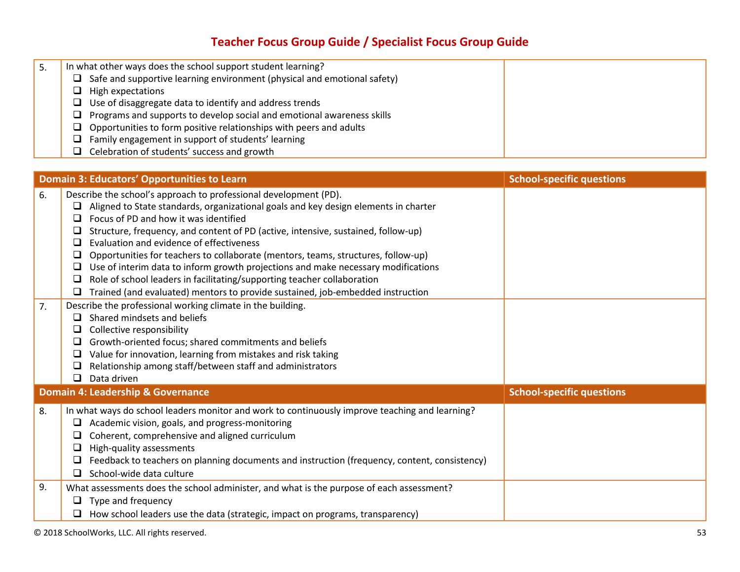## Teacher Focus Group Guide / Specialist Focus Group Guide

| | | |
|---|---|---|
| 5. | In what other ways does the school support student learning?<br>❑ Safe and supportive learning environment (physical and emotional safety)<br>❑ High expectations<br>❑ Use of disaggregate data to identify and address trends<br>❑ Programs and supports to develop social and emotional awareness skills<br>❑ Opportunities to form positive relationships with peers and adults<br>❑ Family engagement in support of students' learning<br>❑ Celebration of students' success and growth | |

| Domain 3: Educators' Opportunities to Learn | | School-specific questions |
|---|---|---|
| 6. | Describe the school's approach to professional development (PD).<br>❑ Aligned to State standards, organizational goals and key design elements in charter<br>❑ Focus of PD and how it was identified<br>❑ Structure, frequency, and content of PD (active, intensive, sustained, follow-up)<br>❑ Evaluation and evidence of effectiveness<br>❑ Opportunities for teachers to collaborate (mentors, teams, structures, follow-up)<br>❑ Use of interim data to inform growth projections and make necessary modifications<br>❑ Role of school leaders in facilitating/supporting teacher collaboration<br>❑ Trained (and evaluated) mentors to provide sustained, job-embedded instruction | |
| 7. | Describe the professional working climate in the building.<br>❑ Shared mindsets and beliefs<br>❑ Collective responsibility<br>❑ Growth-oriented focus; shared commitments and beliefs<br>❑ Value for innovation, learning from mistakes and risk taking<br>❑ Relationship among staff/between staff and administrators<br>❑ Data driven | |
| **Domain 4: Leadership & Governance** | | **School-specific questions** |
| 8. | In what ways do school leaders monitor and work to continuously improve teaching and learning?<br>❑ Academic vision, goals, and progress-monitoring<br>❑ Coherent, comprehensive and aligned curriculum<br>❑ High-quality assessments<br>❑ Feedback to teachers on planning documents and instruction (frequency, content, consistency)<br>❑ School-wide data culture | |
| 9. | What assessments does the school administer, and what is the purpose of each assessment?<br>❑ Type and frequency<br>❑ How school leaders use the data (strategic, impact on programs, transparency) | |

© 2018 SchoolWorks, LLC. All rights reserved.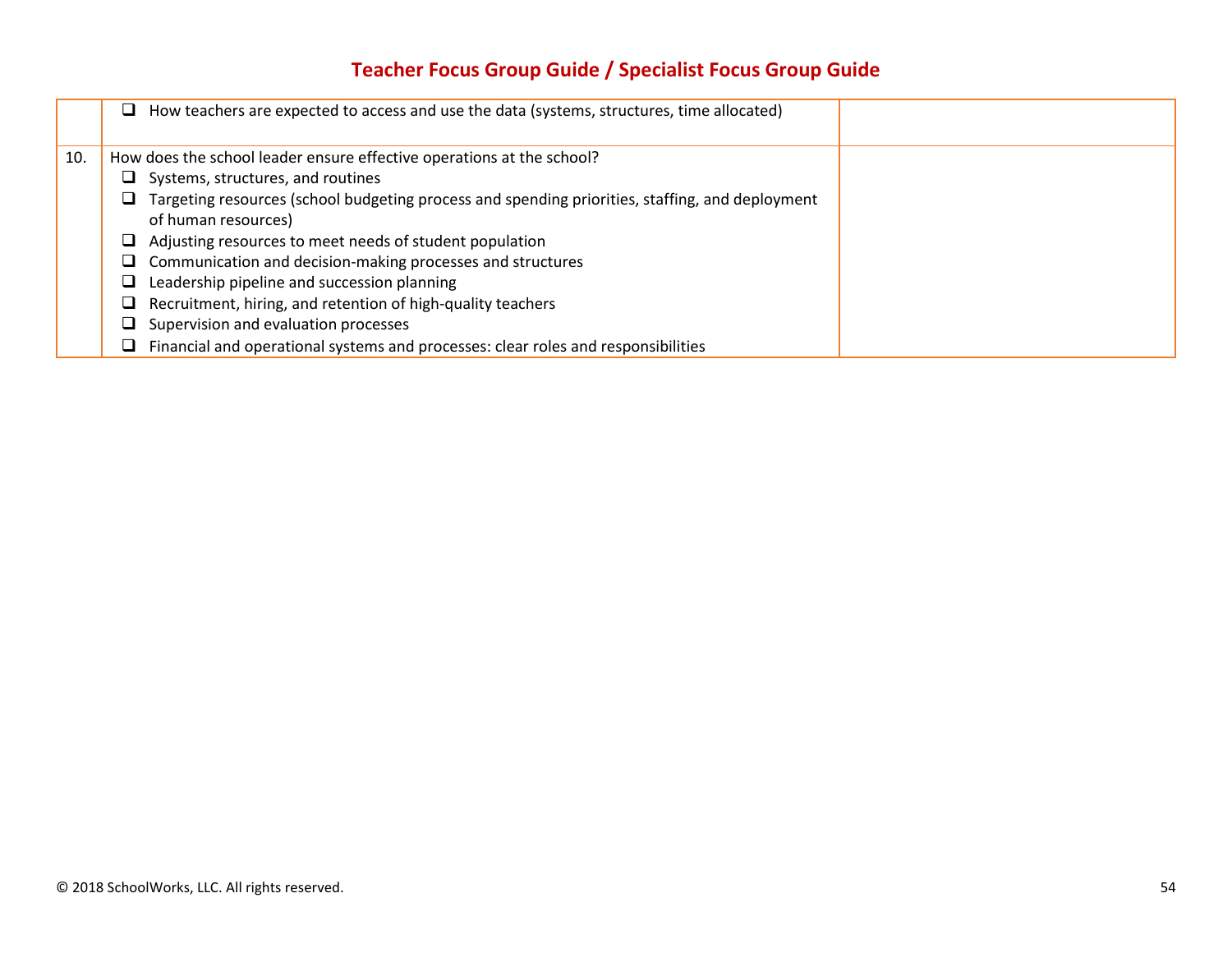## Teacher Focus Group Guide / Specialist Focus Group Guide

| | | |
|---|---|---|
| | ❑ How teachers are expected to access and use the data (systems, structures, time allocated) | |
| 10. | How does the school leader ensure effective operations at the school?<br>❑ Systems, structures, and routines<br>❑ Targeting resources (school budgeting process and spending priorities, staffing, and deployment of human resources)<br>❑ Adjusting resources to meet needs of student population<br>❑ Communication and decision-making processes and structures<br>❑ Leadership pipeline and succession planning<br>❑ Recruitment, hiring, and retention of high-quality teachers<br>❑ Supervision and evaluation processes<br>❑ Financial and operational systems and processes: clear roles and responsibilities | |

© 2018 SchoolWorks, LLC. All rights reserved.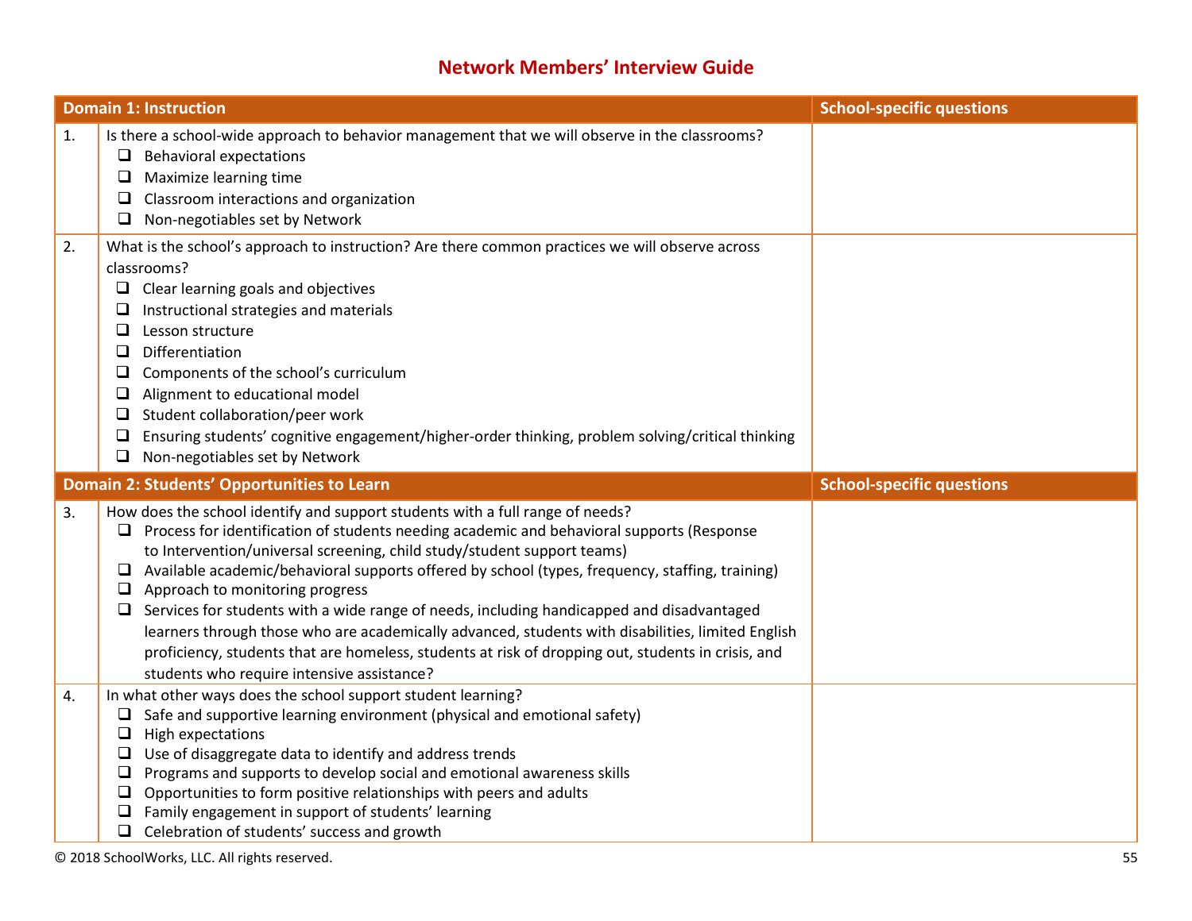## Network Members' Interview Guide

| | Domain 1: Instruction | School-specific questions |
|---|---|---|
| 1. | Is there a school-wide approach to behavior management that we will observe in the classrooms?<br>❑ Behavioral expectations<br>❑ Maximize learning time<br>❑ Classroom interactions and organization<br>❑ Non-negotiables set by Network | |
| 2. | What is the school's approach to instruction? Are there common practices we will observe across classrooms?<br>❑ Clear learning goals and objectives<br>❑ Instructional strategies and materials<br>❑ Lesson structure<br>❑ Differentiation<br>❑ Components of the school's curriculum<br>❑ Alignment to educational model<br>❑ Student collaboration/peer work<br>❑ Ensuring students' cognitive engagement/higher-order thinking, problem solving/critical thinking<br>❑ Non-negotiables set by Network | |
| | **Domain 2: Students' Opportunities to Learn** | **School-specific questions** |
| 3. | How does the school identify and support students with a full range of needs?<br>❑ Process for identification of students needing academic and behavioral supports (Response to Intervention/universal screening, child study/student support teams)<br>❑ Available academic/behavioral supports offered by school (types, frequency, staffing, training)<br>❑ Approach to monitoring progress<br>❑ Services for students with a wide range of needs, including handicapped and disadvantaged learners through those who are academically advanced, students with disabilities, limited English proficiency, students that are homeless, students at risk of dropping out, students in crisis, and students who require intensive assistance? | |
| 4. | In what other ways does the school support student learning?<br>❑ Safe and supportive learning environment (physical and emotional safety)<br>❑ High expectations<br>❑ Use of disaggregate data to identify and address trends<br>❑ Programs and supports to develop social and emotional awareness skills<br>❑ Opportunities to form positive relationships with peers and adults<br>❑ Family engagement in support of students' learning<br>❑ Celebration of students' success and growth | |

© 2018 SchoolWorks, LLC. All rights reserved.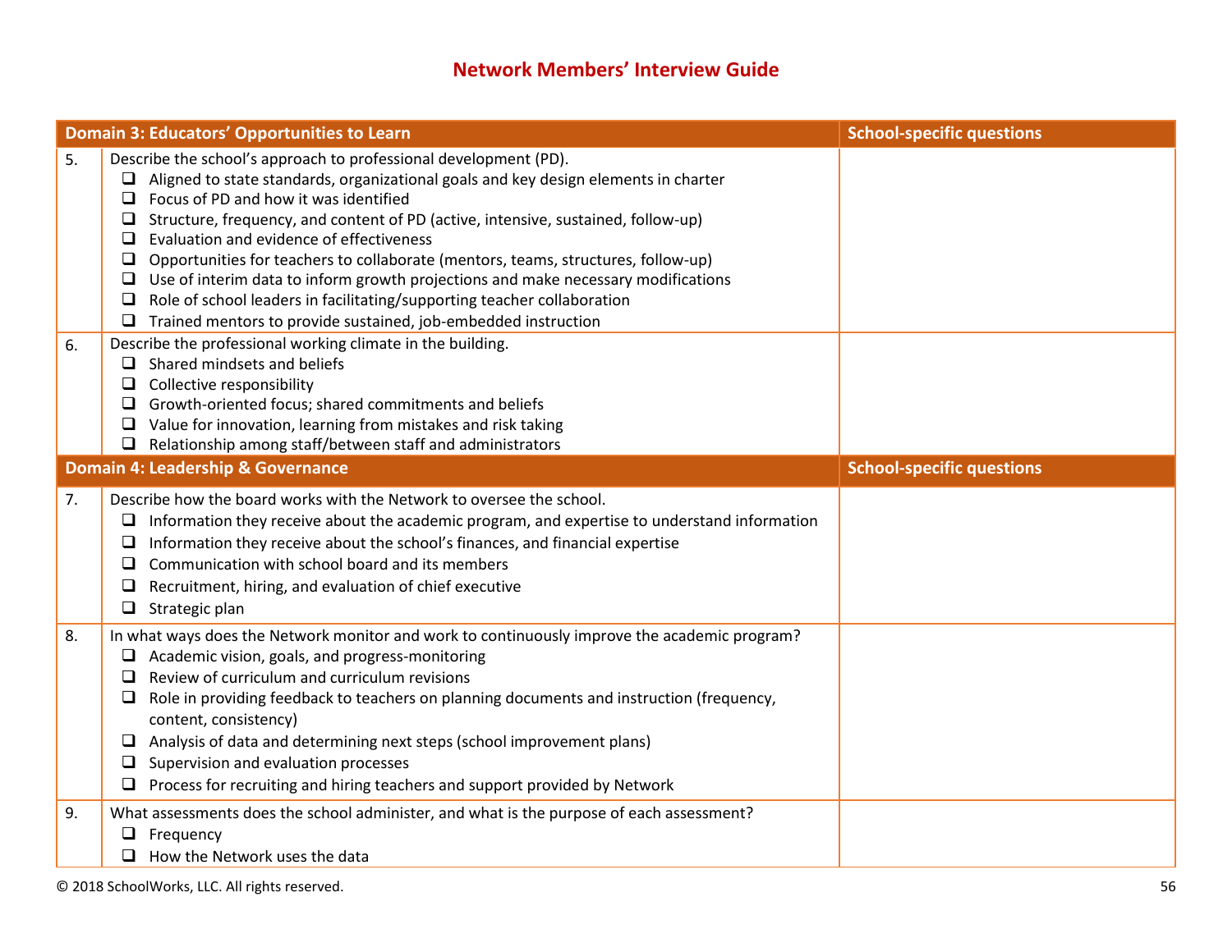## Network Members' Interview Guide

| | Domain 3: Educators' Opportunities to Learn | School-specific questions |
|---|---|---|
| 5. | Describe the school's approach to professional development (PD).<br>❑ Aligned to state standards, organizational goals and key design elements in charter<br>❑ Focus of PD and how it was identified<br>❑ Structure, frequency, and content of PD (active, intensive, sustained, follow-up)<br>❑ Evaluation and evidence of effectiveness<br>❑ Opportunities for teachers to collaborate (mentors, teams, structures, follow-up)<br>❑ Use of interim data to inform growth projections and make necessary modifications<br>❑ Role of school leaders in facilitating/supporting teacher collaboration<br>❑ Trained mentors to provide sustained, job-embedded instruction | |
| 6. | Describe the professional working climate in the building.<br>❑ Shared mindsets and beliefs<br>❑ Collective responsibility<br>❑ Growth-oriented focus; shared commitments and beliefs<br>❑ Value for innovation, learning from mistakes and risk taking<br>❑ Relationship among staff/between staff and administrators | |
| | **Domain 4: Leadership & Governance** | **School-specific questions** |
| 7. | Describe how the board works with the Network to oversee the school.<br>❑ Information they receive about the academic program, and expertise to understand information<br>❑ Information they receive about the school's finances, and financial expertise<br>❑ Communication with school board and its members<br>❑ Recruitment, hiring, and evaluation of chief executive<br>❑ Strategic plan | |
| 8. | In what ways does the Network monitor and work to continuously improve the academic program?<br>❑ Academic vision, goals, and progress-monitoring<br>❑ Review of curriculum and curriculum revisions<br>❑ Role in providing feedback to teachers on planning documents and instruction (frequency, content, consistency)<br>❑ Analysis of data and determining next steps (school improvement plans)<br>❑ Supervision and evaluation processes<br>❑ Process for recruiting and hiring teachers and support provided by Network | |
| 9. | What assessments does the school administer, and what is the purpose of each assessment?<br>❑ Frequency<br>❑ How the Network uses the data | |

© 2018 SchoolWorks, LLC. All rights reserved.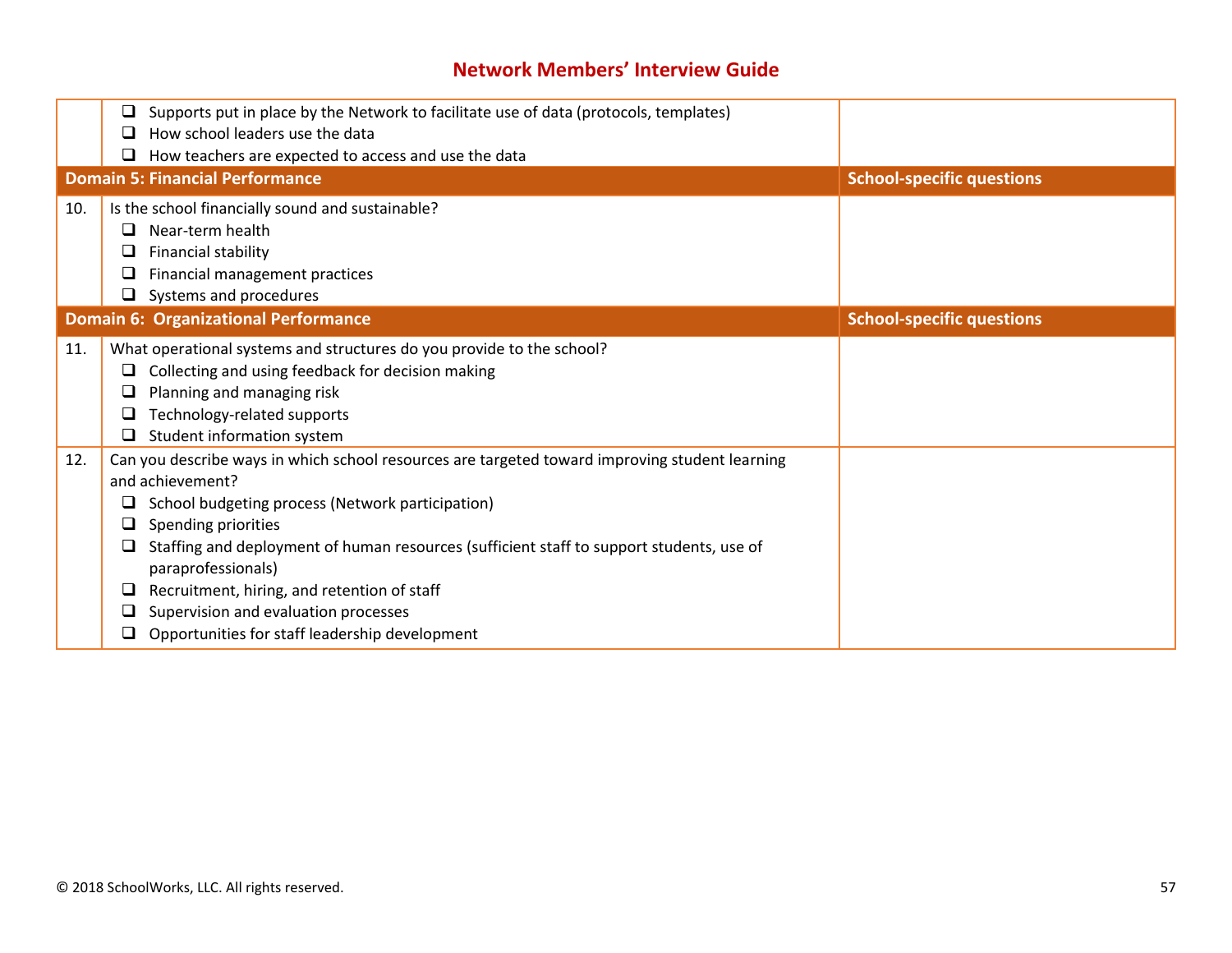## Network Members' Interview Guide

| | | |
|---|---|---|
| | ❑ Supports put in place by the Network to facilitate use of data (protocols, templates)<br>❑ How school leaders use the data<br>❑ How teachers are expected to access and use the data | |
| **Domain 5: Financial Performance** | | **School-specific questions** |
| 10. | Is the school financially sound and sustainable?<br>❑ Near-term health<br>❑ Financial stability<br>❑ Financial management practices<br>❑ Systems and procedures | |
| **Domain 6: Organizational Performance** | | **School-specific questions** |
| 11. | What operational systems and structures do you provide to the school?<br>❑ Collecting and using feedback for decision making<br>❑ Planning and managing risk<br>❑ Technology-related supports<br>❑ Student information system | |
| 12. | Can you describe ways in which school resources are targeted toward improving student learning and achievement?<br>❑ School budgeting process (Network participation)<br>❑ Spending priorities<br>❑ Staffing and deployment of human resources (sufficient staff to support students, use of paraprofessionals)<br>❑ Recruitment, hiring, and retention of staff<br>❑ Supervision and evaluation processes<br>❑ Opportunities for staff leadership development | |

© 2018 SchoolWorks, LLC. All rights reserved.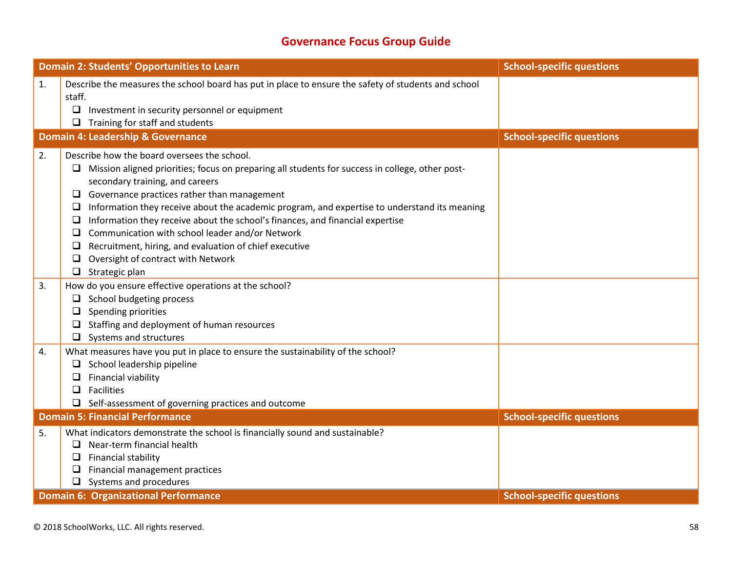# Governance Focus Group Guide

| | Domain 2: Students' Opportunities to Learn | School-specific questions |
|---|---|---|
| 1. | Describe the measures the school board has put in place to ensure the safety of students and school staff.<br>❑ Investment in security personnel or equipment<br>❑ Training for staff and students | |
| | **Domain 4: Leadership & Governance** | **School-specific questions** |
| 2. | Describe how the board oversees the school.<br>❑ Mission aligned priorities; focus on preparing all students for success in college, other post-secondary training, and careers<br>❑ Governance practices rather than management<br>❑ Information they receive about the academic program, and expertise to understand its meaning<br>❑ Information they receive about the school's finances, and financial expertise<br>❑ Communication with school leader and/or Network<br>❑ Recruitment, hiring, and evaluation of chief executive<br>❑ Oversight of contract with Network<br>❑ Strategic plan | |
| 3. | How do you ensure effective operations at the school?<br>❑ School budgeting process<br>❑ Spending priorities<br>❑ Staffing and deployment of human resources<br>❑ Systems and structures | |
| 4. | What measures have you put in place to ensure the sustainability of the school?<br>❑ School leadership pipeline<br>❑ Financial viability<br>❑ Facilities<br>❑ Self-assessment of governing practices and outcome | |
| | **Domain 5: Financial Performance** | **School-specific questions** |
| 5. | What indicators demonstrate the school is financially sound and sustainable?<br>❑ Near-term financial health<br>❑ Financial stability<br>❑ Financial management practices<br>❑ Systems and procedures | |
| | **Domain 6: Organizational Performance** | **School-specific questions** |

© 2018 SchoolWorks, LLC. All rights reserved.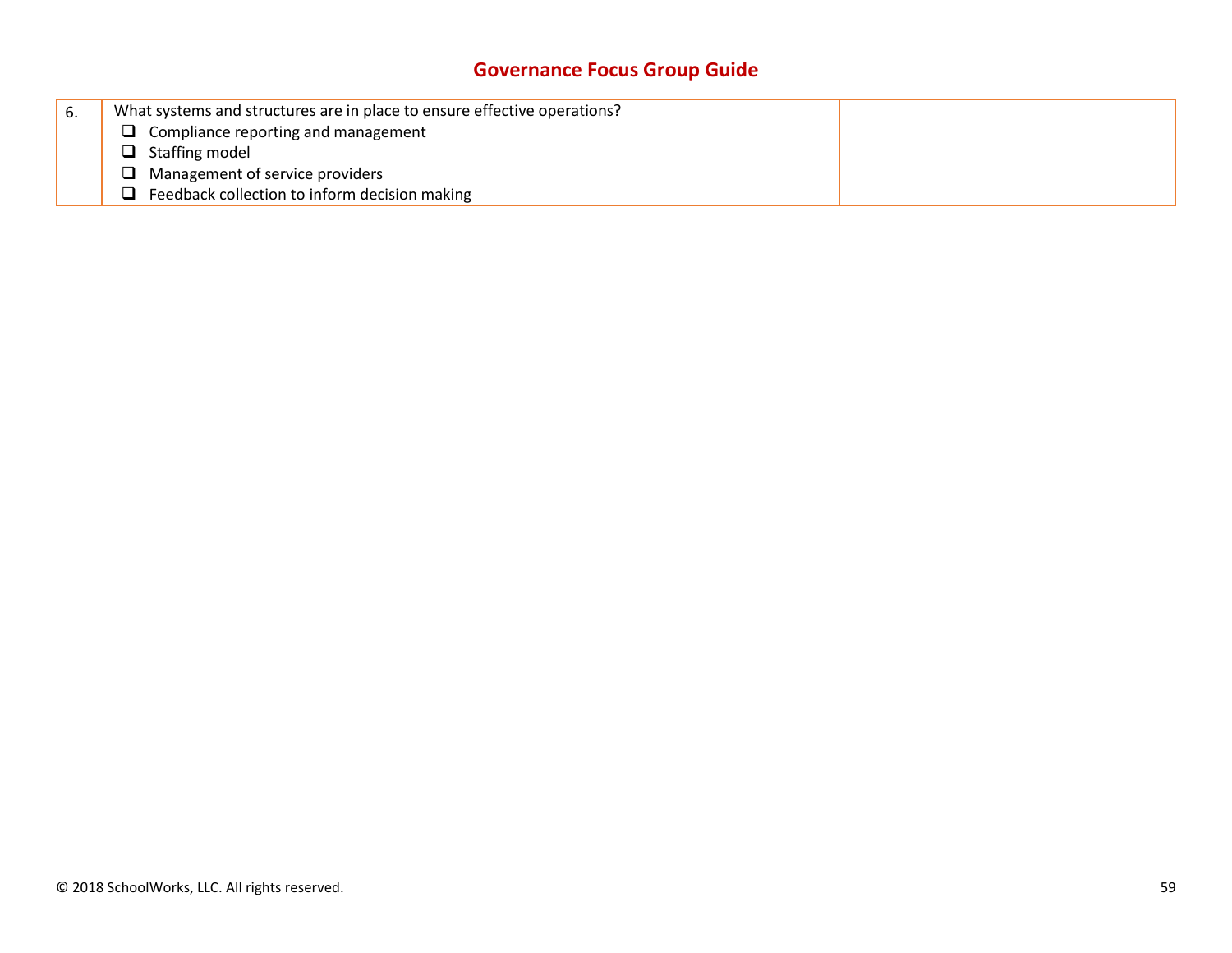## Governance Focus Group Guide

| | | |
|---|---|---|
| 6. | What systems and structures are in place to ensure effective operations?<br>❑ Compliance reporting and management<br>❑ Staffing model<br>❑ Management of service providers<br>❑ Feedback collection to inform decision making | |

© 2018 SchoolWorks, LLC. All rights reserved.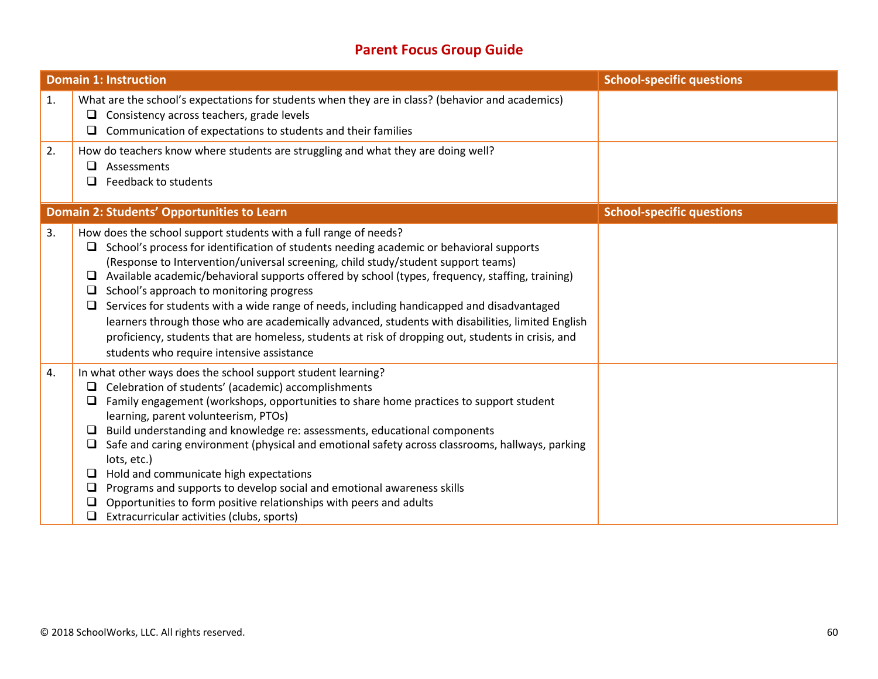# Parent Focus Group Guide

| Domain 1: Instruction | | School-specific questions |
|---|---|---|
| 1. | What are the school's expectations for students when they are in class? (behavior and academics)<br>❑ Consistency across teachers, grade levels<br>❑ Communication of expectations to students and their families | |
| 2. | How do teachers know where students are struggling and what they are doing well?<br>❑ Assessments<br>❑ Feedback to students | |
| **Domain 2: Students' Opportunities to Learn** | | **School-specific questions** |
| 3. | How does the school support students with a full range of needs?<br>❑ School's process for identification of students needing academic or behavioral supports (Response to Intervention/universal screening, child study/student support teams)<br>❑ Available academic/behavioral supports offered by school (types, frequency, staffing, training)<br>❑ School's approach to monitoring progress<br>❑ Services for students with a wide range of needs, including handicapped and disadvantaged learners through those who are academically advanced, students with disabilities, limited English proficiency, students that are homeless, students at risk of dropping out, students in crisis, and students who require intensive assistance | |
| 4. | In what other ways does the school support student learning?<br>❑ Celebration of students' (academic) accomplishments<br>❑ Family engagement (workshops, opportunities to share home practices to support student learning, parent volunteerism, PTOs)<br>❑ Build understanding and knowledge re: assessments, educational components<br>❑ Safe and caring environment (physical and emotional safety across classrooms, hallways, parking lots, etc.)<br>❑ Hold and communicate high expectations<br>❑ Programs and supports to develop social and emotional awareness skills<br>❑ Opportunities to form positive relationships with peers and adults<br>❑ Extracurricular activities (clubs, sports) | |

© 2018 SchoolWorks, LLC. All rights reserved.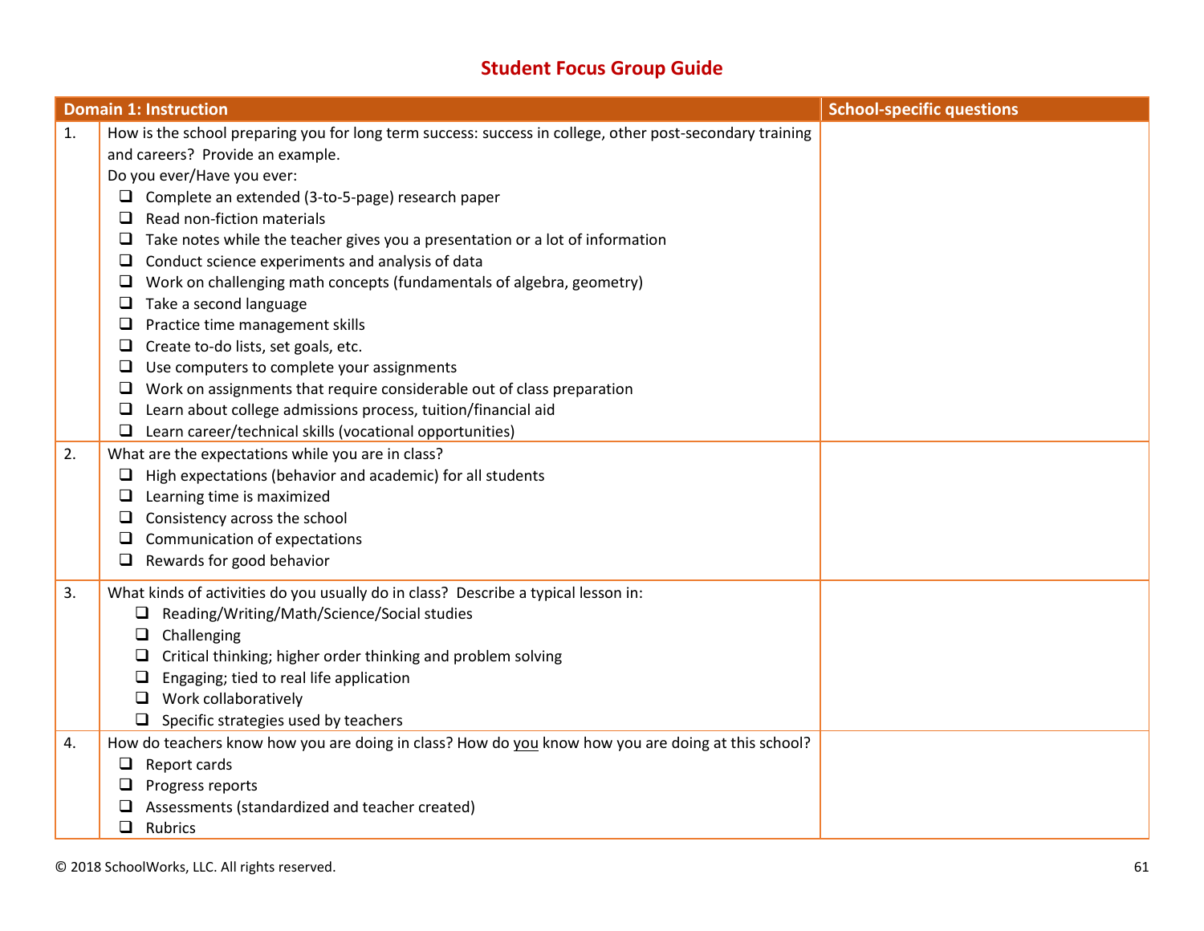# Student Focus Group Guide

| | Domain 1: Instruction | School-specific questions |
|---|---|---|
| 1. | How is the school preparing you for long term success: success in college, other post-secondary training and careers? Provide an example.<br>Do you ever/Have you ever:<br>❑ Complete an extended (3-to-5-page) research paper<br>❑ Read non-fiction materials<br>❑ Take notes while the teacher gives you a presentation or a lot of information<br>❑ Conduct science experiments and analysis of data<br>❑ Work on challenging math concepts (fundamentals of algebra, geometry)<br>❑ Take a second language<br>❑ Practice time management skills<br>❑ Create to-do lists, set goals, etc.<br>❑ Use computers to complete your assignments<br>❑ Work on assignments that require considerable out of class preparation<br>❑ Learn about college admissions process, tuition/financial aid<br>❑ Learn career/technical skills (vocational opportunities) | |
| 2. | What are the expectations while you are in class?<br>❑ High expectations (behavior and academic) for all students<br>❑ Learning time is maximized<br>❑ Consistency across the school<br>❑ Communication of expectations<br>❑ Rewards for good behavior | |
| 3. | What kinds of activities do you usually do in class? Describe a typical lesson in:<br>❑ Reading/Writing/Math/Science/Social studies<br>❑ Challenging<br>❑ Critical thinking; higher order thinking and problem solving<br>❑ Engaging; tied to real life application<br>❑ Work collaboratively<br>❑ Specific strategies used by teachers | |
| 4. | How do teachers know how you are doing in class? How do <u>you</u> know how you are doing at this school?<br>❑ Report cards<br>❑ Progress reports<br>❑ Assessments (standardized and teacher created)<br>❑ Rubrics | |

© 2018 SchoolWorks, LLC. All rights reserved.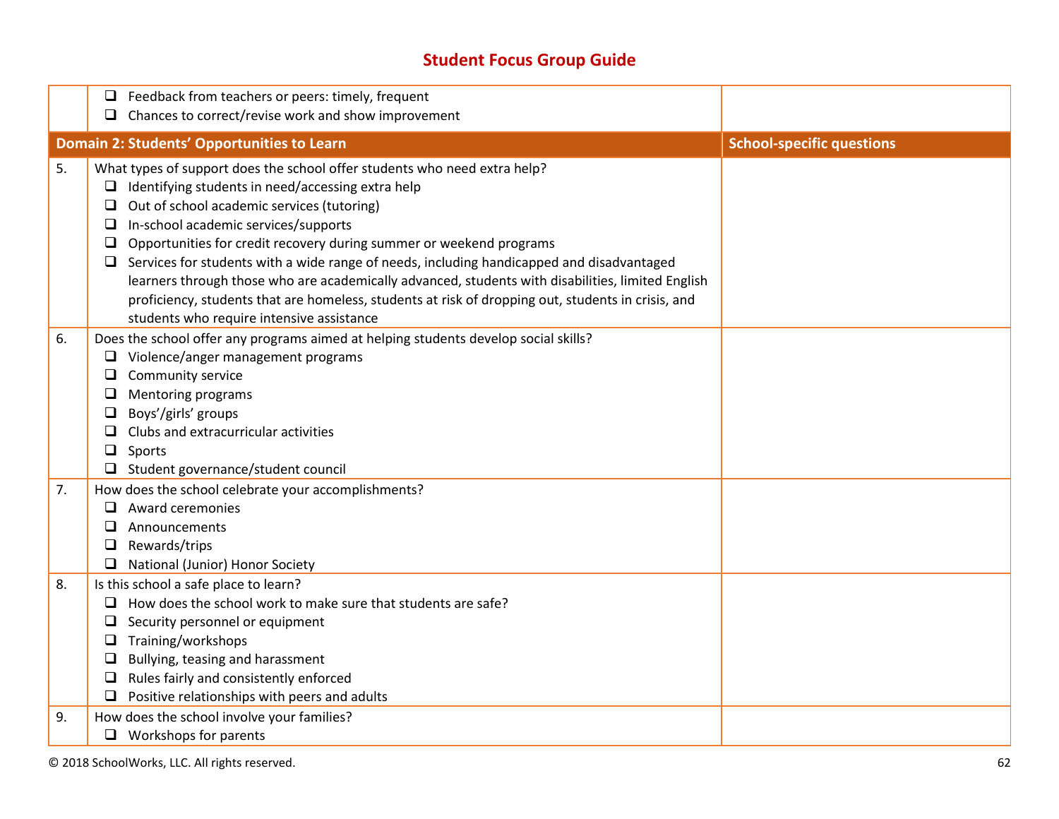## Student Focus Group Guide

| | | |
|---|---|---|
| | ❑ Feedback from teachers or peers: timely, frequent<br>❑ Chances to correct/revise work and show improvement | |
| **Domain 2: Students' Opportunities to Learn** | | **School-specific questions** |
| 5. | What types of support does the school offer students who need extra help?<br>❑ Identifying students in need/accessing extra help<br>❑ Out of school academic services (tutoring)<br>❑ In-school academic services/supports<br>❑ Opportunities for credit recovery during summer or weekend programs<br>❑ Services for students with a wide range of needs, including handicapped and disadvantaged learners through those who are academically advanced, students with disabilities, limited English proficiency, students that are homeless, students at risk of dropping out, students in crisis, and students who require intensive assistance | |
| 6. | Does the school offer any programs aimed at helping students develop social skills?<br>❑ Violence/anger management programs<br>❑ Community service<br>❑ Mentoring programs<br>❑ Boys'/girls' groups<br>❑ Clubs and extracurricular activities<br>❑ Sports<br>❑ Student governance/student council | |
| 7. | How does the school celebrate your accomplishments?<br>❑ Award ceremonies<br>❑ Announcements<br>❑ Rewards/trips<br>❑ National (Junior) Honor Society | |
| 8. | Is this school a safe place to learn?<br>❑ How does the school work to make sure that students are safe?<br>❑ Security personnel or equipment<br>❑ Training/workshops<br>❑ Bullying, teasing and harassment<br>❑ Rules fairly and consistently enforced<br>❑ Positive relationships with peers and adults | |
| 9. | How does the school involve your families?<br>❑ Workshops for parents | |

© 2018 SchoolWorks, LLC. All rights reserved.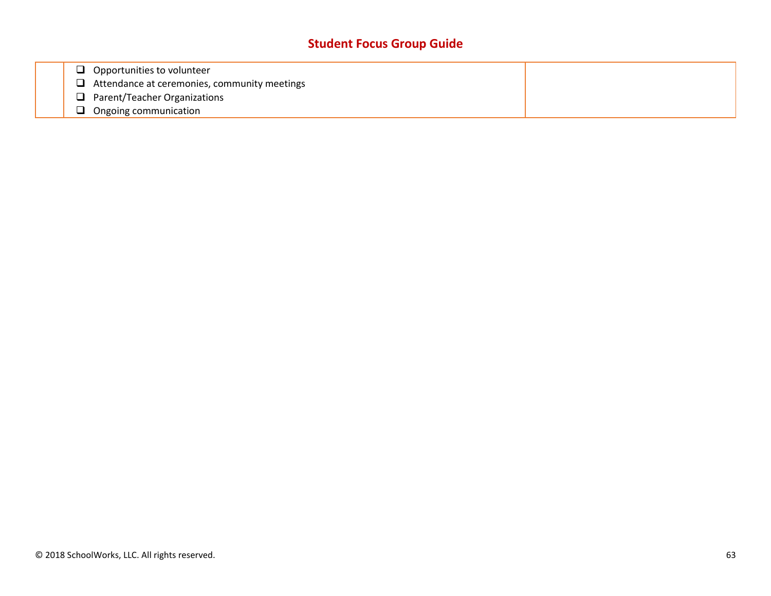## Student Focus Group Guide

| | | |
|---|---|---|
| | ❑ Opportunities to volunteer<br>❑ Attendance at ceremonies, community meetings<br>❑ Parent/Teacher Organizations<br>❑ Ongoing communication | |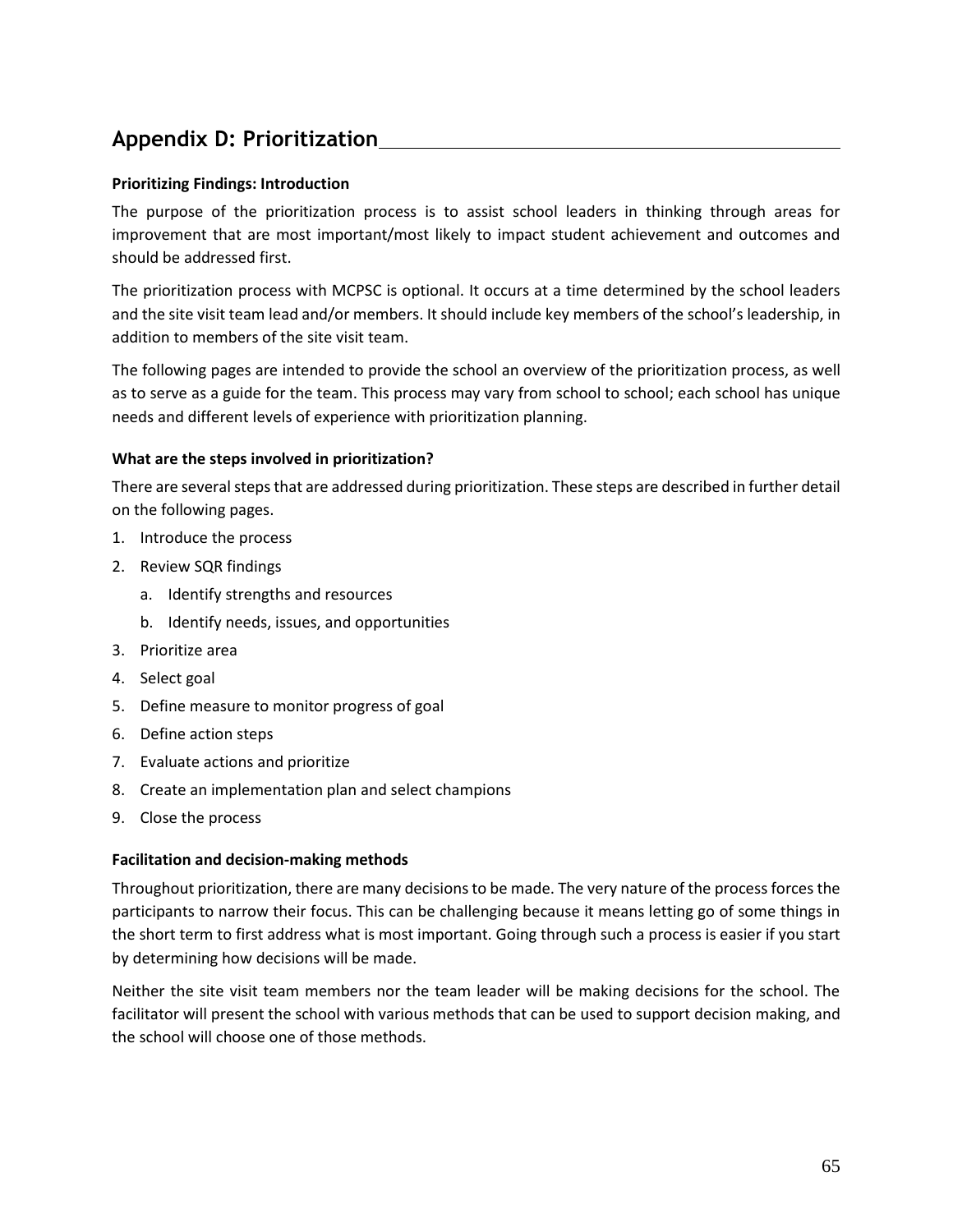## Appendix D: Prioritization

**Prioritizing Findings: Introduction**

The purpose of the prioritization process is to assist school leaders in thinking through areas for improvement that are most important/most likely to impact student achievement and outcomes and should be addressed first.

The prioritization process with MCPSC is optional. It occurs at a time determined by the school leaders and the site visit team lead and/or members. It should include key members of the school's leadership, in addition to members of the site visit team.

The following pages are intended to provide the school an overview of the prioritization process, as well as to serve as a guide for the team. This process may vary from school to school; each school has unique needs and different levels of experience with prioritization planning.

**What are the steps involved in prioritization?**

There are several steps that are addressed during prioritization. These steps are described in further detail on the following pages.

1. Introduce the process
2. Review SQR findings
   a. Identify strengths and resources
   b. Identify needs, issues, and opportunities
3. Prioritize area
4. Select goal
5. Define measure to monitor progress of goal
6. Define action steps
7. Evaluate actions and prioritize
8. Create an implementation plan and select champions
9. Close the process

**Facilitation and decision-making methods**

Throughout prioritization, there are many decisions to be made. The very nature of the process forces the participants to narrow their focus. This can be challenging because it means letting go of some things in the short term to first address what is most important. Going through such a process is easier if you start by determining how decisions will be made.

Neither the site visit team members nor the team leader will be making decisions for the school. The facilitator will present the school with various methods that can be used to support decision making, and the school will choose one of those methods.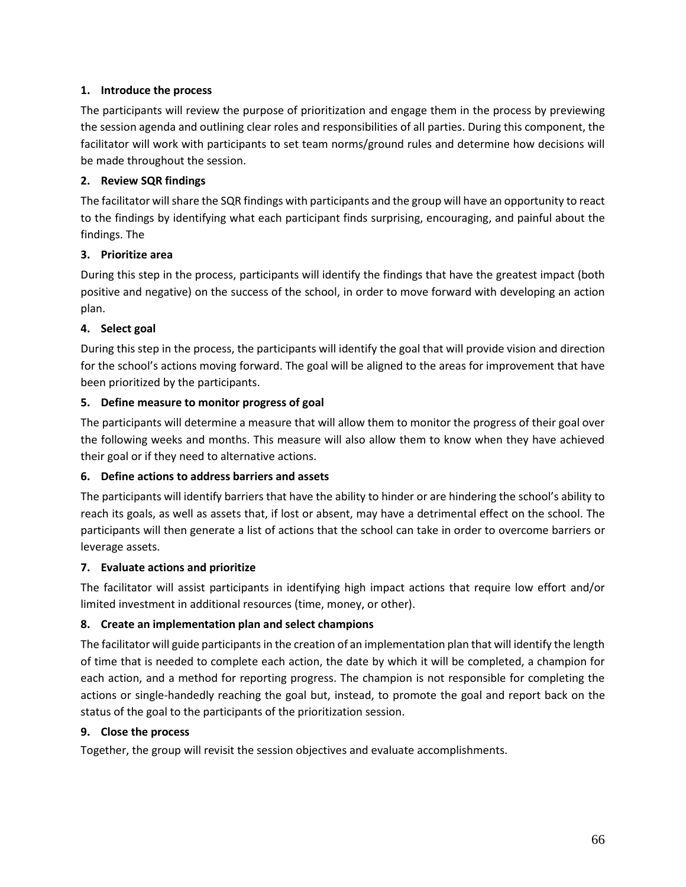**1. Introduce the process**

The participants will review the purpose of prioritization and engage them in the process by previewing the session agenda and outlining clear roles and responsibilities of all parties. During this component, the facilitator will work with participants to set team norms/ground rules and determine how decisions will be made throughout the session.

**2. Review SQR findings**

The facilitator will share the SQR findings with participants and the group will have an opportunity to react to the findings by identifying what each participant finds surprising, encouraging, and painful about the findings. The

**3. Prioritize area**

During this step in the process, participants will identify the findings that have the greatest impact (both positive and negative) on the success of the school, in order to move forward with developing an action plan.

**4. Select goal**

During this step in the process, the participants will identify the goal that will provide vision and direction for the school's actions moving forward. The goal will be aligned to the areas for improvement that have been prioritized by the participants.

**5. Define measure to monitor progress of goal**

The participants will determine a measure that will allow them to monitor the progress of their goal over the following weeks and months. This measure will also allow them to know when they have achieved their goal or if they need to alternative actions.

**6. Define actions to address barriers and assets**

The participants will identify barriers that have the ability to hinder or are hindering the school's ability to reach its goals, as well as assets that, if lost or absent, may have a detrimental effect on the school. The participants will then generate a list of actions that the school can take in order to overcome barriers or leverage assets.

**7. Evaluate actions and prioritize**

The facilitator will assist participants in identifying high impact actions that require low effort and/or limited investment in additional resources (time, money, or other).

**8. Create an implementation plan and select champions**

The facilitator will guide participants in the creation of an implementation plan that will identify the length of time that is needed to complete each action, the date by which it will be completed, a champion for each action, and a method for reporting progress. The champion is not responsible for completing the actions or single-handedly reaching the goal but, instead, to promote the goal and report back on the status of the goal to the participants of the prioritization session.

**9. Close the process**

Together, the group will revisit the session objectives and evaluate accomplishments.